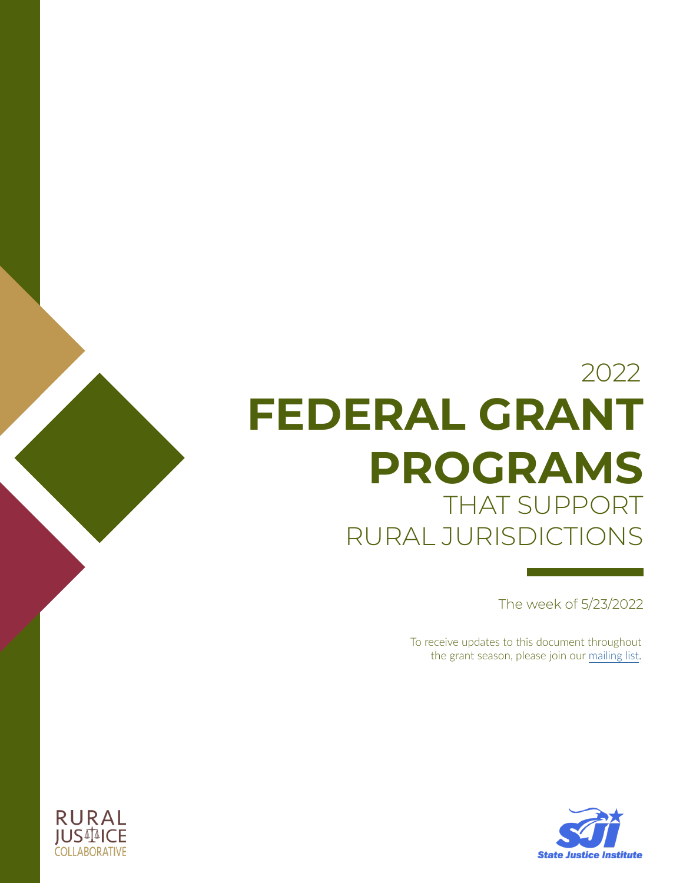2022

# FEDERAL GRANT PROGRAMS

## THAT SUPPORT RURAL JURISDICTIONS

The week of 5/23/2022

To receive updates to this document throughout the grant season, please join our mailing list.

RURAL JUSTICE COLLABORATIVE

State Justice Institute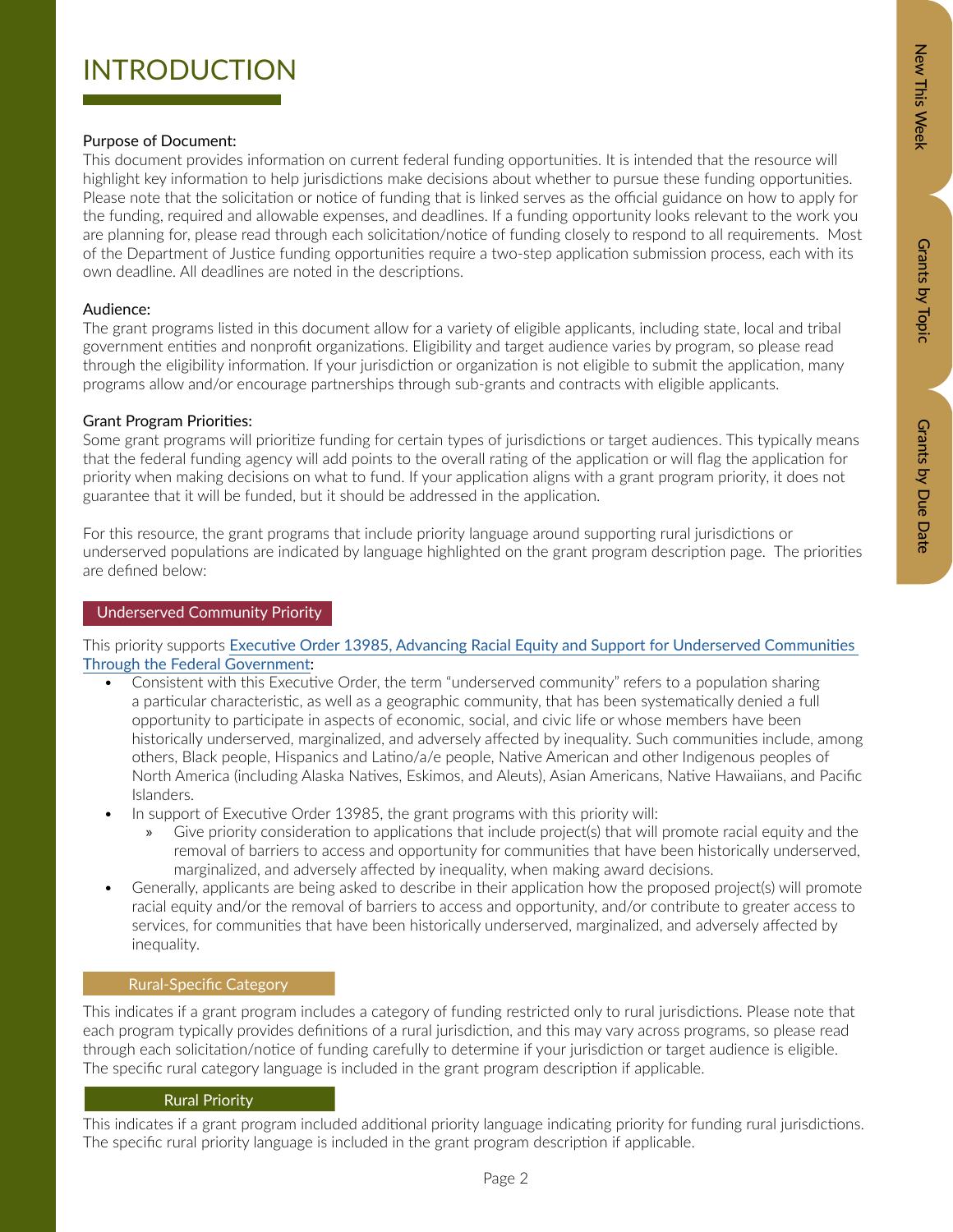# INTRODUCTION

Purpose of Document:

This document provides information on current federal funding opportunities. It is intended that the resource will highlight key information to help jurisdictions make decisions about whether to pursue these funding opportunities. Please note that the solicitation or notice of funding that is linked serves as the official guidance on how to apply for the funding, required and allowable expenses, and deadlines. If a funding opportunity looks relevant to the work you are planning for, please read through each solicitation/notice of funding closely to respond to all requirements. Most of the Department of Justice funding opportunities require a two-step application submission process, each with its own deadline. All deadlines are noted in the descriptions.

Audience:

The grant programs listed in this document allow for a variety of eligible applicants, including state, local and tribal government entities and nonprofit organizations. Eligibility and target audience varies by program, so please read through the eligibility information. If your jurisdiction or organization is not eligible to submit the application, many programs allow and/or encourage partnerships through sub-grants and contracts with eligible applicants.

Grant Program Priorities:

Some grant programs will prioritize funding for certain types of jurisdictions or target audiences. This typically means that the federal funding agency will add points to the overall rating of the application or will flag the application for priority when making decisions on what to fund. If your application aligns with a grant program priority, it does not guarantee that it will be funded, but it should be addressed in the application.

For this resource, the grant programs that include priority language around supporting rural jurisdictions or underserved populations are indicated by language highlighted on the grant program description page. The priorities are defined below:

Underserved Community Priority

This priority supports Executive Order 13985, Advancing Racial Equity and Support for Underserved Communities Through the Federal Government:

- Consistent with this Executive Order, the term "underserved community" refers to a population sharing a particular characteristic, as well as a geographic community, that has been systematically denied a full opportunity to participate in aspects of economic, social, and civic life or whose members have been historically underserved, marginalized, and adversely affected by inequality. Such communities include, among others, Black people, Hispanics and Latino/a/e people, Native American and other Indigenous peoples of North America (including Alaska Natives, Eskimos, and Aleuts), Asian Americans, Native Hawaiians, and Pacific Islanders.
- In support of Executive Order 13985, the grant programs with this priority will:
  - Give priority consideration to applications that include project(s) that will promote racial equity and the removal of barriers to access and opportunity for communities that have been historically underserved, marginalized, and adversely affected by inequality, when making award decisions.
- Generally, applicants are being asked to describe in their application how the proposed project(s) will promote racial equity and/or the removal of barriers to access and opportunity, and/or contribute to greater access to services, for communities that have been historically underserved, marginalized, and adversely affected by inequality.

Rural-Specific Category

This indicates if a grant program includes a category of funding restricted only to rural jurisdictions. Please note that each program typically provides definitions of a rural jurisdiction, and this may vary across programs, so please read through each solicitation/notice of funding carefully to determine if your jurisdiction or target audience is eligible. The specific rural category language is included in the grant program description if applicable.

Rural Priority

This indicates if a grant program included additional priority language indicating priority for funding rural jurisdictions. The specific rural priority language is included in the grant program description if applicable.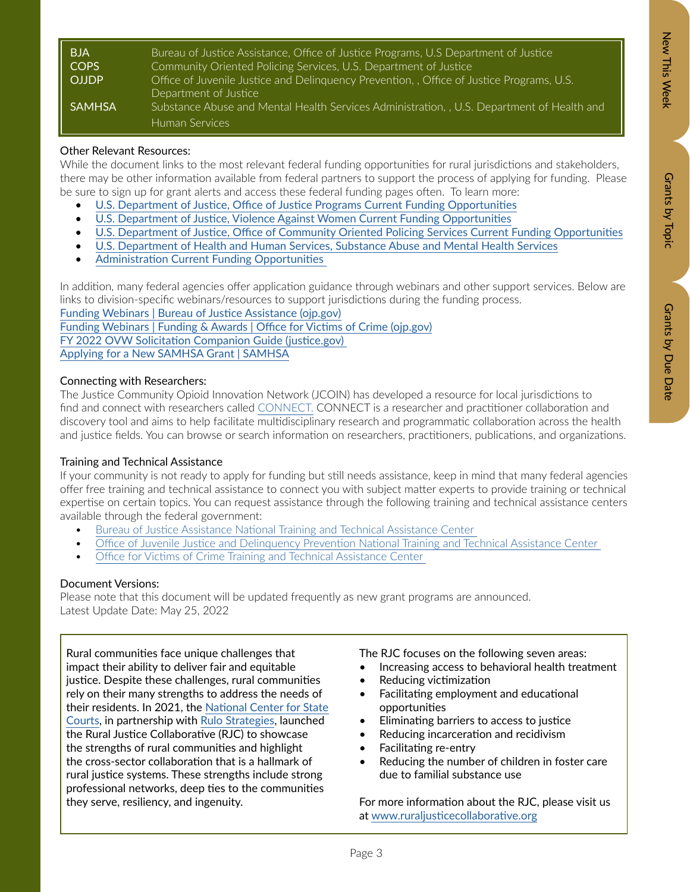| | |
|---|---|
| BJA | Bureau of Justice Assistance, Office of Justice Programs, U.S Department of Justice |
| COPS | Community Oriented Policing Services, U.S. Department of Justice |
| OJJDP | Office of Juvenile Justice and Delinquency Prevention, , Office of Justice Programs, U.S. Department of Justice |
| SAMHSA | Substance Abuse and Mental Health Services Administration, , U.S. Department of Health and Human Services |

Other Relevant Resources:

While the document links to the most relevant federal funding opportunities for rural jurisdictions and stakeholders, there may be other information available from federal partners to support the process of applying for funding. Please be sure to sign up for grant alerts and access these federal funding pages often. To learn more:

- U.S. Department of Justice, Office of Justice Programs Current Funding Opportunities
- U.S. Department of Justice, Violence Against Women Current Funding Opportunities
- U.S. Department of Justice, Office of Community Oriented Policing Services Current Funding Opportunities
- U.S. Department of Health and Human Services, Substance Abuse and Mental Health Services
- Administration Current Funding Opportunities

In addition, many federal agencies offer application guidance through webinars and other support services. Below are links to division-specific webinars/resources to support jurisdictions during the funding process.

Funding Webinars | Bureau of Justice Assistance (ojp.gov)
Funding Webinars | Funding & Awards | Office for Victims of Crime (ojp.gov)
FY 2022 OVW Solicitation Companion Guide (justice.gov)
Applying for a New SAMHSA Grant | SAMHSA

Connecting with Researchers:

The Justice Community Opioid Innovation Network (JCOIN) has developed a resource for local jurisdictions to find and connect with researchers called CONNECT. CONNECT is a researcher and practitioner collaboration and discovery tool and aims to help facilitate multidisciplinary research and programmatic collaboration across the health and justice fields. You can browse or search information on researchers, practitioners, publications, and organizations.

Training and Technical Assistance

If your community is not ready to apply for funding but still needs assistance, keep in mind that many federal agencies offer free training and technical assistance to connect you with subject matter experts to provide training or technical expertise on certain topics. You can request assistance through the following training and technical assistance centers available through the federal government:

- Bureau of Justice Assistance National Training and Technical Assistance Center
- Office of Juvenile Justice and Delinquency Prevention National Training and Technical Assistance Center
- Office for Victims of Crime Training and Technical Assistance Center

Document Versions:

Please note that this document will be updated frequently as new grant programs are announced.
Latest Update Date: May 25, 2022

Rural communities face unique challenges that impact their ability to deliver fair and equitable justice. Despite these challenges, rural communities rely on their many strengths to address the needs of their residents. In 2021, the National Center for State Courts, in partnership with Rulo Strategies, launched the Rural Justice Collaborative (RJC) to showcase the strengths of rural communities and highlight the cross-sector collaboration that is a hallmark of rural justice systems. These strengths include strong professional networks, deep ties to the communities they serve, resiliency, and ingenuity.

The RJC focuses on the following seven areas:

- Increasing access to behavioral health treatment
- Reducing victimization
- Facilitating employment and educational opportunities
- Eliminating barriers to access to justice
- Reducing incarceration and recidivism
- Facilitating re-entry
- Reducing the number of children in foster care due to familial substance use

For more information about the RJC, please visit us at www.ruraljusticecollaborative.org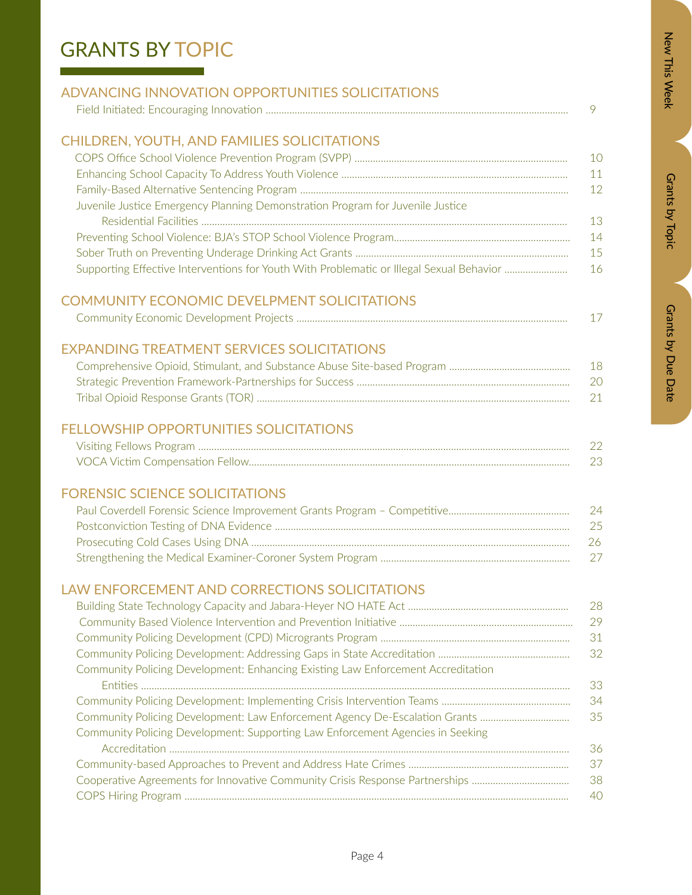# GRANTS BY TOPIC

## ADVANCING INNOVATION OPPORTUNITIES SOLICITATIONS

Field Initiated: Encouraging Innovation ........ 9

## CHILDREN, YOUTH, AND FAMILIES SOLICITATIONS

COPS Office School Violence Prevention Program (SVPP) ........ 10
Enhancing School Capacity To Address Youth Violence ........ 11
Family-Based Alternative Sentencing Program ........ 12
Juvenile Justice Emergency Planning Demonstration Program for Juvenile Justice Residential Facilities ........ 13
Preventing School Violence: BJA's STOP School Violence Program........ 14
Sober Truth on Preventing Underage Drinking Act Grants ........ 15
Supporting Effective Interventions for Youth With Problematic or Illegal Sexual Behavior ........ 16

## COMMUNITY ECONOMIC DEVELPMENT SOLICITATIONS

Community Economic Development Projects ........ 17

## EXPANDING TREATMENT SERVICES SOLICITATIONS

Comprehensive Opioid, Stimulant, and Substance Abuse Site-based Program ........ 18
Strategic Prevention Framework-Partnerships for Success ........ 20
Tribal Opioid Response Grants (TOR) ........ 21

## FELLOWSHIP OPPORTUNITIES SOLICITATIONS

Visiting Fellows Program ........ 22
VOCA Victim Compensation Fellow........ 23

## FORENSIC SCIENCE SOLICITATIONS

Paul Coverdell Forensic Science Improvement Grants Program – Competitive........ 24
Postconviction Testing of DNA Evidence ........ 25
Prosecuting Cold Cases Using DNA ........ 26
Strengthening the Medical Examiner-Coroner System Program ........ 27

## LAW ENFORCEMENT AND CORRECTIONS SOLICITATIONS

Building State Technology Capacity and Jabara-Heyer NO HATE Act ........ 28
Community Based Violence Intervention and Prevention Initiative ........ 29
Community Policing Development (CPD) Microgrants Program ........ 31
Community Policing Development: Addressing Gaps in State Accreditation ........ 32
Community Policing Development: Enhancing Existing Law Enforcement Accreditation Entities ........ 33
Community Policing Development: Implementing Crisis Intervention Teams ........ 34
Community Policing Development: Law Enforcement Agency De-Escalation Grants ........ 35
Community Policing Development: Supporting Law Enforcement Agencies in Seeking Accreditation ........ 36
Community-based Approaches to Prevent and Address Hate Crimes ........ 37
Cooperative Agreements for Innovative Community Crisis Response Partnerships ........ 38
COPS Hiring Program ........ 40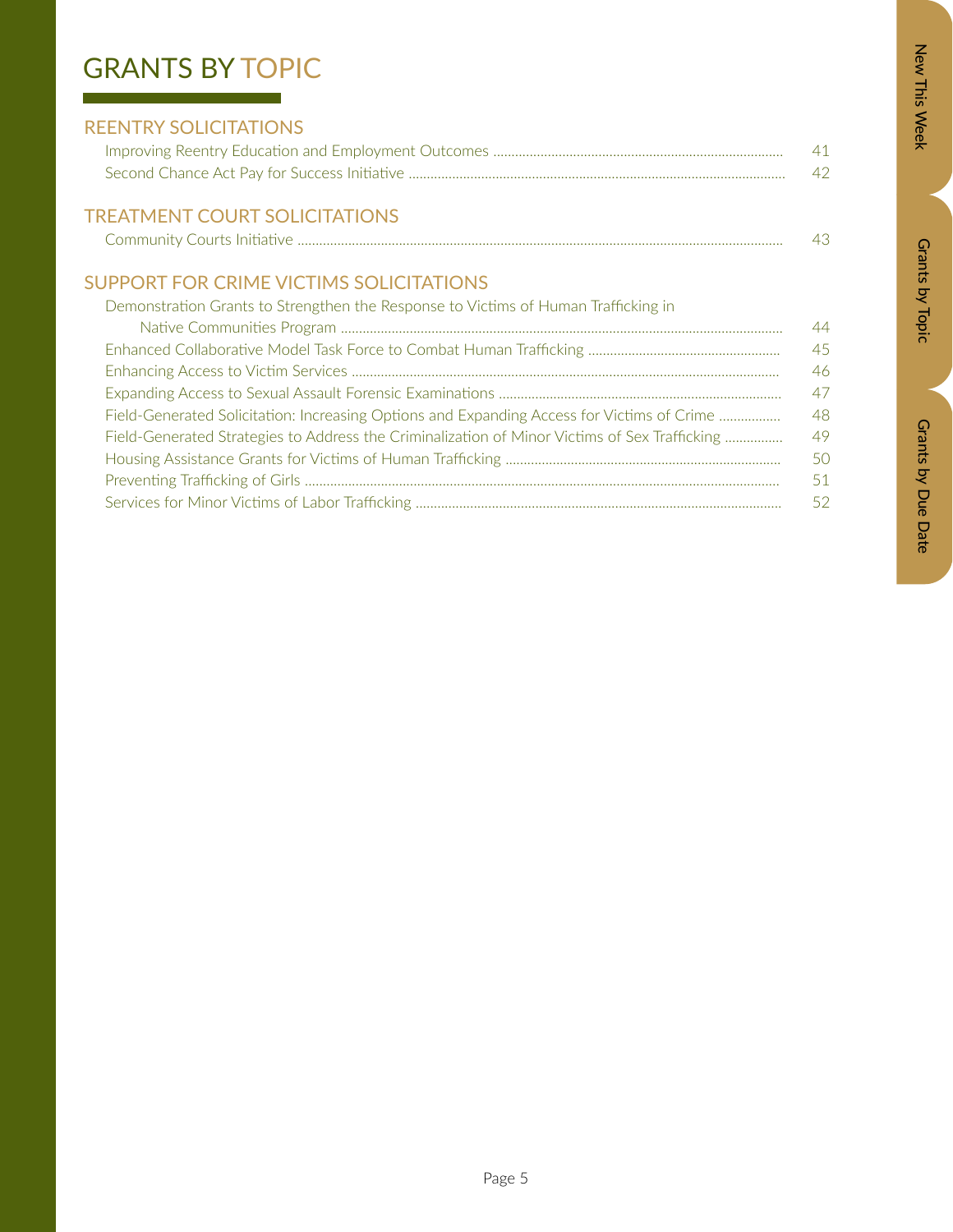# GRANTS BY TOPIC

## REENTRY SOLICITATIONS

- Improving Reentry Education and Employment Outcomes ........ 41
- Second Chance Act Pay for Success Initiative ........ 42

## TREATMENT COURT SOLICITATIONS

- Community Courts Initiative ........ 43

## SUPPORT FOR CRIME VICTIMS SOLICITATIONS

- Demonstration Grants to Strengthen the Response to Victims of Human Trafficking in Native Communities Program ........ 44
- Enhanced Collaborative Model Task Force to Combat Human Trafficking ........ 45
- Enhancing Access to Victim Services ........ 46
- Expanding Access to Sexual Assault Forensic Examinations ........ 47
- Field-Generated Solicitation: Increasing Options and Expanding Access for Victims of Crime ........ 48
- Field-Generated Strategies to Address the Criminalization of Minor Victims of Sex Trafficking ........ 49
- Housing Assistance Grants for Victims of Human Trafficking ........ 50
- Preventing Trafficking of Girls ........ 51
- Services for Minor Victims of Labor Trafficking ........ 52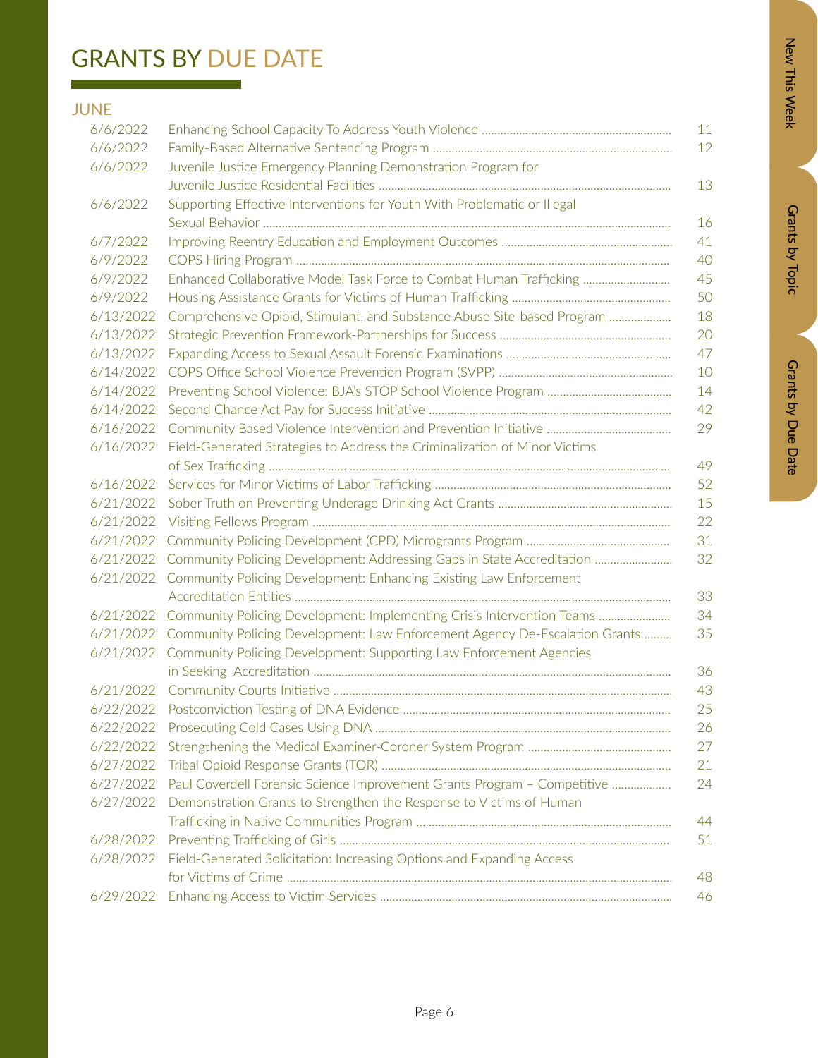# GRANTS BY DUE DATE

## JUNE

| Due Date | Grant | Page |
|---|---|---|
| 6/6/2022 | Enhancing School Capacity To Address Youth Violence | 11 |
| 6/6/2022 | Family-Based Alternative Sentencing Program | 12 |
| 6/6/2022 | Juvenile Justice Emergency Planning Demonstration Program for Juvenile Justice Residential Facilities | 13 |
| 6/6/2022 | Supporting Effective Interventions for Youth With Problematic or Illegal Sexual Behavior | 16 |
| 6/7/2022 | Improving Reentry Education and Employment Outcomes | 41 |
| 6/9/2022 | COPS Hiring Program | 40 |
| 6/9/2022 | Enhanced Collaborative Model Task Force to Combat Human Trafficking | 45 |
| 6/9/2022 | Housing Assistance Grants for Victims of Human Trafficking | 50 |
| 6/13/2022 | Comprehensive Opioid, Stimulant, and Substance Abuse Site-based Program | 18 |
| 6/13/2022 | Strategic Prevention Framework-Partnerships for Success | 20 |
| 6/13/2022 | Expanding Access to Sexual Assault Forensic Examinations | 47 |
| 6/14/2022 | COPS Office School Violence Prevention Program (SVPP) | 10 |
| 6/14/2022 | Preventing School Violence: BJA's STOP School Violence Program | 14 |
| 6/14/2022 | Second Chance Act Pay for Success Initiative | 42 |
| 6/16/2022 | Community Based Violence Intervention and Prevention Initiative | 29 |
| 6/16/2022 | Field-Generated Strategies to Address the Criminalization of Minor Victims of Sex Trafficking | 49 |
| 6/16/2022 | Services for Minor Victims of Labor Trafficking | 52 |
| 6/21/2022 | Sober Truth on Preventing Underage Drinking Act Grants | 15 |
| 6/21/2022 | Visiting Fellows Program | 22 |
| 6/21/2022 | Community Policing Development (CPD) Microgrants Program | 31 |
| 6/21/2022 | Community Policing Development: Addressing Gaps in State Accreditation | 32 |
| 6/21/2022 | Community Policing Development: Enhancing Existing Law Enforcement Accreditation Entities | 33 |
| 6/21/2022 | Community Policing Development: Implementing Crisis Intervention Teams | 34 |
| 6/21/2022 | Community Policing Development: Law Enforcement Agency De-Escalation Grants | 35 |
| 6/21/2022 | Community Policing Development: Supporting Law Enforcement Agencies in Seeking Accreditation | 36 |
| 6/21/2022 | Community Courts Initiative | 43 |
| 6/22/2022 | Postconviction Testing of DNA Evidence | 25 |
| 6/22/2022 | Prosecuting Cold Cases Using DNA | 26 |
| 6/22/2022 | Strengthening the Medical Examiner-Coroner System Program | 27 |
| 6/27/2022 | Tribal Opioid Response Grants (TOR) | 21 |
| 6/27/2022 | Paul Coverdell Forensic Science Improvement Grants Program – Competitive | 24 |
| 6/27/2022 | Demonstration Grants to Strengthen the Response to Victims of Human Trafficking in Native Communities Program | 44 |
| 6/28/2022 | Preventing Trafficking of Girls | 51 |
| 6/28/2022 | Field-Generated Solicitation: Increasing Options and Expanding Access for Victims of Crime | 48 |
| 6/29/2022 | Enhancing Access to Victim Services | 46 |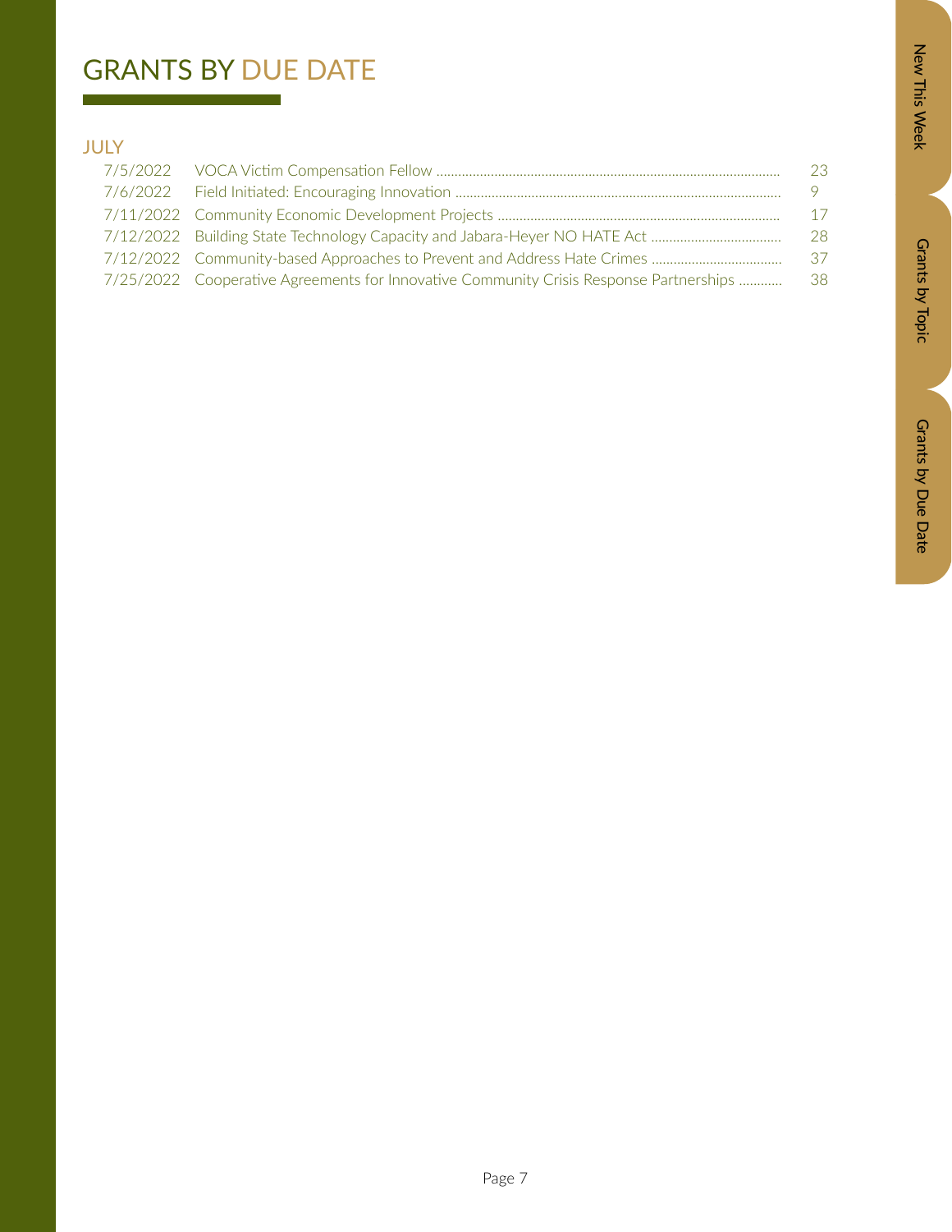# GRANTS BY DUE DATE

## JULY

| Date | Grant | Page |
|---|---|---|
| 7/5/2022 | VOCA Victim Compensation Fellow | 23 |
| 7/6/2022 | Field Initiated: Encouraging Innovation | 9 |
| 7/11/2022 | Community Economic Development Projects | 17 |
| 7/12/2022 | Building State Technology Capacity and Jabara-Heyer NO HATE Act | 28 |
| 7/12/2022 | Community-based Approaches to Prevent and Address Hate Crimes | 37 |
| 7/25/2022 | Cooperative Agreements for Innovative Community Crisis Response Partnerships | 38 |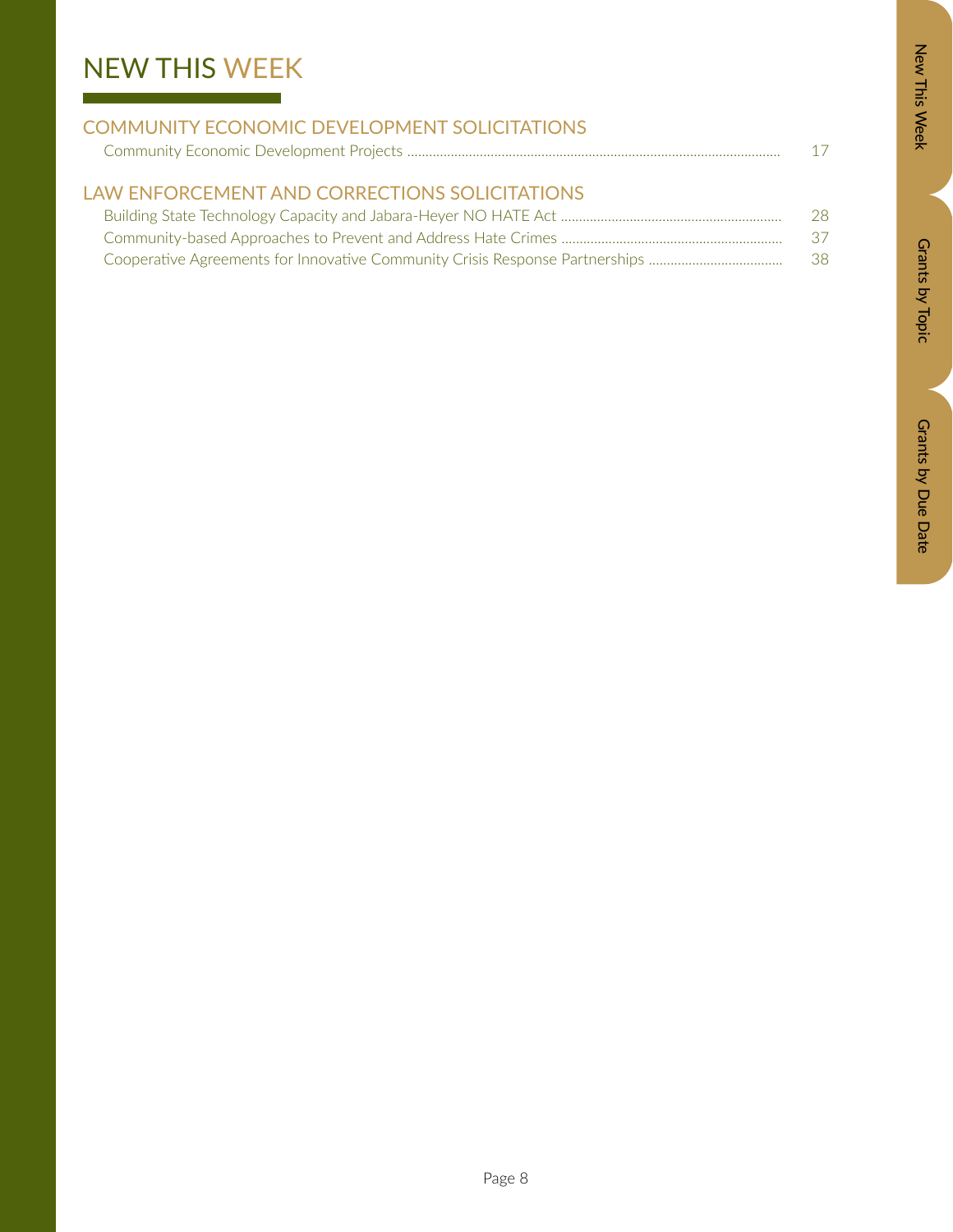# NEW THIS WEEK

## COMMUNITY ECONOMIC DEVELOPMENT SOLICITATIONS

Community Economic Development Projects ........ 17

## LAW ENFORCEMENT AND CORRECTIONS SOLICITATIONS

Building State Technology Capacity and Jabara-Heyer NO HATE Act ........ 28

Community-based Approaches to Prevent and Address Hate Crimes ........ 37

Cooperative Agreements for Innovative Community Crisis Response Partnerships ........ 38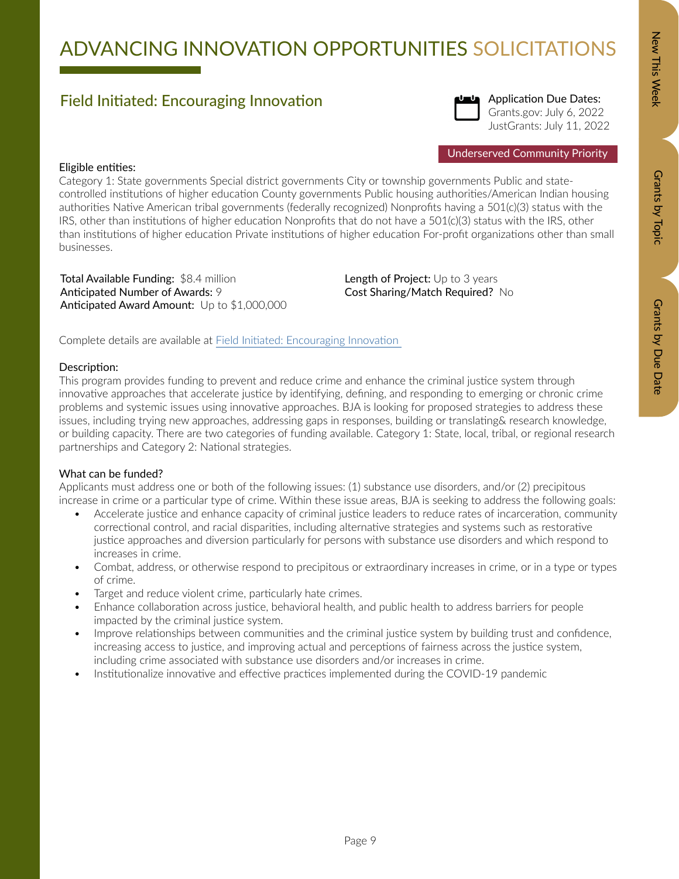# ADVANCING INNOVATION OPPORTUNITIES SOLICITATIONS

## Field Initiated: Encouraging Innovation

Application Due Dates:
Grants.gov: July 6, 2022
JustGrants: July 11, 2022

Underserved Community Priority

**Eligible entities:**
Category 1: State governments Special district governments City or township governments Public and state-controlled institutions of higher education County governments Public housing authorities/American Indian housing authorities Native American tribal governments (federally recognized) Nonprofits having a 501(c)(3) status with the IRS, other than institutions of higher education Nonprofits that do not have a 501(c)(3) status with the IRS, other than institutions of higher education Private institutions of higher education For-profit organizations other than small businesses.

**Total Available Funding:** $8.4 million
**Anticipated Number of Awards:** 9
**Anticipated Award Amount:** Up to $1,000,000
**Length of Project:** Up to 3 years
**Cost Sharing/Match Required?** No

Complete details are available at Field Initiated: Encouraging Innovation

**Description:**
This program provides funding to prevent and reduce crime and enhance the criminal justice system through innovative approaches that accelerate justice by identifying, defining, and responding to emerging or chronic crime problems and systemic issues using innovative approaches. BJA is looking for proposed strategies to address these issues, including trying new approaches, addressing gaps in responses, building or translating& research knowledge, or building capacity. There are two categories of funding available. Category 1: State, local, tribal, or regional research partnerships and Category 2: National strategies.

**What can be funded?**
Applicants must address one or both of the following issues: (1) substance use disorders, and/or (2) precipitous increase in crime or a particular type of crime. Within these issue areas, BJA is seeking to address the following goals:

- Accelerate justice and enhance capacity of criminal justice leaders to reduce rates of incarceration, community correctional control, and racial disparities, including alternative strategies and systems such as restorative justice approaches and diversion particularly for persons with substance use disorders and which respond to increases in crime.
- Combat, address, or otherwise respond to precipitous or extraordinary increases in crime, or in a type or types of crime.
- Target and reduce violent crime, particularly hate crimes.
- Enhance collaboration across justice, behavioral health, and public health to address barriers for people impacted by the criminal justice system.
- Improve relationships between communities and the criminal justice system by building trust and confidence, increasing access to justice, and improving actual and perceptions of fairness across the justice system, including crime associated with substance use disorders and/or increases in crime.
- Institutionalize innovative and effective practices implemented during the COVID-19 pandemic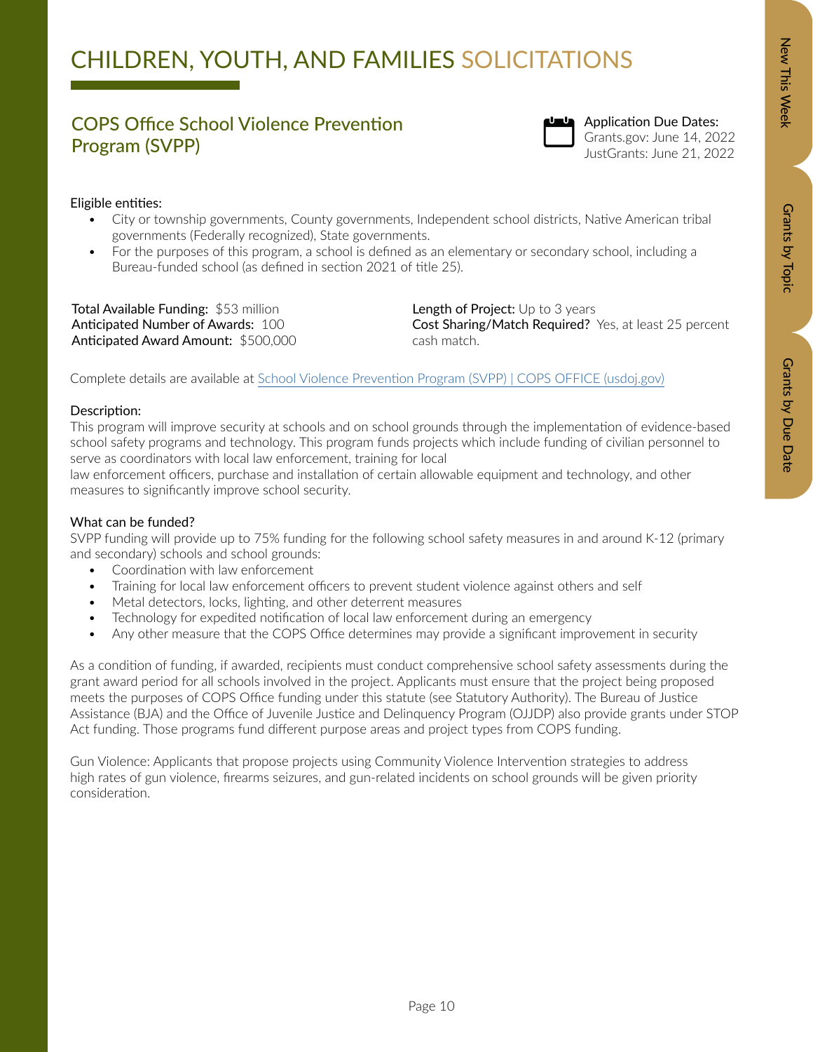# CHILDREN, YOUTH, AND FAMILIES SOLICITATIONS

## COPS Office School Violence Prevention Program (SVPP)

Application Due Dates:
Grants.gov: June 14, 2022
JustGrants: June 21, 2022

Eligible entities:

- City or township governments, County governments, Independent school districts, Native American tribal governments (Federally recognized), State governments.
- For the purposes of this program, a school is defined as an elementary or secondary school, including a Bureau-funded school (as defined in section 2021 of title 25).

**Total Available Funding:** $53 million
**Anticipated Number of Awards:** 100
**Anticipated Award Amount:** $500,000

**Length of Project:** Up to 3 years
**Cost Sharing/Match Required?** Yes, at least 25 percent cash match.

Complete details are available at [School Violence Prevention Program (SVPP) | COPS OFFICE (usdoj.gov)](School Violence Prevention Program (SVPP) | COPS OFFICE (usdoj.gov))

Description:
This program will improve security at schools and on school grounds through the implementation of evidence-based school safety programs and technology. This program funds projects which include funding of civilian personnel to serve as coordinators with local law enforcement, training for local law enforcement officers, purchase and installation of certain allowable equipment and technology, and other measures to significantly improve school security.

What can be funded?
SVPP funding will provide up to 75% funding for the following school safety measures in and around K-12 (primary and secondary) schools and school grounds:

- Coordination with law enforcement
- Training for local law enforcement officers to prevent student violence against others and self
- Metal detectors, locks, lighting, and other deterrent measures
- Technology for expedited notification of local law enforcement during an emergency
- Any other measure that the COPS Office determines may provide a significant improvement in security

As a condition of funding, if awarded, recipients must conduct comprehensive school safety assessments during the grant award period for all schools involved in the project. Applicants must ensure that the project being proposed meets the purposes of COPS Office funding under this statute (see Statutory Authority). The Bureau of Justice Assistance (BJA) and the Office of Juvenile Justice and Delinquency Program (OJJDP) also provide grants under STOP Act funding. Those programs fund different purpose areas and project types from COPS funding.

Gun Violence: Applicants that propose projects using Community Violence Intervention strategies to address high rates of gun violence, firearms seizures, and gun-related incidents on school grounds will be given priority consideration.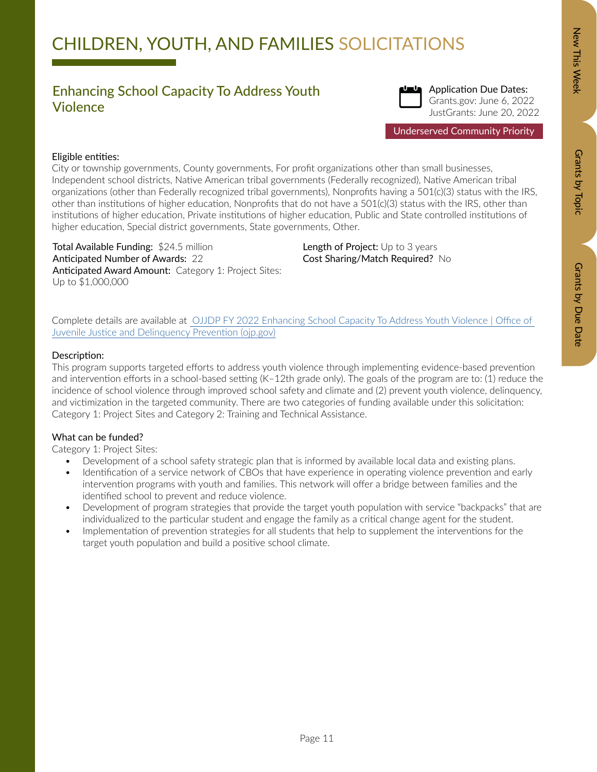# CHILDREN, YOUTH, AND FAMILIES SOLICITATIONS

## Enhancing School Capacity To Address Youth Violence

**Application Due Dates:**
Grants.gov: June 6, 2022
JustGrants: June 20, 2022

Underserved Community Priority

**Eligible entities:**
City or township governments, County governments, For profit organizations other than small businesses, Independent school districts, Native American tribal governments (Federally recognized), Native American tribal organizations (other than Federally recognized tribal governments), Nonprofits having a 501(c)(3) status with the IRS, other than institutions of higher education, Nonprofits that do not have a 501(c)(3) status with the IRS, other than institutions of higher education, Private institutions of higher education, Public and State controlled institutions of higher education, Special district governments, State governments, Other.

**Total Available Funding:** $24.5 million
**Anticipated Number of Awards:** 22
**Anticipated Award Amount:** Category 1: Project Sites: Up to $1,000,000

**Length of Project:** Up to 3 years
**Cost Sharing/Match Required?** No

Complete details are available at [OJJDP FY 2022 Enhancing School Capacity To Address Youth Violence | Office of Juvenile Justice and Delinquency Prevention (ojp.gov)]

**Description:**
This program supports targeted efforts to address youth violence through implementing evidence-based prevention and intervention efforts in a school-based setting (K–12th grade only). The goals of the program are to: (1) reduce the incidence of school violence through improved school safety and climate and (2) prevent youth violence, delinquency, and victimization in the targeted community. There are two categories of funding available under this solicitation: Category 1: Project Sites and Category 2: Training and Technical Assistance.

**What can be funded?**
Category 1: Project Sites:

- Development of a school safety strategic plan that is informed by available local data and existing plans.
- Identification of a service network of CBOs that have experience in operating violence prevention and early intervention programs with youth and families. This network will offer a bridge between families and the identified school to prevent and reduce violence.
- Development of program strategies that provide the target youth population with service "backpacks" that are individualized to the particular student and engage the family as a critical change agent for the student.
- Implementation of prevention strategies for all students that help to supplement the interventions for the target youth population and build a positive school climate.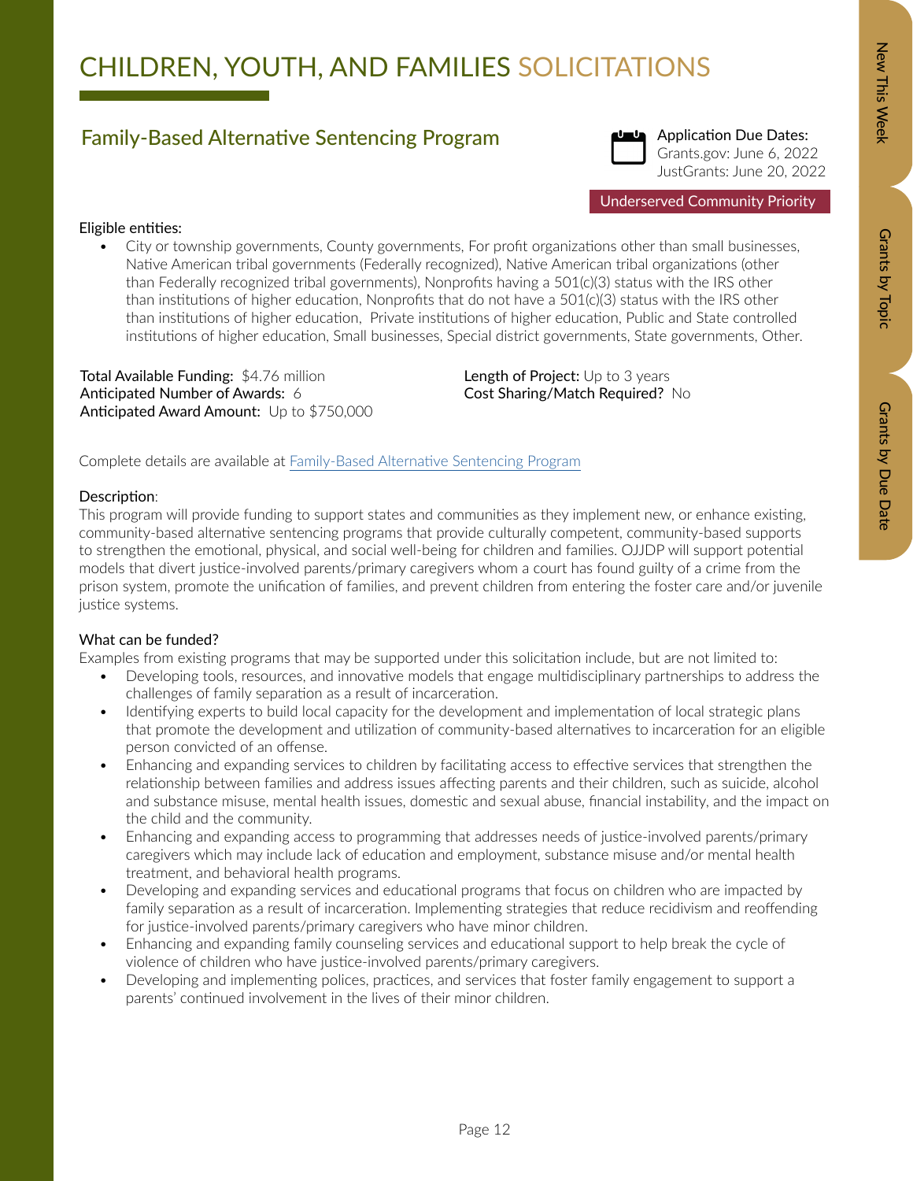# CHILDREN, YOUTH, AND FAMILIES SOLICITATIONS

## Family-Based Alternative Sentencing Program

**Application Due Dates:**
Grants.gov: June 6, 2022
JustGrants: June 20, 2022

Underserved Community Priority

**Eligible entities:**

- City or township governments, County governments, For profit organizations other than small businesses, Native American tribal governments (Federally recognized), Native American tribal organizations (other than Federally recognized tribal governments), Nonprofits having a 501(c)(3) status with the IRS other than institutions of higher education, Nonprofits that do not have a 501(c)(3) status with the IRS other than institutions of higher education, Private institutions of higher education, Public and State controlled institutions of higher education, Small businesses, Special district governments, State governments, Other.

**Total Available Funding:** $4.76 million
**Anticipated Number of Awards:** 6
**Anticipated Award Amount:** Up to $750,000
**Length of Project:** Up to 3 years
**Cost Sharing/Match Required?** No

Complete details are available at Family-Based Alternative Sentencing Program

**Description:**
This program will provide funding to support states and communities as they implement new, or enhance existing, community-based alternative sentencing programs that provide culturally competent, community-based supports to strengthen the emotional, physical, and social well-being for children and families. OJJDP will support potential models that divert justice-involved parents/primary caregivers whom a court has found guilty of a crime from the prison system, promote the unification of families, and prevent children from entering the foster care and/or juvenile justice systems.

**What can be funded?**
Examples from existing programs that may be supported under this solicitation include, but are not limited to:

- Developing tools, resources, and innovative models that engage multidisciplinary partnerships to address the challenges of family separation as a result of incarceration.
- Identifying experts to build local capacity for the development and implementation of local strategic plans that promote the development and utilization of community-based alternatives to incarceration for an eligible person convicted of an offense.
- Enhancing and expanding services to children by facilitating access to effective services that strengthen the relationship between families and address issues affecting parents and their children, such as suicide, alcohol and substance misuse, mental health issues, domestic and sexual abuse, financial instability, and the impact on the child and the community.
- Enhancing and expanding access to programming that addresses needs of justice-involved parents/primary caregivers which may include lack of education and employment, substance misuse and/or mental health treatment, and behavioral health programs.
- Developing and expanding services and educational programs that focus on children who are impacted by family separation as a result of incarceration. Implementing strategies that reduce recidivism and reoffending for justice-involved parents/primary caregivers who have minor children.
- Enhancing and expanding family counseling services and educational support to help break the cycle of violence of children who have justice-involved parents/primary caregivers.
- Developing and implementing polices, practices, and services that foster family engagement to support a parents' continued involvement in the lives of their minor children.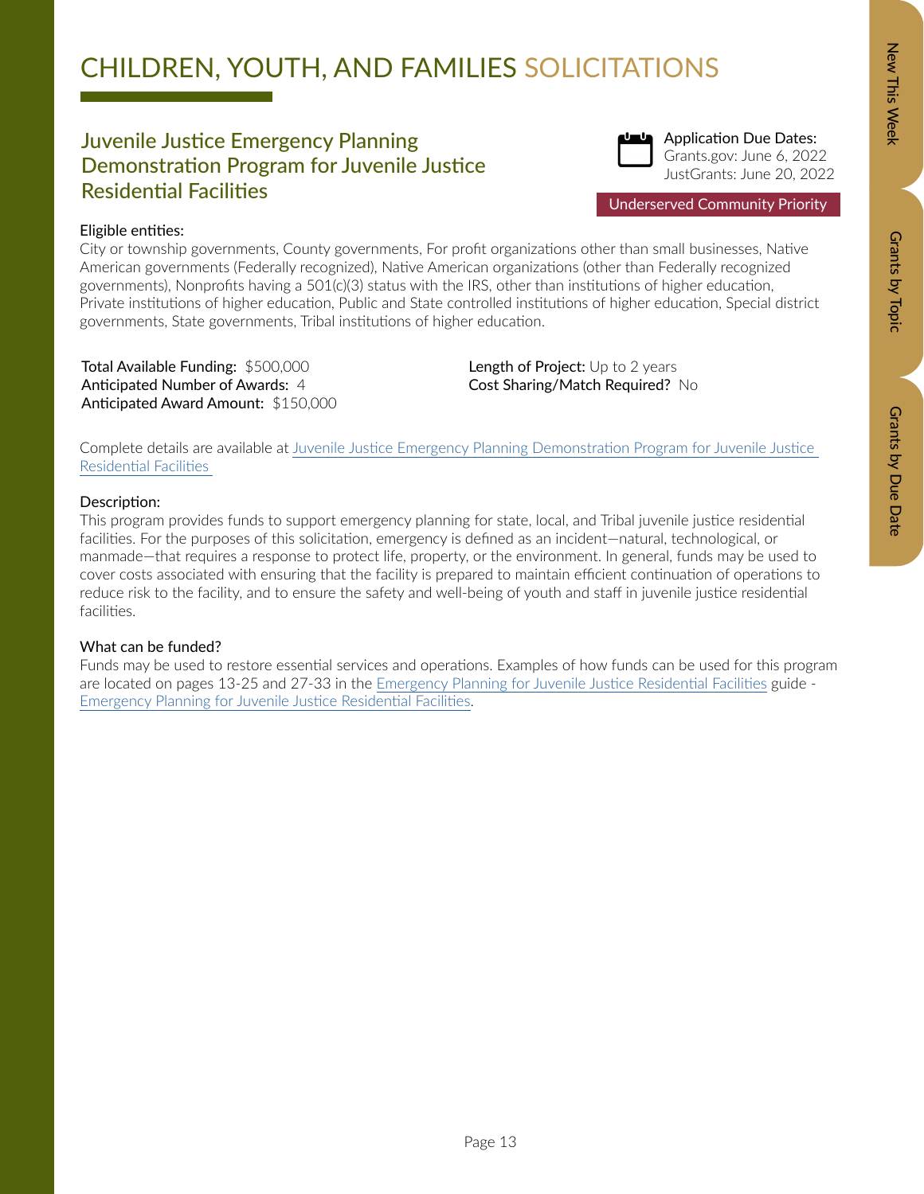# CHILDREN, YOUTH, AND FAMILIES SOLICITATIONS

## Juvenile Justice Emergency Planning Demonstration Program for Juvenile Justice Residential Facilities

Application Due Dates:
Grants.gov: June 6, 2022
JustGrants: June 20, 2022

Underserved Community Priority

Eligible entities:
City or township governments, County governments, For profit organizations other than small businesses, Native American governments (Federally recognized), Native American organizations (other than Federally recognized governments), Nonprofits having a 501(c)(3) status with the IRS, other than institutions of higher education, Private institutions of higher education, Public and State controlled institutions of higher education, Special district governments, State governments, Tribal institutions of higher education.

**Total Available Funding:** $500,000
**Anticipated Number of Awards:** 4
**Anticipated Award Amount:** $150,000

**Length of Project:** Up to 2 years
**Cost Sharing/Match Required?** No

Complete details are available at [Juvenile Justice Emergency Planning Demonstration Program for Juvenile Justice Residential Facilities]()

Description:
This program provides funds to support emergency planning for state, local, and Tribal juvenile justice residential facilities. For the purposes of this solicitation, emergency is defined as an incident—natural, technological, or manmade—that requires a response to protect life, property, or the environment. In general, funds may be used to cover costs associated with ensuring that the facility is prepared to maintain efficient continuation of operations to reduce risk to the facility, and to ensure the safety and well-being of youth and staff in juvenile justice residential facilities.

What can be funded?
Funds may be used to restore essential services and operations. Examples of how funds can be used for this program are located on pages 13-25 and 27-33 in the [Emergency Planning for Juvenile Justice Residential Facilities]() guide - [Emergency Planning for Juvenile Justice Residential Facilities]().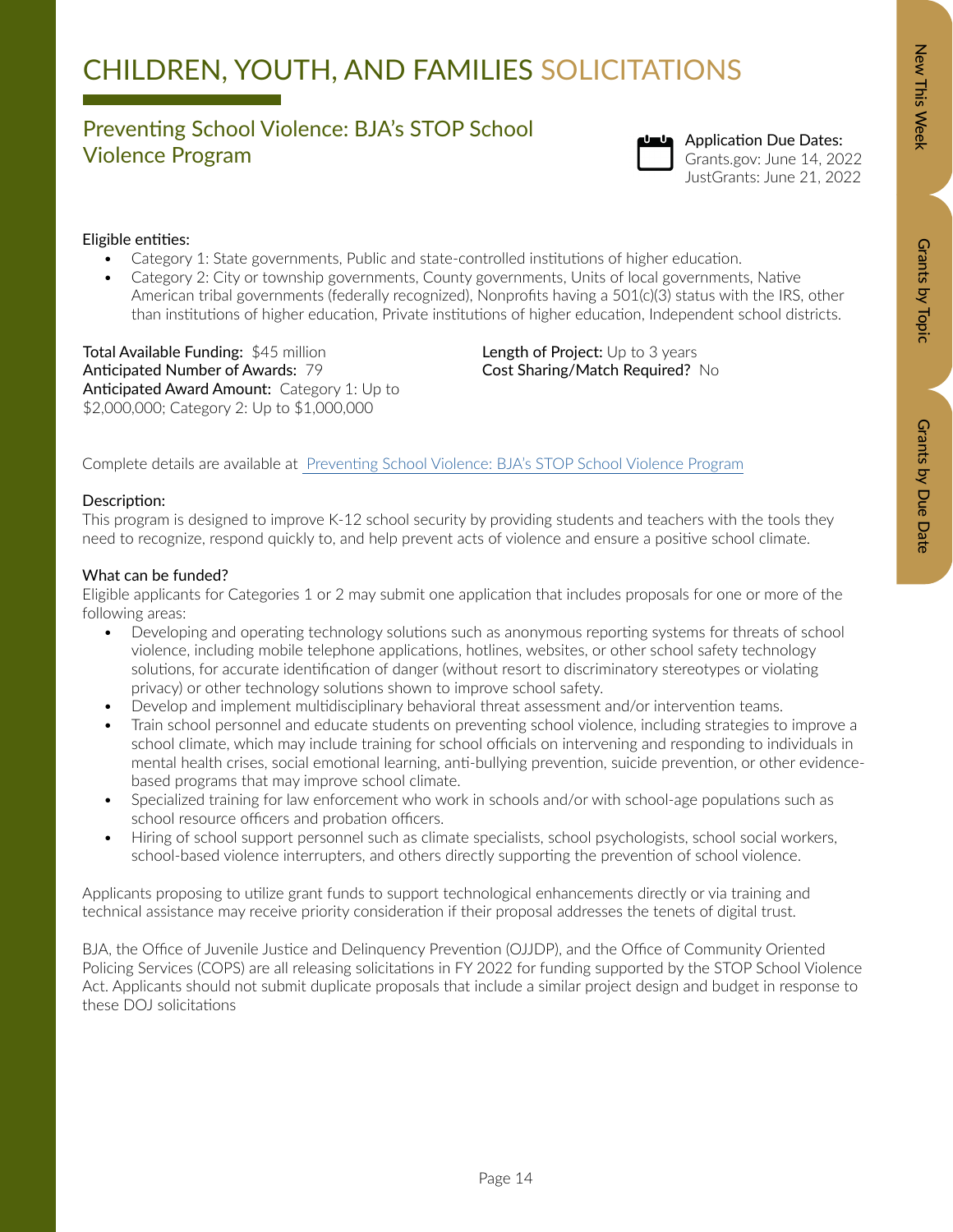# CHILDREN, YOUTH, AND FAMILIES SOLICITATIONS

## Preventing School Violence: BJA's STOP School Violence Program

Application Due Dates:
Grants.gov: June 14, 2022
JustGrants: June 21, 2022

Eligible entities:

- Category 1: State governments, Public and state-controlled institutions of higher education.
- Category 2: City or township governments, County governments, Units of local governments, Native American tribal governments (federally recognized), Nonprofits having a 501(c)(3) status with the IRS, other than institutions of higher education, Private institutions of higher education, Independent school districts.

**Total Available Funding:** $45 million
**Anticipated Number of Awards:** 79
**Anticipated Award Amount:** Category 1: Up to $2,000,000; Category 2: Up to $1,000,000

**Length of Project:** Up to 3 years
**Cost Sharing/Match Required?** No

Complete details are available at [Preventing School Violence: BJA's STOP School Violence Program]()

Description:
This program is designed to improve K-12 school security by providing students and teachers with the tools they need to recognize, respond quickly to, and help prevent acts of violence and ensure a positive school climate.

What can be funded?
Eligible applicants for Categories 1 or 2 may submit one application that includes proposals for one or more of the following areas:

- Developing and operating technology solutions such as anonymous reporting systems for threats of school violence, including mobile telephone applications, hotlines, websites, or other school safety technology solutions, for accurate identification of danger (without resort to discriminatory stereotypes or violating privacy) or other technology solutions shown to improve school safety.
- Develop and implement multidisciplinary behavioral threat assessment and/or intervention teams.
- Train school personnel and educate students on preventing school violence, including strategies to improve a school climate, which may include training for school officials on intervening and responding to individuals in mental health crises, social emotional learning, anti-bullying prevention, suicide prevention, or other evidence-based programs that may improve school climate.
- Specialized training for law enforcement who work in schools and/or with school-age populations such as school resource officers and probation officers.
- Hiring of school support personnel such as climate specialists, school psychologists, school social workers, school-based violence interrupters, and others directly supporting the prevention of school violence.

Applicants proposing to utilize grant funds to support technological enhancements directly or via training and technical assistance may receive priority consideration if their proposal addresses the tenets of digital trust.

BJA, the Office of Juvenile Justice and Delinquency Prevention (OJJDP), and the Office of Community Oriented Policing Services (COPS) are all releasing solicitations in FY 2022 for funding supported by the STOP School Violence Act. Applicants should not submit duplicate proposals that include a similar project design and budget in response to these DOJ solicitations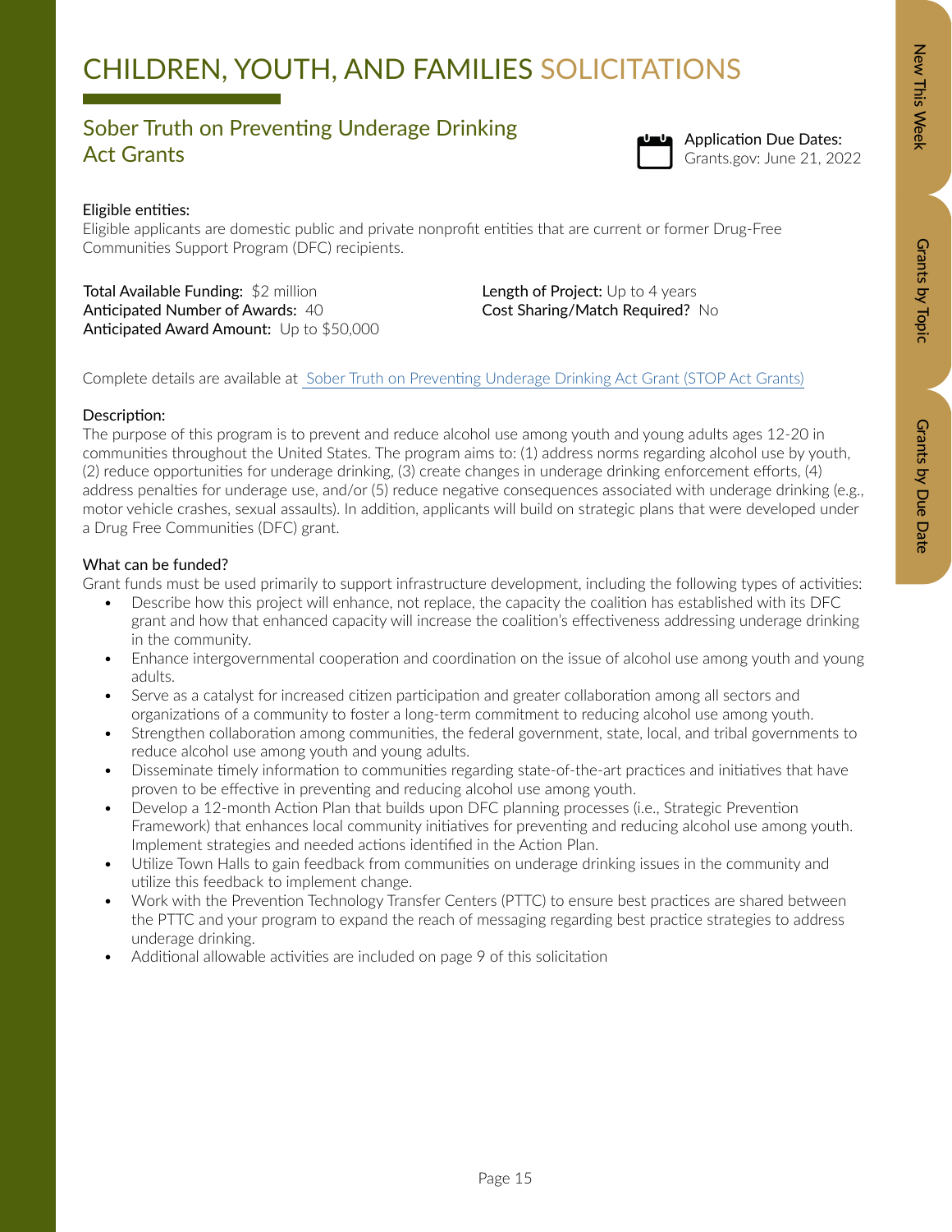# CHILDREN, YOUTH, AND FAMILIES SOLICITATIONS

## Sober Truth on Preventing Underage Drinking Act Grants

Application Due Dates:
Grants.gov: June 21, 2022

Eligible entities:
Eligible applicants are domestic public and private nonprofit entities that are current or former Drug-Free Communities Support Program (DFC) recipients.

**Total Available Funding:** $2 million
**Anticipated Number of Awards:** 40
**Anticipated Award Amount:** Up to $50,000

**Length of Project:** Up to 4 years
**Cost Sharing/Match Required?** No

Complete details are available at Sober Truth on Preventing Underage Drinking Act Grant (STOP Act Grants)

Description:
The purpose of this program is to prevent and reduce alcohol use among youth and young adults ages 12-20 in communities throughout the United States. The program aims to: (1) address norms regarding alcohol use by youth, (2) reduce opportunities for underage drinking, (3) create changes in underage drinking enforcement efforts, (4) address penalties for underage use, and/or (5) reduce negative consequences associated with underage drinking (e.g., motor vehicle crashes, sexual assaults). In addition, applicants will build on strategic plans that were developed under a Drug Free Communities (DFC) grant.

What can be funded?
Grant funds must be used primarily to support infrastructure development, including the following types of activities:

- Describe how this project will enhance, not replace, the capacity the coalition has established with its DFC grant and how that enhanced capacity will increase the coalition's effectiveness addressing underage drinking in the community.
- Enhance intergovernmental cooperation and coordination on the issue of alcohol use among youth and young adults.
- Serve as a catalyst for increased citizen participation and greater collaboration among all sectors and organizations of a community to foster a long-term commitment to reducing alcohol use among youth.
- Strengthen collaboration among communities, the federal government, state, local, and tribal governments to reduce alcohol use among youth and young adults.
- Disseminate timely information to communities regarding state-of-the-art practices and initiatives that have proven to be effective in preventing and reducing alcohol use among youth.
- Develop a 12-month Action Plan that builds upon DFC planning processes (i.e., Strategic Prevention Framework) that enhances local community initiatives for preventing and reducing alcohol use among youth. Implement strategies and needed actions identified in the Action Plan.
- Utilize Town Halls to gain feedback from communities on underage drinking issues in the community and utilize this feedback to implement change.
- Work with the Prevention Technology Transfer Centers (PTTC) to ensure best practices are shared between the PTTC and your program to expand the reach of messaging regarding best practice strategies to address underage drinking.
- Additional allowable activities are included on page 9 of this solicitation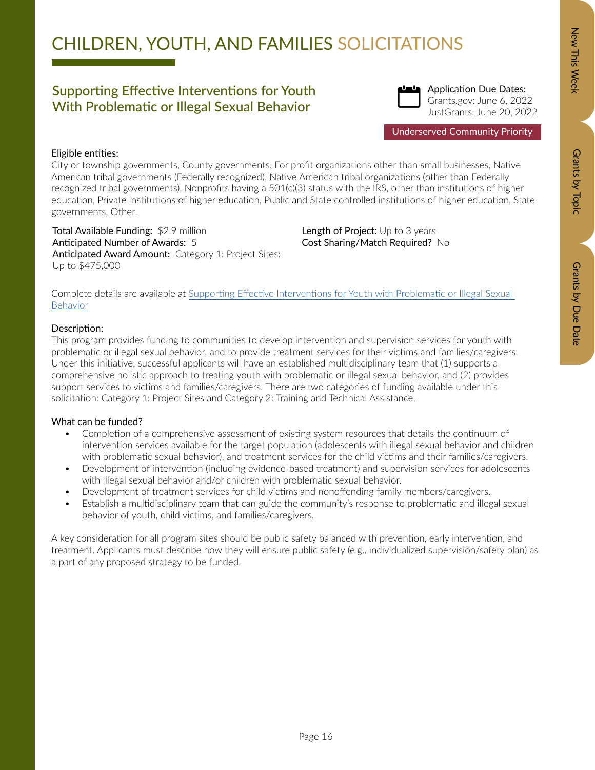# CHILDREN, YOUTH, AND FAMILIES SOLICITATIONS

## Supporting Effective Interventions for Youth With Problematic or Illegal Sexual Behavior

**Application Due Dates:**
Grants.gov: June 6, 2022
JustGrants: June 20, 2022

Underserved Community Priority

**Eligible entities:**
City or township governments, County governments, For profit organizations other than small businesses, Native American tribal governments (Federally recognized), Native American tribal organizations (other than Federally recognized tribal governments), Nonprofits having a 501(c)(3) status with the IRS, other than institutions of higher education, Private institutions of higher education, Public and State controlled institutions of higher education, State governments, Other.

**Total Available Funding:** $2.9 million
**Anticipated Number of Awards:** 5
**Anticipated Award Amount:** Category 1: Project Sites: Up to $475,000
**Length of Project:** Up to 3 years
**Cost Sharing/Match Required?** No

Complete details are available at [Supporting Effective Interventions for Youth with Problematic or Illegal Sexual Behavior]()

**Description:**
This program provides funding to communities to develop intervention and supervision services for youth with problematic or illegal sexual behavior, and to provide treatment services for their victims and families/caregivers. Under this initiative, successful applicants will have an established multidisciplinary team that (1) supports a comprehensive holistic approach to treating youth with problematic or illegal sexual behavior, and (2) provides support services to victims and families/caregivers. There are two categories of funding available under this solicitation: Category 1: Project Sites and Category 2: Training and Technical Assistance.

**What can be funded?**

- Completion of a comprehensive assessment of existing system resources that details the continuum of intervention services available for the target population (adolescents with illegal sexual behavior and children with problematic sexual behavior), and treatment services for the child victims and their families/caregivers.
- Development of intervention (including evidence-based treatment) and supervision services for adolescents with illegal sexual behavior and/or children with problematic sexual behavior.
- Development of treatment services for child victims and nonoffending family members/caregivers.
- Establish a multidisciplinary team that can guide the community's response to problematic and illegal sexual behavior of youth, child victims, and families/caregivers.

A key consideration for all program sites should be public safety balanced with prevention, early intervention, and treatment. Applicants must describe how they will ensure public safety (e.g., individualized supervision/safety plan) as a part of any proposed strategy to be funded.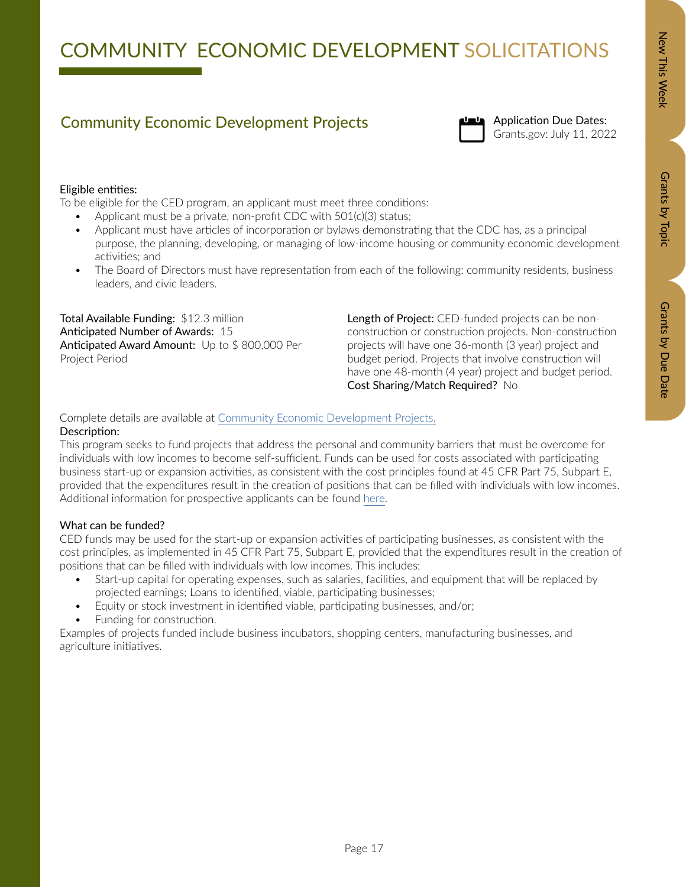# COMMUNITY ECONOMIC DEVELOPMENT SOLICITATIONS

## Community Economic Development Projects

Application Due Dates:
Grants.gov: July 11, 2022

Eligible entities:
To be eligible for the CED program, an applicant must meet three conditions:

- Applicant must be a private, non-profit CDC with 501(c)(3) status;
- Applicant must have articles of incorporation or bylaws demonstrating that the CDC has, as a principal purpose, the planning, developing, or managing of low-income housing or community economic development activities; and
- The Board of Directors must have representation from each of the following: community residents, business leaders, and civic leaders.

**Total Available Funding:** $12.3 million
**Anticipated Number of Awards:** 15
**Anticipated Award Amount:** Up to $ 800,000 Per Project Period

**Length of Project:** CED-funded projects can be non-construction or construction projects. Non-construction projects will have one 36-month (3 year) project and budget period. Projects that involve construction will have one 48-month (4 year) project and budget period.
**Cost Sharing/Match Required?** No

Complete details are available at [Community Economic Development Projects.]()

Description:
This program seeks to fund projects that address the personal and community barriers that must be overcome for individuals with low incomes to become self-sufficient. Funds can be used for costs associated with participating business start-up or expansion activities, as consistent with the cost principles found at 45 CFR Part 75, Subpart E, provided that the expenditures result in the creation of positions that can be filled with individuals with low incomes. Additional information for prospective applicants can be found [here]().

What can be funded?
CED funds may be used for the start-up or expansion activities of participating businesses, as consistent with the cost principles, as implemented in 45 CFR Part 75, Subpart E, provided that the expenditures result in the creation of positions that can be filled with individuals with low incomes. This includes:

- Start-up capital for operating expenses, such as salaries, facilities, and equipment that will be replaced by projected earnings; Loans to identified, viable, participating businesses;
- Equity or stock investment in identified viable, participating businesses, and/or;
- Funding for construction.

Examples of projects funded include business incubators, shopping centers, manufacturing businesses, and agriculture initiatives.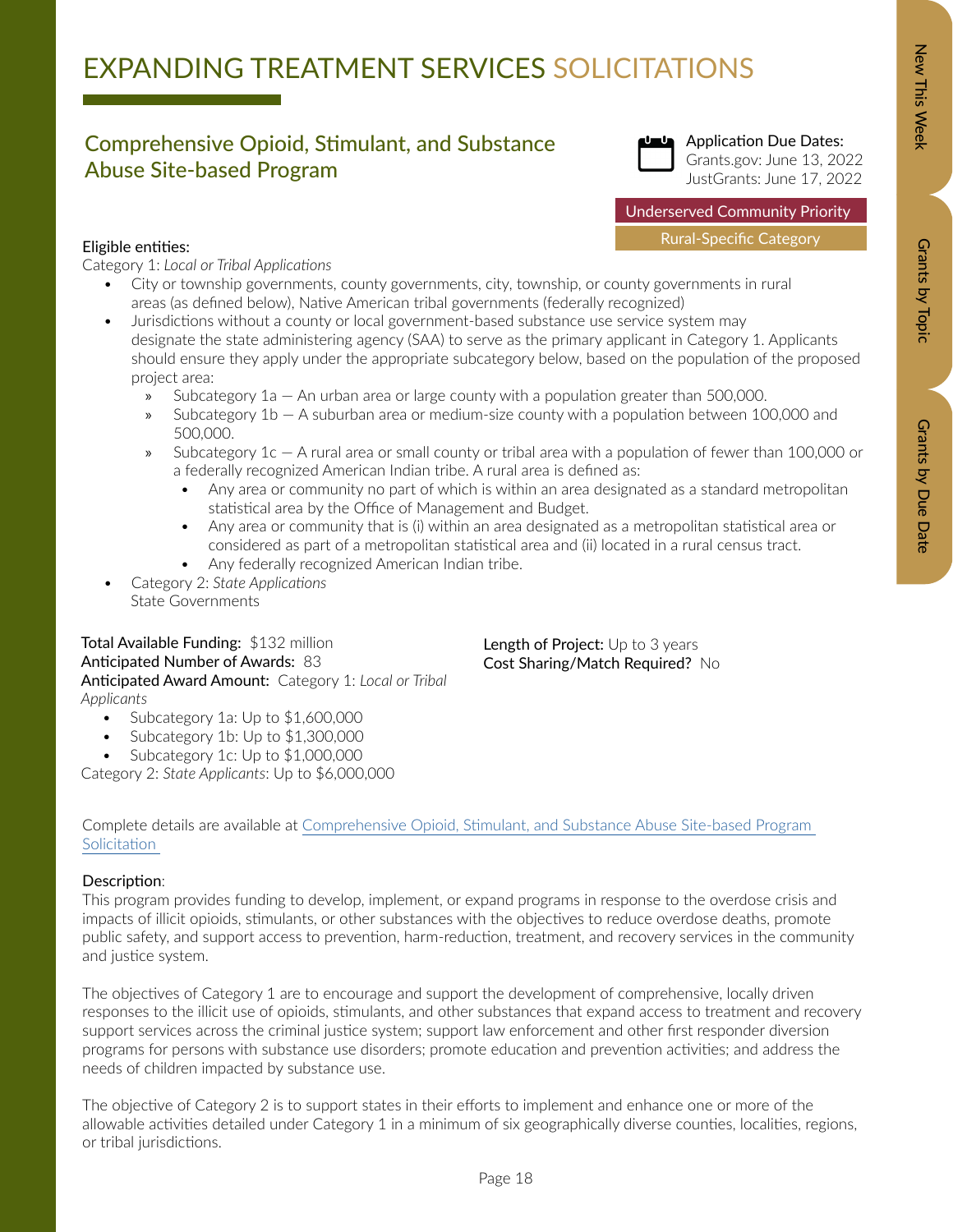# EXPANDING TREATMENT SERVICES SOLICITATIONS

## Comprehensive Opioid, Stimulant, and Substance Abuse Site-based Program

Application Due Dates:
Grants.gov: June 13, 2022
JustGrants: June 17, 2022

Underserved Community Priority

Rural-Specific Category

**Eligible entities:**

Category 1: *Local or Tribal Applications*

- City or township governments, county governments, city, township, or county governments in rural areas (as defined below), Native American tribal governments (federally recognized)
- Jurisdictions without a county or local government-based substance use service system may designate the state administering agency (SAA) to serve as the primary applicant in Category 1. Applicants should ensure they apply under the appropriate subcategory below, based on the population of the proposed project area:
  - Subcategory 1a — An urban area or large county with a population greater than 500,000.
  - Subcategory 1b — A suburban area or medium-size county with a population between 100,000 and 500,000.
  - Subcategory 1c — A rural area or small county or tribal area with a population of fewer than 100,000 or a federally recognized American Indian tribe. A rural area is defined as:
    - Any area or community no part of which is within an area designated as a standard metropolitan statistical area by the Office of Management and Budget.
    - Any area or community that is (i) within an area designated as a metropolitan statistical area or considered as part of a metropolitan statistical area and (ii) located in a rural census tract.
    - Any federally recognized American Indian tribe.
- Category 2: *State Applications*
  State Governments

**Total Available Funding:** $132 million
**Anticipated Number of Awards:** 83
**Anticipated Award Amount:** Category 1: *Local or Tribal Applicants*

- Subcategory 1a: Up to $1,600,000
- Subcategory 1b: Up to $1,300,000
- Subcategory 1c: Up to $1,000,000

Category 2: *State Applicants*: Up to $6,000,000

**Length of Project:** Up to 3 years
**Cost Sharing/Match Required?** No

Complete details are available at Comprehensive Opioid, Stimulant, and Substance Abuse Site-based Program Solicitation

**Description**:

This program provides funding to develop, implement, or expand programs in response to the overdose crisis and impacts of illicit opioids, stimulants, or other substances with the objectives to reduce overdose deaths, promote public safety, and support access to prevention, harm-reduction, treatment, and recovery services in the community and justice system.

The objectives of Category 1 are to encourage and support the development of comprehensive, locally driven responses to the illicit use of opioids, stimulants, and other substances that expand access to treatment and recovery support services across the criminal justice system; support law enforcement and other first responder diversion programs for persons with substance use disorders; promote education and prevention activities; and address the needs of children impacted by substance use.

The objective of Category 2 is to support states in their efforts to implement and enhance one or more of the allowable activities detailed under Category 1 in a minimum of six geographically diverse counties, localities, regions, or tribal jurisdictions.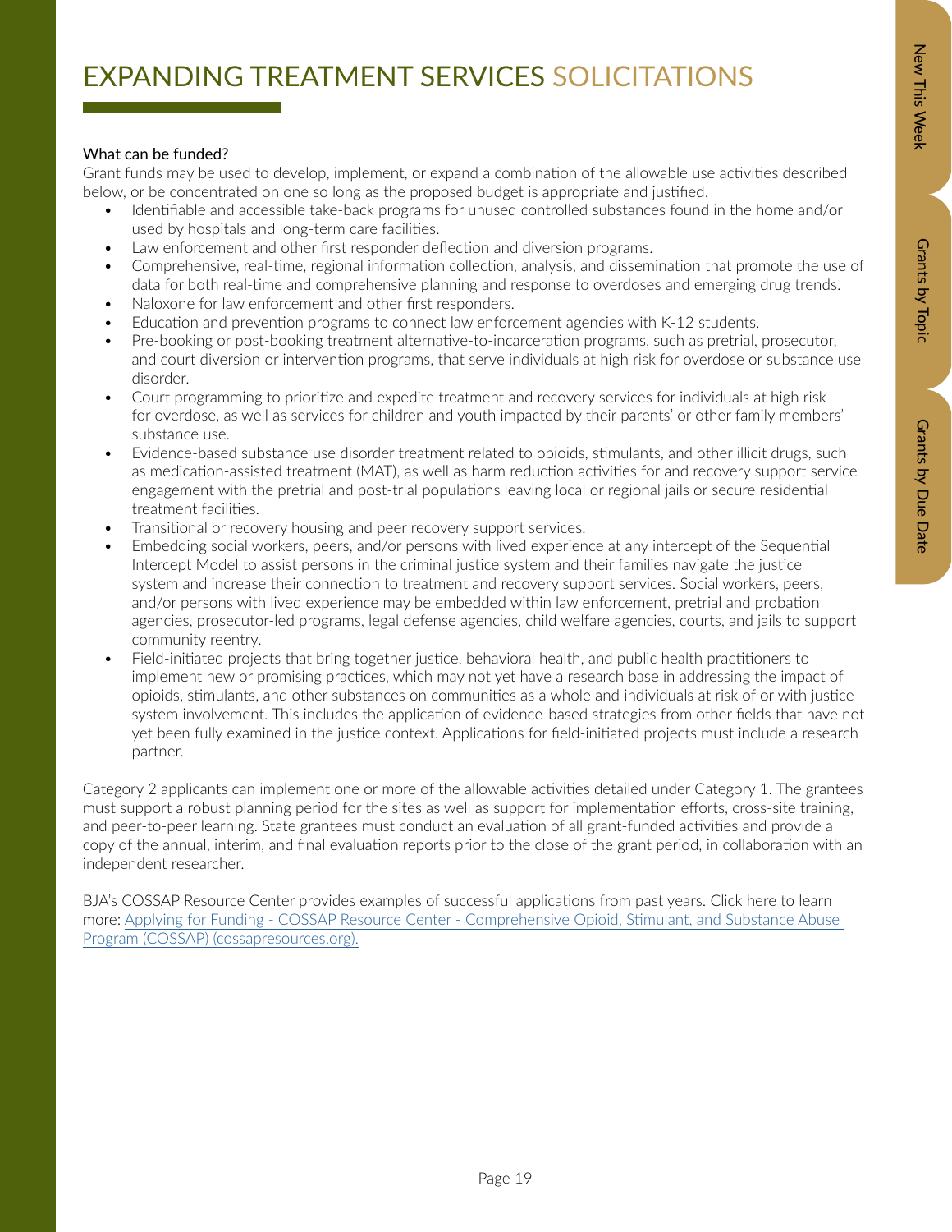# EXPANDING TREATMENT SERVICES SOLICITATIONS

What can be funded?

Grant funds may be used to develop, implement, or expand a combination of the allowable use activities described below, or be concentrated on one so long as the proposed budget is appropriate and justified.

- Identifiable and accessible take-back programs for unused controlled substances found in the home and/or used by hospitals and long-term care facilities.
- Law enforcement and other first responder deflection and diversion programs.
- Comprehensive, real-time, regional information collection, analysis, and dissemination that promote the use of data for both real-time and comprehensive planning and response to overdoses and emerging drug trends.
- Naloxone for law enforcement and other first responders.
- Education and prevention programs to connect law enforcement agencies with K-12 students.
- Pre-booking or post-booking treatment alternative-to-incarceration programs, such as pretrial, prosecutor, and court diversion or intervention programs, that serve individuals at high risk for overdose or substance use disorder.
- Court programming to prioritize and expedite treatment and recovery services for individuals at high risk for overdose, as well as services for children and youth impacted by their parents' or other family members' substance use.
- Evidence-based substance use disorder treatment related to opioids, stimulants, and other illicit drugs, such as medication-assisted treatment (MAT), as well as harm reduction activities for and recovery support service engagement with the pretrial and post-trial populations leaving local or regional jails or secure residential treatment facilities.
- Transitional or recovery housing and peer recovery support services.
- Embedding social workers, peers, and/or persons with lived experience at any intercept of the Sequential Intercept Model to assist persons in the criminal justice system and their families navigate the justice system and increase their connection to treatment and recovery support services. Social workers, peers, and/or persons with lived experience may be embedded within law enforcement, pretrial and probation agencies, prosecutor-led programs, legal defense agencies, child welfare agencies, courts, and jails to support community reentry.
- Field-initiated projects that bring together justice, behavioral health, and public health practitioners to implement new or promising practices, which may not yet have a research base in addressing the impact of opioids, stimulants, and other substances on communities as a whole and individuals at risk of or with justice system involvement. This includes the application of evidence-based strategies from other fields that have not yet been fully examined in the justice context. Applications for field-initiated projects must include a research partner.

Category 2 applicants can implement one or more of the allowable activities detailed under Category 1. The grantees must support a robust planning period for the sites as well as support for implementation efforts, cross-site training, and peer-to-peer learning. State grantees must conduct an evaluation of all grant-funded activities and provide a copy of the annual, interim, and final evaluation reports prior to the close of the grant period, in collaboration with an independent researcher.

BJA's COSSAP Resource Center provides examples of successful applications from past years. Click here to learn more: Applying for Funding - COSSAP Resource Center - Comprehensive Opioid, Stimulant, and Substance Abuse Program (COSSAP) (cossapresources.org).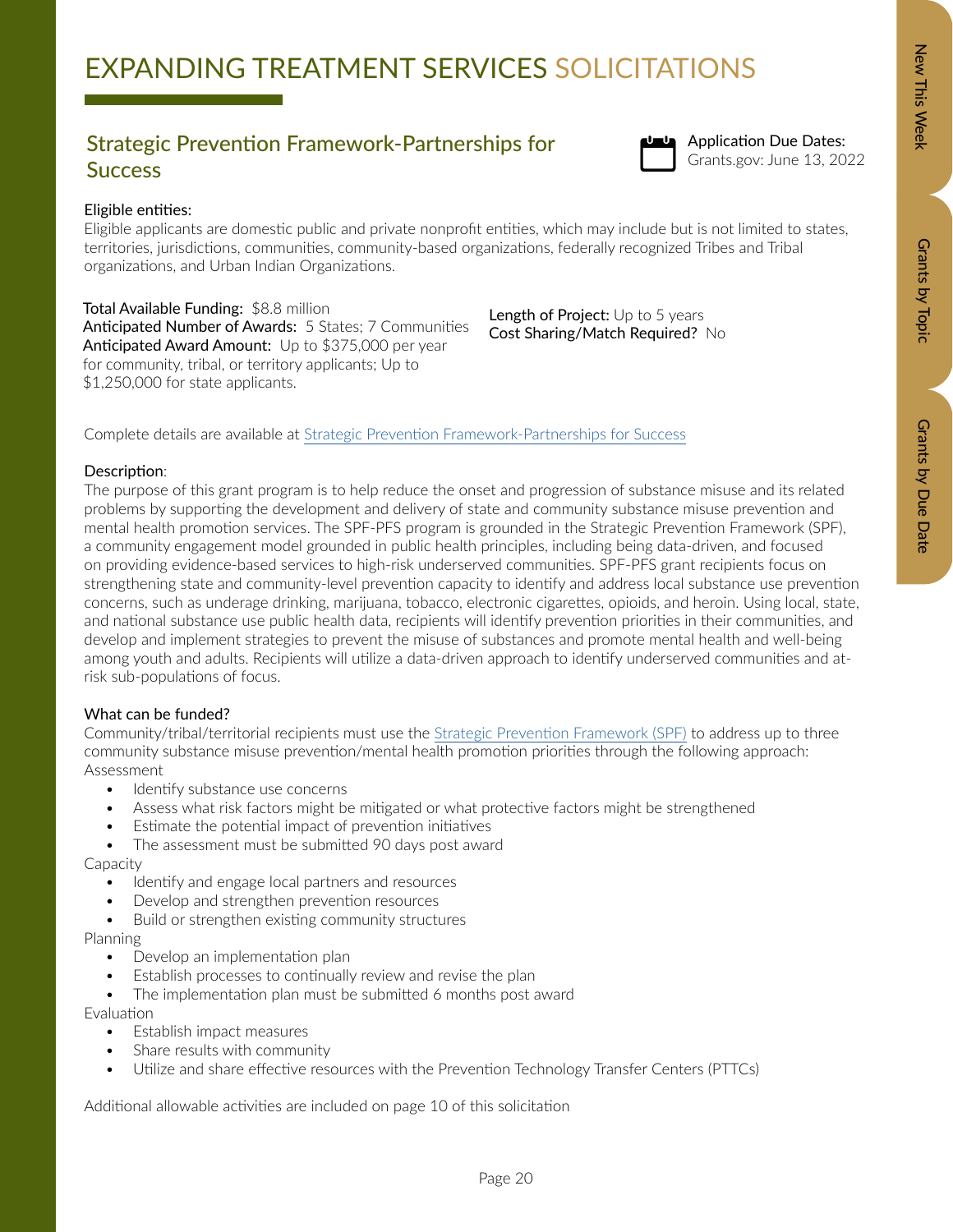# EXPANDING TREATMENT SERVICES SOLICITATIONS

## Strategic Prevention Framework-Partnerships for Success

**Application Due Dates:**
Grants.gov: June 13, 2022

**Eligible entities:**
Eligible applicants are domestic public and private nonprofit entities, which may include but is not limited to states, territories, jurisdictions, communities, community-based organizations, federally recognized Tribes and Tribal organizations, and Urban Indian Organizations.

**Total Available Funding:** $8.8 million
**Anticipated Number of Awards:** 5 States; 7 Communities
**Anticipated Award Amount:** Up to $375,000 per year for community, tribal, or territory applicants; Up to $1,250,000 for state applicants.

**Length of Project:** Up to 5 years
**Cost Sharing/Match Required?** No

Complete details are available at [Strategic Prevention Framework-Partnerships for Success]()

**Description**:
The purpose of this grant program is to help reduce the onset and progression of substance misuse and its related problems by supporting the development and delivery of state and community substance misuse prevention and mental health promotion services. The SPF-PFS program is grounded in the Strategic Prevention Framework (SPF), a community engagement model grounded in public health principles, including being data-driven, and focused on providing evidence-based services to high-risk underserved communities. SPF-PFS grant recipients focus on strengthening state and community-level prevention capacity to identify and address local substance use prevention concerns, such as underage drinking, marijuana, tobacco, electronic cigarettes, opioids, and heroin. Using local, state, and national substance use public health data, recipients will identify prevention priorities in their communities, and develop and implement strategies to prevent the misuse of substances and promote mental health and well-being among youth and adults. Recipients will utilize a data-driven approach to identify underserved communities and at-risk sub-populations of focus.

**What can be funded?**
Community/tribal/territorial recipients must use the [Strategic Prevention Framework (SPF)]() to address up to three community substance misuse prevention/mental health promotion priorities through the following approach:

Assessment
- Identify substance use concerns
- Assess what risk factors might be mitigated or what protective factors might be strengthened
- Estimate the potential impact of prevention initiatives
- The assessment must be submitted 90 days post award

Capacity
- Identify and engage local partners and resources
- Develop and strengthen prevention resources
- Build or strengthen existing community structures

Planning
- Develop an implementation plan
- Establish processes to continually review and revise the plan
- The implementation plan must be submitted 6 months post award

Evaluation
- Establish impact measures
- Share results with community
- Utilize and share effective resources with the Prevention Technology Transfer Centers (PTTCs)

Additional allowable activities are included on page 10 of this solicitation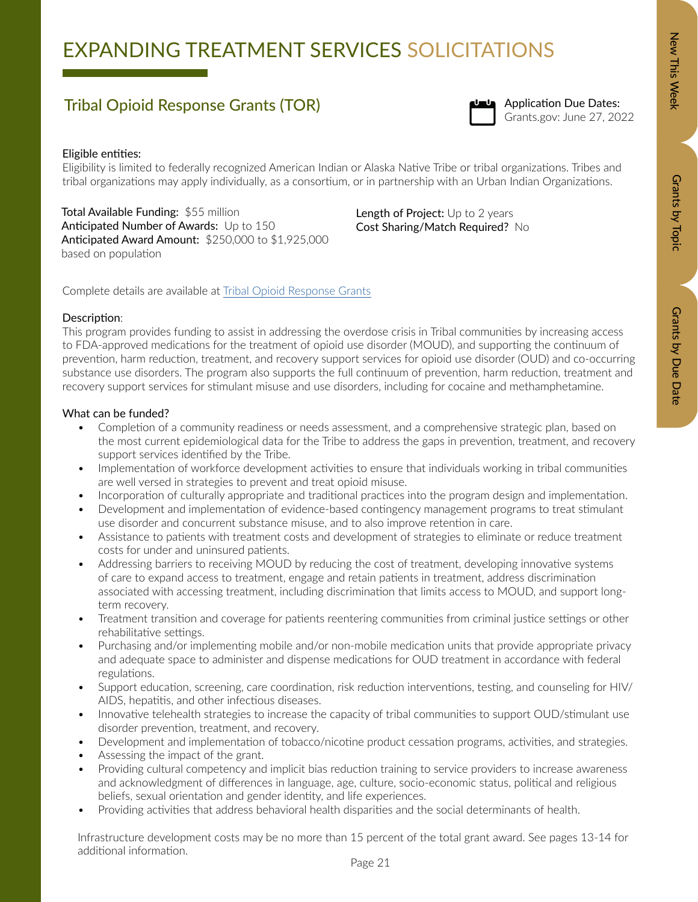# EXPANDING TREATMENT SERVICES SOLICITATIONS

## Tribal Opioid Response Grants (TOR)

Application Due Dates:
Grants.gov: June 27, 2022

Eligible entities:
Eligibility is limited to federally recognized American Indian or Alaska Native Tribe or tribal organizations. Tribes and tribal organizations may apply individually, as a consortium, or in partnership with an Urban Indian Organizations.

**Total Available Funding:** $55 million
**Anticipated Number of Awards:** Up to 150
**Anticipated Award Amount:** $250,000 to $1,925,000 based on population

**Length of Project:** Up to 2 years
**Cost Sharing/Match Required?** No

Complete details are available at [Tribal Opioid Response Grants]

Description:
This program provides funding to assist in addressing the overdose crisis in Tribal communities by increasing access to FDA-approved medications for the treatment of opioid use disorder (MOUD), and supporting the continuum of prevention, harm reduction, treatment, and recovery support services for opioid use disorder (OUD) and co-occurring substance use disorders. The program also supports the full continuum of prevention, harm reduction, treatment and recovery support services for stimulant misuse and use disorders, including for cocaine and methamphetamine.

What can be funded?

- Completion of a community readiness or needs assessment, and a comprehensive strategic plan, based on the most current epidemiological data for the Tribe to address the gaps in prevention, treatment, and recovery support services identified by the Tribe.
- Implementation of workforce development activities to ensure that individuals working in tribal communities are well versed in strategies to prevent and treat opioid misuse.
- Incorporation of culturally appropriate and traditional practices into the program design and implementation.
- Development and implementation of evidence-based contingency management programs to treat stimulant use disorder and concurrent substance misuse, and to also improve retention in care.
- Assistance to patients with treatment costs and development of strategies to eliminate or reduce treatment costs for under and uninsured patients.
- Addressing barriers to receiving MOUD by reducing the cost of treatment, developing innovative systems of care to expand access to treatment, engage and retain patients in treatment, address discrimination associated with accessing treatment, including discrimination that limits access to MOUD, and support long-term recovery.
- Treatment transition and coverage for patients reentering communities from criminal justice settings or other rehabilitative settings.
- Purchasing and/or implementing mobile and/or non-mobile medication units that provide appropriate privacy and adequate space to administer and dispense medications for OUD treatment in accordance with federal regulations.
- Support education, screening, care coordination, risk reduction interventions, testing, and counseling for HIV/AIDS, hepatitis, and other infectious diseases.
- Innovative telehealth strategies to increase the capacity of tribal communities to support OUD/stimulant use disorder prevention, treatment, and recovery.
- Development and implementation of tobacco/nicotine product cessation programs, activities, and strategies.
- Assessing the impact of the grant.
- Providing cultural competency and implicit bias reduction training to service providers to increase awareness and acknowledgment of differences in language, age, culture, socio-economic status, political and religious beliefs, sexual orientation and gender identity, and life experiences.
- Providing activities that address behavioral health disparities and the social determinants of health.

Infrastructure development costs may be no more than 15 percent of the total grant award. See pages 13-14 for additional information.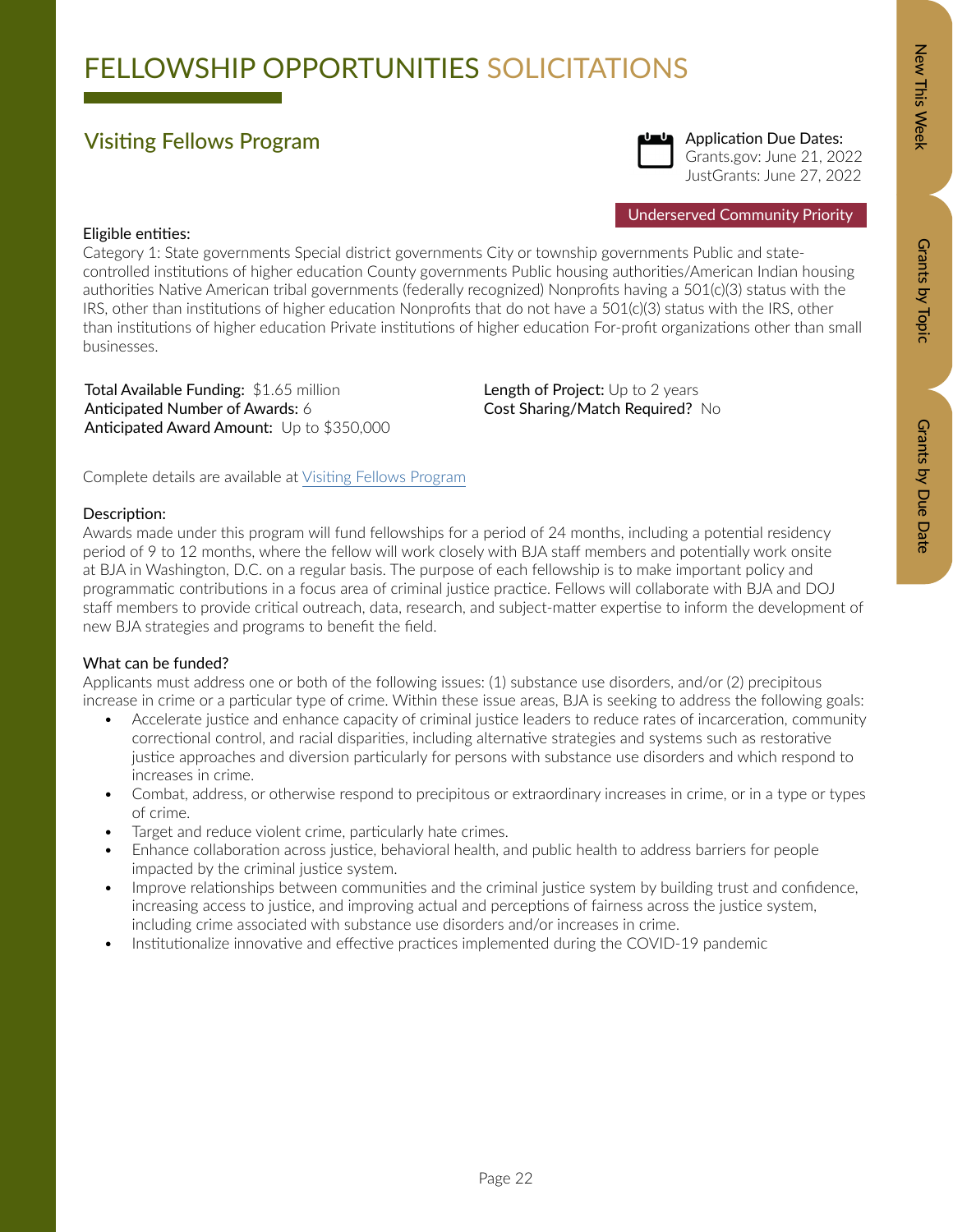# FELLOWSHIP OPPORTUNITIES SOLICITATIONS

## Visiting Fellows Program

Application Due Dates:
Grants.gov: June 21, 2022
JustGrants: June 27, 2022

Underserved Community Priority

Eligible entities:

Category 1: State governments Special district governments City or township governments Public and state-controlled institutions of higher education County governments Public housing authorities/American Indian housing authorities Native American tribal governments (federally recognized) Nonprofits having a 501(c)(3) status with the IRS, other than institutions of higher education Nonprofits that do not have a 501(c)(3) status with the IRS, other than institutions of higher education Private institutions of higher education For-profit organizations other than small businesses.

**Total Available Funding:** $1.65 million
**Anticipated Number of Awards:** 6
**Anticipated Award Amount:** Up to $350,000

**Length of Project:** Up to 2 years
**Cost Sharing/Match Required?** No

Complete details are available at Visiting Fellows Program

Description:

Awards made under this program will fund fellowships for a period of 24 months, including a potential residency period of 9 to 12 months, where the fellow will work closely with BJA staff members and potentially work onsite at BJA in Washington, D.C. on a regular basis. The purpose of each fellowship is to make important policy and programmatic contributions in a focus area of criminal justice practice. Fellows will collaborate with BJA and DOJ staff members to provide critical outreach, data, research, and subject-matter expertise to inform the development of new BJA strategies and programs to benefit the field.

What can be funded?

Applicants must address one or both of the following issues: (1) substance use disorders, and/or (2) precipitous increase in crime or a particular type of crime. Within these issue areas, BJA is seeking to address the following goals:

- Accelerate justice and enhance capacity of criminal justice leaders to reduce rates of incarceration, community correctional control, and racial disparities, including alternative strategies and systems such as restorative justice approaches and diversion particularly for persons with substance use disorders and which respond to increases in crime.
- Combat, address, or otherwise respond to precipitous or extraordinary increases in crime, or in a type or types of crime.
- Target and reduce violent crime, particularly hate crimes.
- Enhance collaboration across justice, behavioral health, and public health to address barriers for people impacted by the criminal justice system.
- Improve relationships between communities and the criminal justice system by building trust and confidence, increasing access to justice, and improving actual and perceptions of fairness across the justice system, including crime associated with substance use disorders and/or increases in crime.
- Institutionalize innovative and effective practices implemented during the COVID-19 pandemic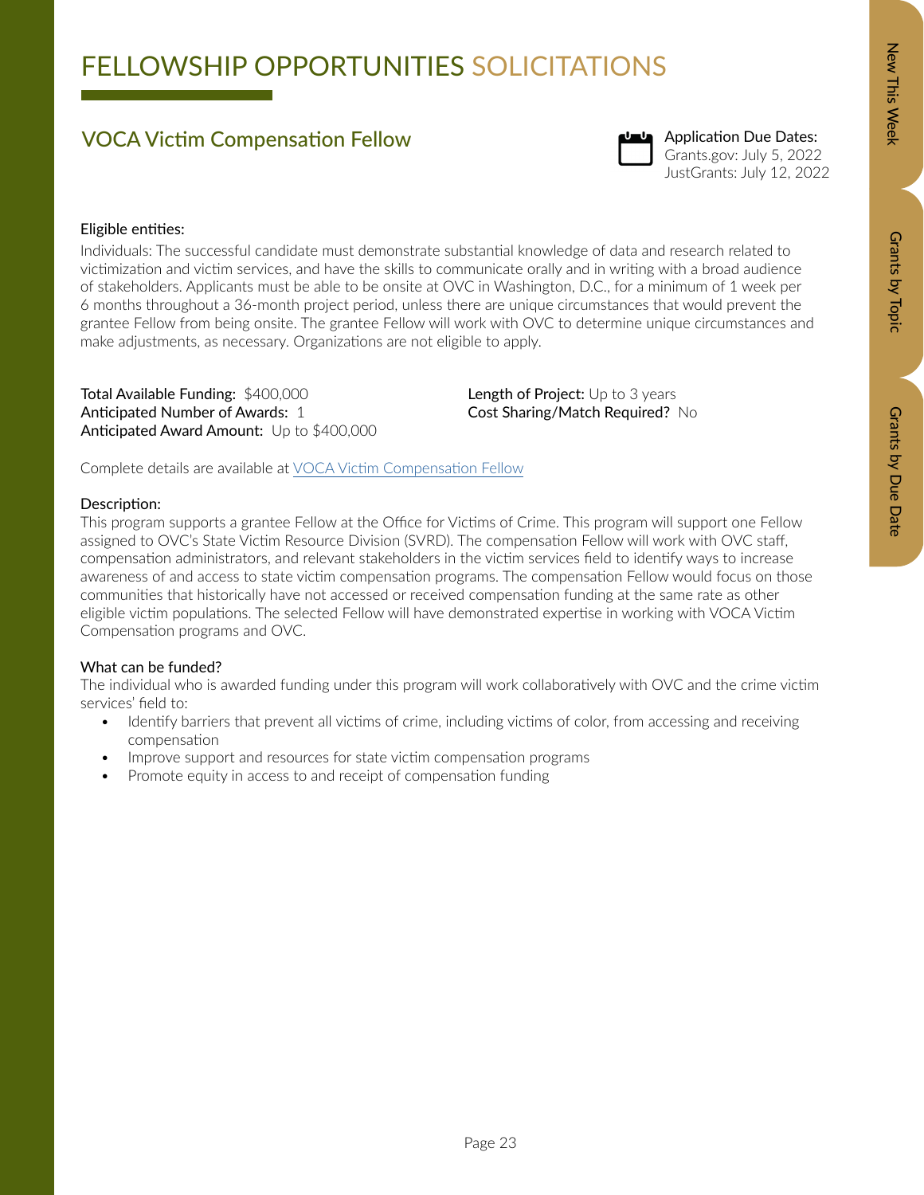# FELLOWSHIP OPPORTUNITIES SOLICITATIONS

## VOCA Victim Compensation Fellow

Application Due Dates:
Grants.gov: July 5, 2022
JustGrants: July 12, 2022

Eligible entities:

Individuals: The successful candidate must demonstrate substantial knowledge of data and research related to victimization and victim services, and have the skills to communicate orally and in writing with a broad audience of stakeholders. Applicants must be able to be onsite at OVC in Washington, D.C., for a minimum of 1 week per 6 months throughout a 36-month project period, unless there are unique circumstances that would prevent the grantee Fellow from being onsite. The grantee Fellow will work with OVC to determine unique circumstances and make adjustments, as necessary. Organizations are not eligible to apply.

**Total Available Funding:** $400,000
**Anticipated Number of Awards:** 1
**Anticipated Award Amount:** Up to $400,000
**Length of Project:** Up to 3 years
**Cost Sharing/Match Required?** No

Complete details are available at VOCA Victim Compensation Fellow

Description:

This program supports a grantee Fellow at the Office for Victims of Crime. This program will support one Fellow assigned to OVC's State Victim Resource Division (SVRD). The compensation Fellow will work with OVC staff, compensation administrators, and relevant stakeholders in the victim services field to identify ways to increase awareness of and access to state victim compensation programs. The compensation Fellow would focus on those communities that historically have not accessed or received compensation funding at the same rate as other eligible victim populations. The selected Fellow will have demonstrated expertise in working with VOCA Victim Compensation programs and OVC.

What can be funded?

The individual who is awarded funding under this program will work collaboratively with OVC and the crime victim services' field to:

- Identify barriers that prevent all victims of crime, including victims of color, from accessing and receiving compensation
- Improve support and resources for state victim compensation programs
- Promote equity in access to and receipt of compensation funding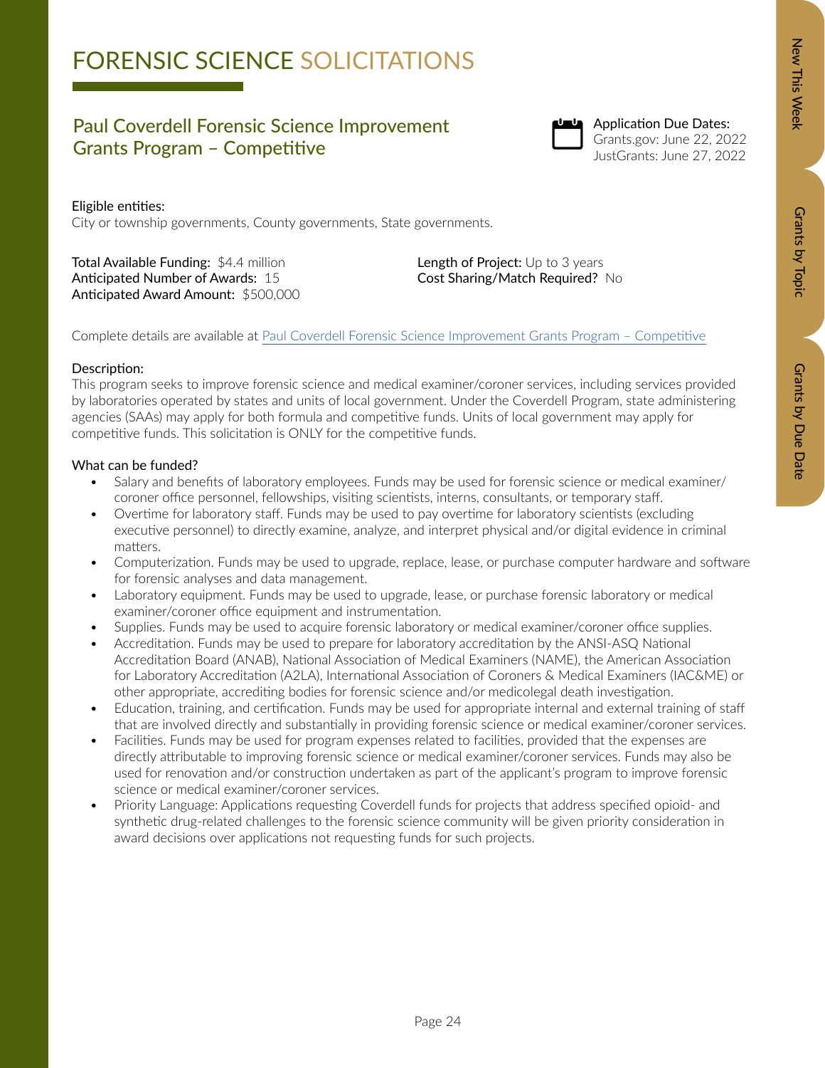# FORENSIC SCIENCE SOLICITATIONS

## Paul Coverdell Forensic Science Improvement Grants Program – Competitive

Application Due Dates:
Grants.gov: June 22, 2022
JustGrants: June 27, 2022

Eligible entities:
City or township governments, County governments, State governments.

**Total Available Funding:** $4.4 million
**Anticipated Number of Awards:** 15
**Anticipated Award Amount:** $500,000

**Length of Project:** Up to 3 years
**Cost Sharing/Match Required?** No

Complete details are available at [Paul Coverdell Forensic Science Improvement Grants Program – Competitive]()

Description:
This program seeks to improve forensic science and medical examiner/coroner services, including services provided by laboratories operated by states and units of local government. Under the Coverdell Program, state administering agencies (SAAs) may apply for both formula and competitive funds. Units of local government may apply for competitive funds. This solicitation is ONLY for the competitive funds.

What can be funded?

- Salary and benefits of laboratory employees. Funds may be used for forensic science or medical examiner/coroner office personnel, fellowships, visiting scientists, interns, consultants, or temporary staff.
- Overtime for laboratory staff. Funds may be used to pay overtime for laboratory scientists (excluding executive personnel) to directly examine, analyze, and interpret physical and/or digital evidence in criminal matters.
- Computerization. Funds may be used to upgrade, replace, lease, or purchase computer hardware and software for forensic analyses and data management.
- Laboratory equipment. Funds may be used to upgrade, lease, or purchase forensic laboratory or medical examiner/coroner office equipment and instrumentation.
- Supplies. Funds may be used to acquire forensic laboratory or medical examiner/coroner office supplies.
- Accreditation. Funds may be used to prepare for laboratory accreditation by the ANSI-ASQ National Accreditation Board (ANAB), National Association of Medical Examiners (NAME), the American Association for Laboratory Accreditation (A2LA), International Association of Coroners & Medical Examiners (IAC&ME) or other appropriate, accrediting bodies for forensic science and/or medicolegal death investigation.
- Education, training, and certification. Funds may be used for appropriate internal and external training of staff that are involved directly and substantially in providing forensic science or medical examiner/coroner services.
- Facilities. Funds may be used for program expenses related to facilities, provided that the expenses are directly attributable to improving forensic science or medical examiner/coroner services. Funds may also be used for renovation and/or construction undertaken as part of the applicant's program to improve forensic science or medical examiner/coroner services.
- Priority Language: Applications requesting Coverdell funds for projects that address specified opioid- and synthetic drug-related challenges to the forensic science community will be given priority consideration in award decisions over applications not requesting funds for such projects.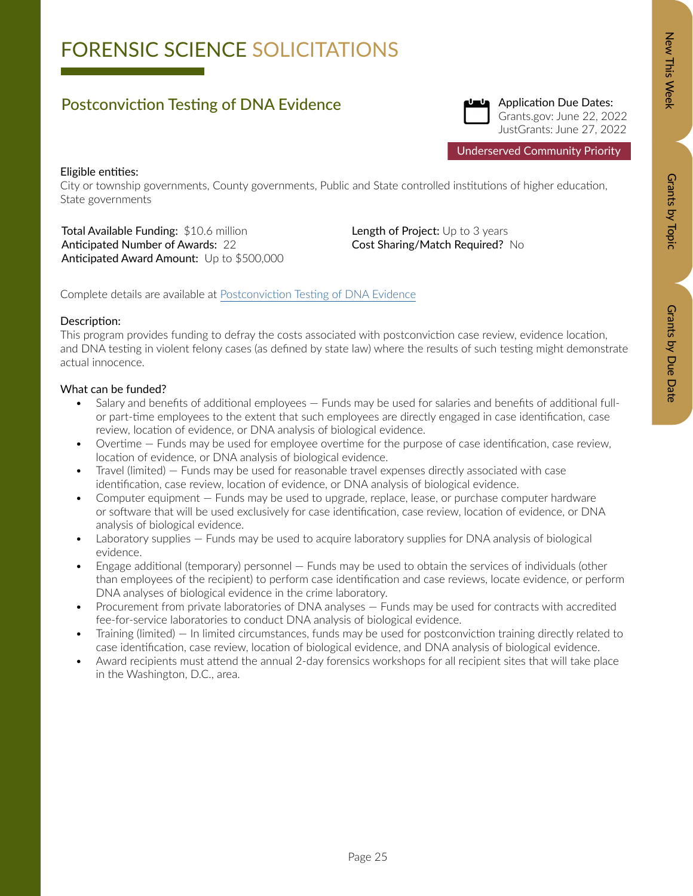# FORENSIC SCIENCE SOLICITATIONS

## Postconviction Testing of DNA Evidence

Application Due Dates:
Grants.gov: June 22, 2022
JustGrants: June 27, 2022

Underserved Community Priority

Eligible entities:
City or township governments, County governments, Public and State controlled institutions of higher education, State governments

**Total Available Funding:** $10.6 million
**Anticipated Number of Awards:** 22
**Anticipated Award Amount:** Up to $500,000

**Length of Project:** Up to 3 years
**Cost Sharing/Match Required?** No

Complete details are available at [Postconviction Testing of DNA Evidence]()

Description:
This program provides funding to defray the costs associated with postconviction case review, evidence location, and DNA testing in violent felony cases (as defined by state law) where the results of such testing might demonstrate actual innocence.

What can be funded?

- Salary and benefits of additional employees — Funds may be used for salaries and benefits of additional full- or part-time employees to the extent that such employees are directly engaged in case identification, case review, location of evidence, or DNA analysis of biological evidence.
- Overtime — Funds may be used for employee overtime for the purpose of case identification, case review, location of evidence, or DNA analysis of biological evidence.
- Travel (limited) — Funds may be used for reasonable travel expenses directly associated with case identification, case review, location of evidence, or DNA analysis of biological evidence.
- Computer equipment — Funds may be used to upgrade, replace, lease, or purchase computer hardware or software that will be used exclusively for case identification, case review, location of evidence, or DNA analysis of biological evidence.
- Laboratory supplies — Funds may be used to acquire laboratory supplies for DNA analysis of biological evidence.
- Engage additional (temporary) personnel — Funds may be used to obtain the services of individuals (other than employees of the recipient) to perform case identification and case reviews, locate evidence, or perform DNA analyses of biological evidence in the crime laboratory.
- Procurement from private laboratories of DNA analyses — Funds may be used for contracts with accredited fee-for-service laboratories to conduct DNA analysis of biological evidence.
- Training (limited) — In limited circumstances, funds may be used for postconviction training directly related to case identification, case review, location of biological evidence, and DNA analysis of biological evidence.
- Award recipients must attend the annual 2-day forensics workshops for all recipient sites that will take place in the Washington, D.C., area.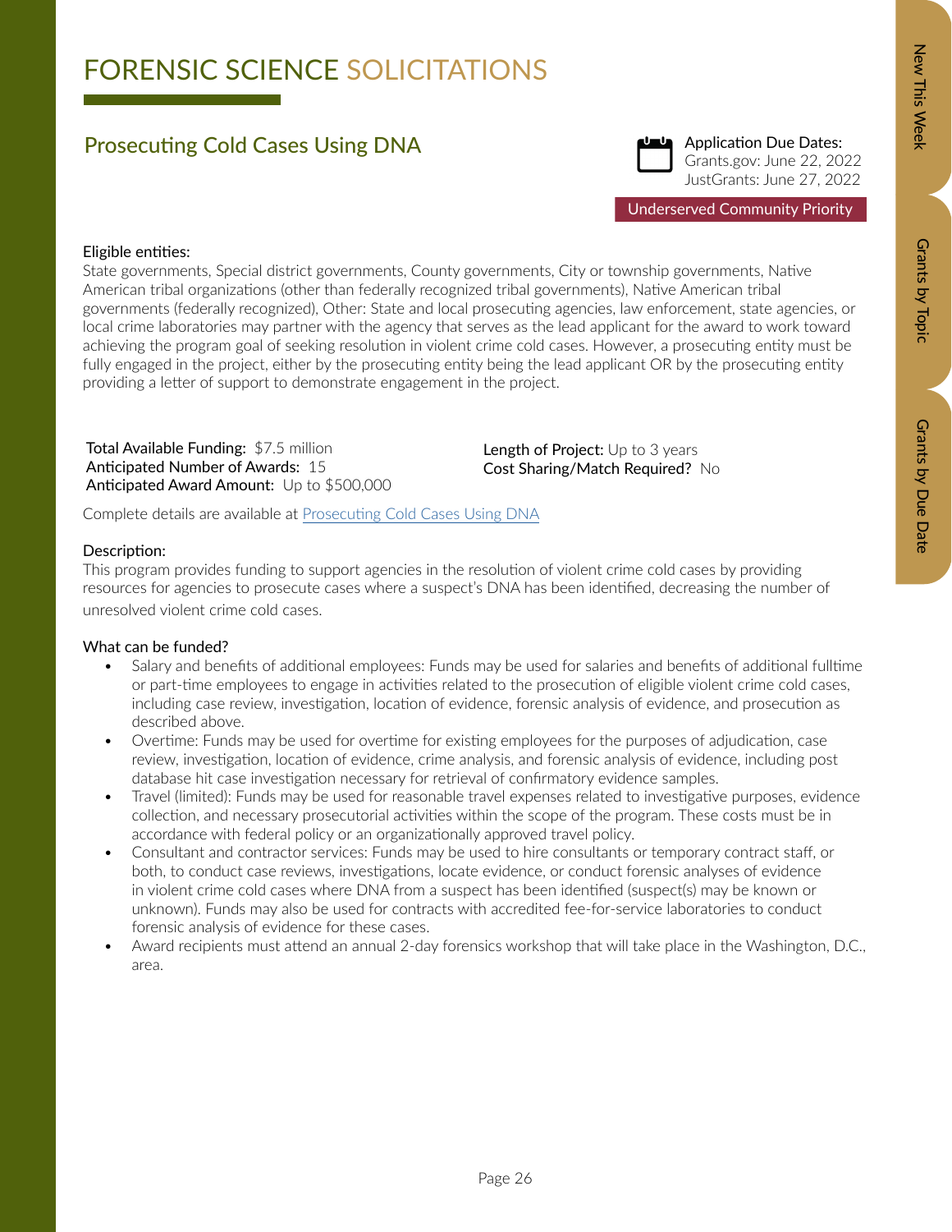# FORENSIC SCIENCE SOLICITATIONS

## Prosecuting Cold Cases Using DNA

**Application Due Dates:**
Grants.gov: June 22, 2022
JustGrants: June 27, 2022

Underserved Community Priority

**Eligible entities:**
State governments, Special district governments, County governments, City or township governments, Native American tribal organizations (other than federally recognized tribal governments), Native American tribal governments (federally recognized), Other: State and local prosecuting agencies, law enforcement, state agencies, or local crime laboratories may partner with the agency that serves as the lead applicant for the award to work toward achieving the program goal of seeking resolution in violent crime cold cases. However, a prosecuting entity must be fully engaged in the project, either by the prosecuting entity being the lead applicant OR by the prosecuting entity providing a letter of support to demonstrate engagement in the project.

**Total Available Funding:** $7.5 million
**Anticipated Number of Awards:** 15
**Anticipated Award Amount:** Up to $500,000

**Length of Project:** Up to 3 years
**Cost Sharing/Match Required?** No

Complete details are available at Prosecuting Cold Cases Using DNA

**Description:**
This program provides funding to support agencies in the resolution of violent crime cold cases by providing resources for agencies to prosecute cases where a suspect's DNA has been identified, decreasing the number of unresolved violent crime cold cases.

**What can be funded?**

- Salary and benefits of additional employees: Funds may be used for salaries and benefits of additional fulltime or part-time employees to engage in activities related to the prosecution of eligible violent crime cold cases, including case review, investigation, location of evidence, forensic analysis of evidence, and prosecution as described above.
- Overtime: Funds may be used for overtime for existing employees for the purposes of adjudication, case review, investigation, location of evidence, crime analysis, and forensic analysis of evidence, including post database hit case investigation necessary for retrieval of confirmatory evidence samples.
- Travel (limited): Funds may be used for reasonable travel expenses related to investigative purposes, evidence collection, and necessary prosecutorial activities within the scope of the program. These costs must be in accordance with federal policy or an organizationally approved travel policy.
- Consultant and contractor services: Funds may be used to hire consultants or temporary contract staff, or both, to conduct case reviews, investigations, locate evidence, or conduct forensic analyses of evidence in violent crime cold cases where DNA from a suspect has been identified (suspect(s) may be known or unknown). Funds may also be used for contracts with accredited fee-for-service laboratories to conduct forensic analysis of evidence for these cases.
- Award recipients must attend an annual 2-day forensics workshop that will take place in the Washington, D.C., area.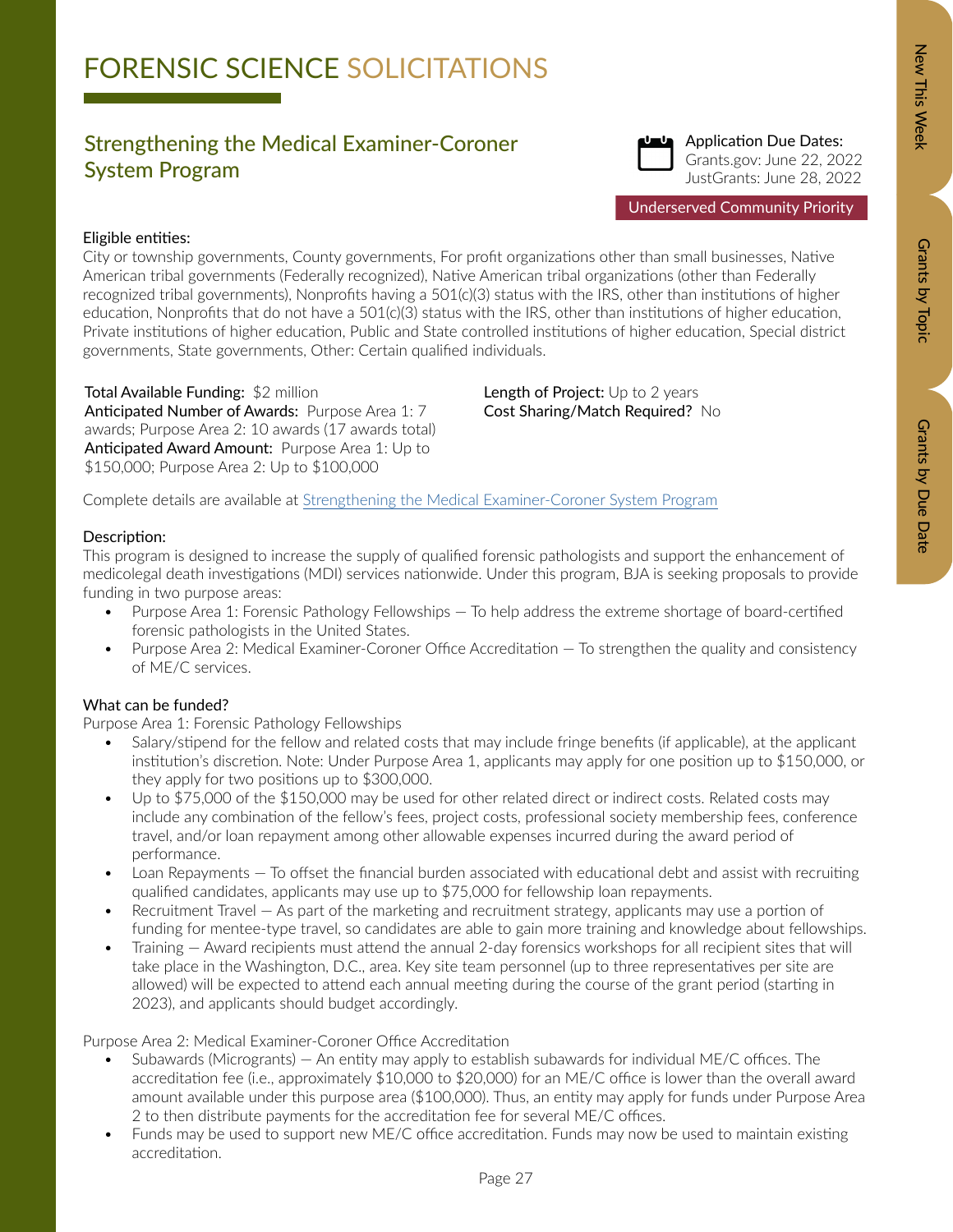# FORENSIC SCIENCE SOLICITATIONS

## Strengthening the Medical Examiner-Coroner System Program

Application Due Dates:
Grants.gov: June 22, 2022
JustGrants: June 28, 2022

Underserved Community Priority

Eligible entities:
City or township governments, County governments, For profit organizations other than small businesses, Native American tribal governments (Federally recognized), Native American tribal organizations (other than Federally recognized tribal governments), Nonprofits having a 501(c)(3) status with the IRS, other than institutions of higher education, Nonprofits that do not have a 501(c)(3) status with the IRS, other than institutions of higher education, Private institutions of higher education, Public and State controlled institutions of higher education, Special district governments, State governments, Other: Certain qualified individuals.

**Total Available Funding:** $2 million
**Anticipated Number of Awards:** Purpose Area 1: 7 awards; Purpose Area 2: 10 awards (17 awards total)
**Anticipated Award Amount:** Purpose Area 1: Up to $150,000; Purpose Area 2: Up to $100,000

**Length of Project:** Up to 2 years
**Cost Sharing/Match Required?** No

Complete details are available at [Strengthening the Medical Examiner-Coroner System Program]()

Description:
This program is designed to increase the supply of qualified forensic pathologists and support the enhancement of medicolegal death investigations (MDI) services nationwide. Under this program, BJA is seeking proposals to provide funding in two purpose areas:

- Purpose Area 1: Forensic Pathology Fellowships — To help address the extreme shortage of board-certified forensic pathologists in the United States.
- Purpose Area 2: Medical Examiner-Coroner Office Accreditation — To strengthen the quality and consistency of ME/C services.

What can be funded?
Purpose Area 1: Forensic Pathology Fellowships

- Salary/stipend for the fellow and related costs that may include fringe benefits (if applicable), at the applicant institution's discretion. Note: Under Purpose Area 1, applicants may apply for one position up to $150,000, or they apply for two positions up to $300,000.
- Up to $75,000 of the $150,000 may be used for other related direct or indirect costs. Related costs may include any combination of the fellow's fees, project costs, professional society membership fees, conference travel, and/or loan repayment among other allowable expenses incurred during the award period of performance.
- Loan Repayments — To offset the financial burden associated with educational debt and assist with recruiting qualified candidates, applicants may use up to $75,000 for fellowship loan repayments.
- Recruitment Travel — As part of the marketing and recruitment strategy, applicants may use a portion of funding for mentee-type travel, so candidates are able to gain more training and knowledge about fellowships.
- Training — Award recipients must attend the annual 2-day forensics workshops for all recipient sites that will take place in the Washington, D.C., area. Key site team personnel (up to three representatives per site are allowed) will be expected to attend each annual meeting during the course of the grant period (starting in 2023), and applicants should budget accordingly.

Purpose Area 2: Medical Examiner-Coroner Office Accreditation

- Subawards (Microgrants) — An entity may apply to establish subawards for individual ME/C offices. The accreditation fee (i.e., approximately $10,000 to $20,000) for an ME/C office is lower than the overall award amount available under this purpose area ($100,000). Thus, an entity may apply for funds under Purpose Area 2 to then distribute payments for the accreditation fee for several ME/C offices.
- Funds may be used to support new ME/C office accreditation. Funds may now be used to maintain existing accreditation.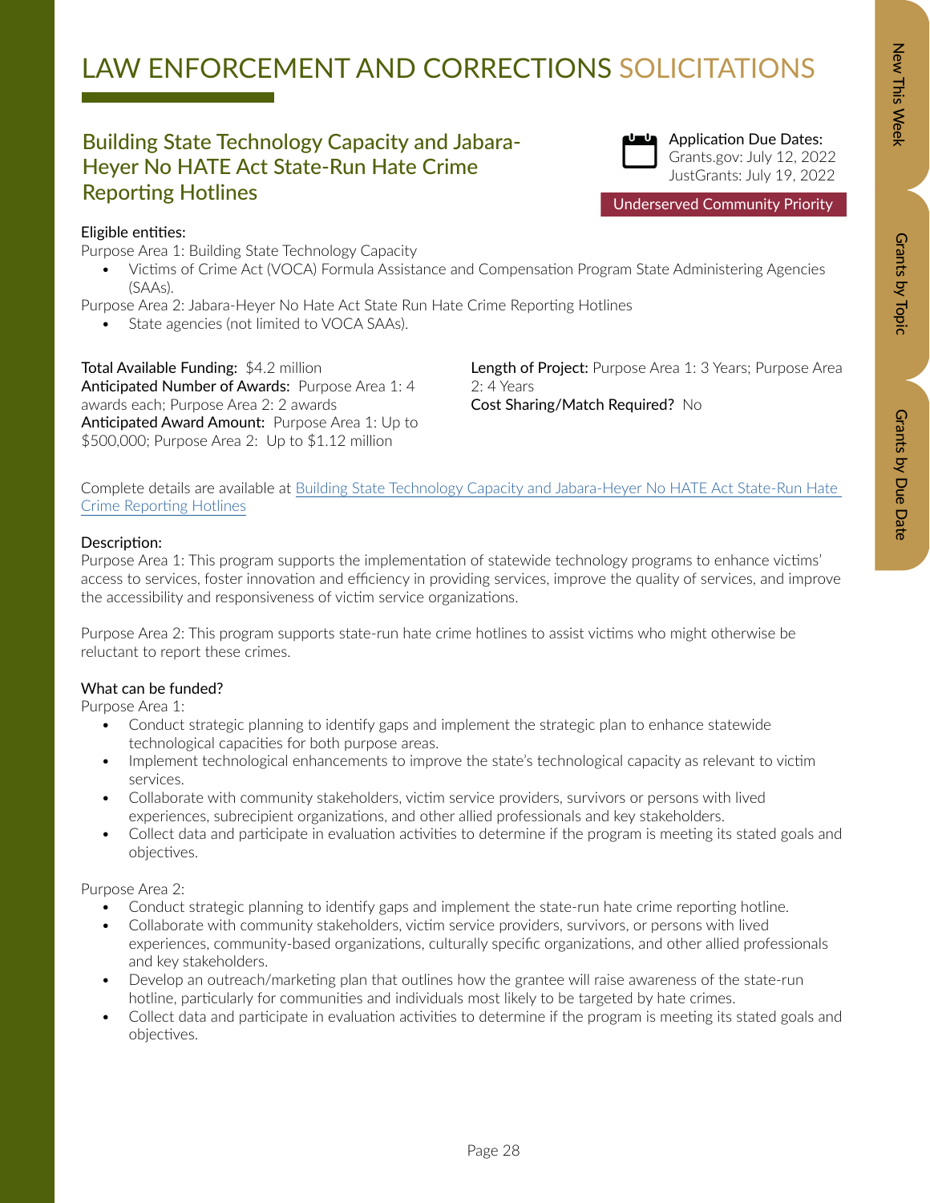# LAW ENFORCEMENT AND CORRECTIONS SOLICITATIONS

## Building State Technology Capacity and Jabara-Heyer No HATE Act State-Run Hate Crime Reporting Hotlines

Application Due Dates:
Grants.gov: July 12, 2022
JustGrants: July 19, 2022

Underserved Community Priority

**Eligible entities:**

Purpose Area 1: Building State Technology Capacity

- Victims of Crime Act (VOCA) Formula Assistance and Compensation Program State Administering Agencies (SAAs).

Purpose Area 2: Jabara-Heyer No Hate Act State Run Hate Crime Reporting Hotlines

- State agencies (not limited to VOCA SAAs).

**Total Available Funding:** $4.2 million
**Anticipated Number of Awards:** Purpose Area 1: 4 awards each; Purpose Area 2: 2 awards
**Anticipated Award Amount:** Purpose Area 1: Up to $500,000; Purpose Area 2: Up to $1.12 million

**Length of Project:** Purpose Area 1: 3 Years; Purpose Area 2: 4 Years
**Cost Sharing/Match Required?** No

Complete details are available at [Building State Technology Capacity and Jabara-Heyer No HATE Act State-Run Hate Crime Reporting Hotlines]()

**Description:**

Purpose Area 1: This program supports the implementation of statewide technology programs to enhance victims' access to services, foster innovation and efficiency in providing services, improve the quality of services, and improve the accessibility and responsiveness of victim service organizations.

Purpose Area 2: This program supports state-run hate crime hotlines to assist victims who might otherwise be reluctant to report these crimes.

**What can be funded?**

Purpose Area 1:

- Conduct strategic planning to identify gaps and implement the strategic plan to enhance statewide technological capacities for both purpose areas.
- Implement technological enhancements to improve the state's technological capacity as relevant to victim services.
- Collaborate with community stakeholders, victim service providers, survivors or persons with lived experiences, subrecipient organizations, and other allied professionals and key stakeholders.
- Collect data and participate in evaluation activities to determine if the program is meeting its stated goals and objectives.

Purpose Area 2:

- Conduct strategic planning to identify gaps and implement the state-run hate crime reporting hotline.
- Collaborate with community stakeholders, victim service providers, survivors, or persons with lived experiences, community-based organizations, culturally specific organizations, and other allied professionals and key stakeholders.
- Develop an outreach/marketing plan that outlines how the grantee will raise awareness of the state-run hotline, particularly for communities and individuals most likely to be targeted by hate crimes.
- Collect data and participate in evaluation activities to determine if the program is meeting its stated goals and objectives.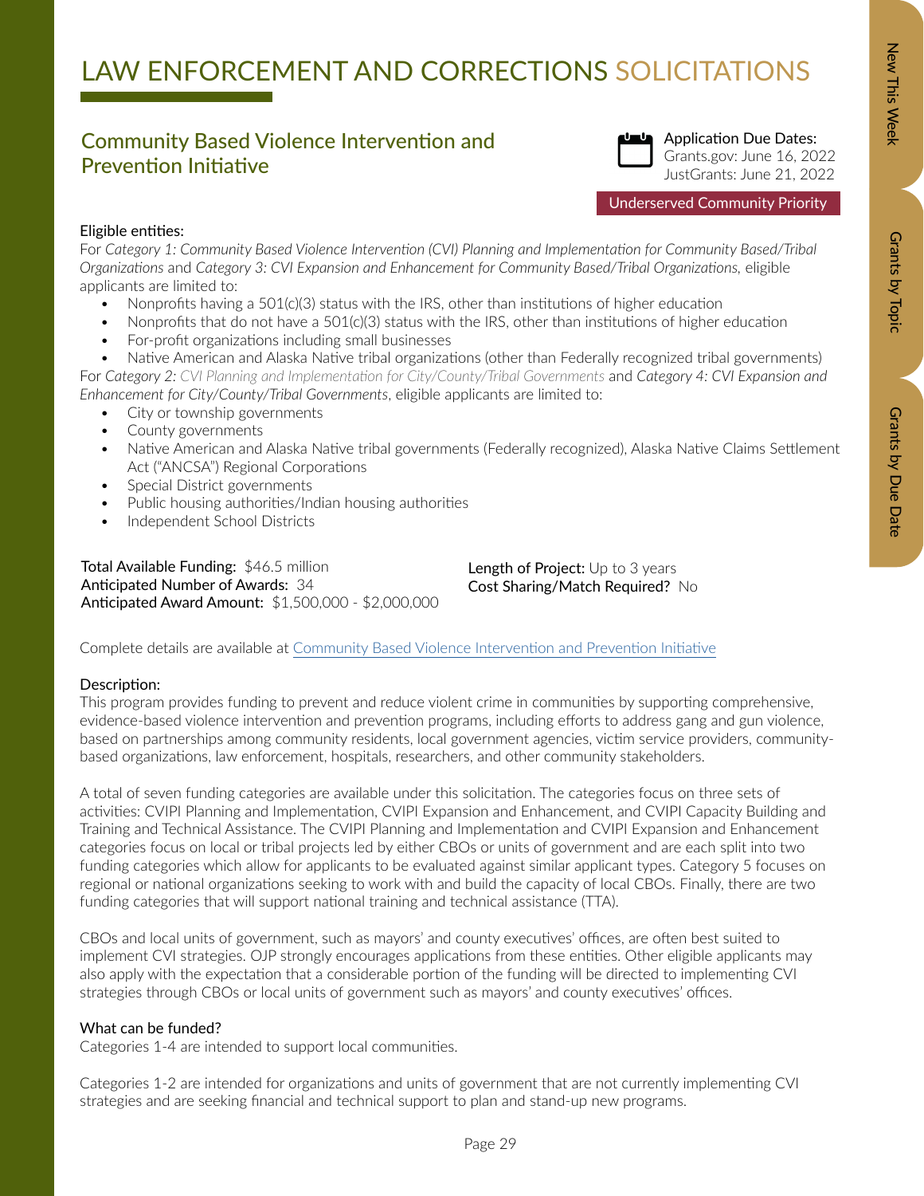# LAW ENFORCEMENT AND CORRECTIONS SOLICITATIONS

## Community Based Violence Intervention and Prevention Initiative

Application Due Dates:
Grants.gov: June 16, 2022
JustGrants: June 21, 2022

Underserved Community Priority

**Eligible entities:**

For *Category 1: Community Based Violence Intervention (CVI) Planning and Implementation for Community Based/Tribal Organizations* and *Category 3: CVI Expansion and Enhancement for Community Based/Tribal Organizations,* eligible applicants are limited to:

- Nonprofits having a 501(c)(3) status with the IRS, other than institutions of higher education
- Nonprofits that do not have a 501(c)(3) status with the IRS, other than institutions of higher education
- For-profit organizations including small businesses
- Native American and Alaska Native tribal organizations (other than Federally recognized tribal governments)

For *Category 2: CVI Planning and Implementation for City/County/Tribal Governments* and *Category 4: CVI Expansion and Enhancement for City/County/Tribal Governments*, eligible applicants are limited to:

- City or township governments
- County governments
- Native American and Alaska Native tribal governments (Federally recognized), Alaska Native Claims Settlement Act ("ANCSA") Regional Corporations
- Special District governments
- Public housing authorities/Indian housing authorities
- Independent School Districts

**Total Available Funding:** $46.5 million
**Anticipated Number of Awards:** 34
**Anticipated Award Amount:** $1,500,000 - $2,000,000
**Length of Project:** Up to 3 years
**Cost Sharing/Match Required?** No

Complete details are available at [Community Based Violence Intervention and Prevention Initiative]

**Description:**

This program provides funding to prevent and reduce violent crime in communities by supporting comprehensive, evidence-based violence intervention and prevention programs, including efforts to address gang and gun violence, based on partnerships among community residents, local government agencies, victim service providers, community-based organizations, law enforcement, hospitals, researchers, and other community stakeholders.

A total of seven funding categories are available under this solicitation. The categories focus on three sets of activities: CVIPI Planning and Implementation, CVIPI Expansion and Enhancement, and CVIPI Capacity Building and Training and Technical Assistance. The CVIPI Planning and Implementation and CVIPI Expansion and Enhancement categories focus on local or tribal projects led by either CBOs or units of government and are each split into two funding categories which allow for applicants to be evaluated against similar applicant types. Category 5 focuses on regional or national organizations seeking to work with and build the capacity of local CBOs. Finally, there are two funding categories that will support national training and technical assistance (TTA).

CBOs and local units of government, such as mayors' and county executives' offices, are often best suited to implement CVI strategies. OJP strongly encourages applications from these entities. Other eligible applicants may also apply with the expectation that a considerable portion of the funding will be directed to implementing CVI strategies through CBOs or local units of government such as mayors' and county executives' offices.

**What can be funded?**

Categories 1-4 are intended to support local communities.

Categories 1-2 are intended for organizations and units of government that are not currently implementing CVI strategies and are seeking financial and technical support to plan and stand-up new programs.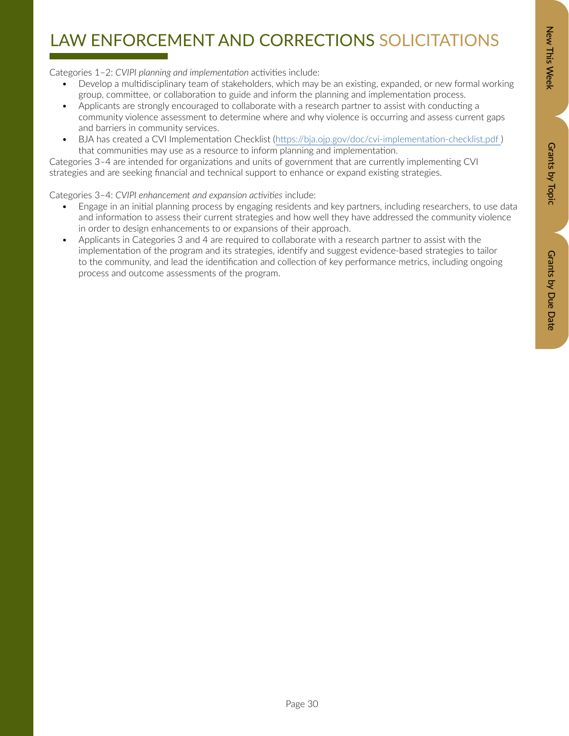# LAW ENFORCEMENT AND CORRECTIONS SOLICITATIONS

Categories 1–2: *CVIPI planning and implementation* activities include:

- Develop a multidisciplinary team of stakeholders, which may be an existing, expanded, or new formal working group, committee, or collaboration to guide and inform the planning and implementation process.
- Applicants are strongly encouraged to collaborate with a research partner to assist with conducting a community violence assessment to determine where and why violence is occurring and assess current gaps and barriers in community services.
- BJA has created a CVI Implementation Checklist (https://bja.ojp.gov/doc/cvi-implementation-checklist.pdf ) that communities may use as a resource to inform planning and implementation.

Categories 3–4 are intended for organizations and units of government that are currently implementing CVI strategies and are seeking financial and technical support to enhance or expand existing strategies.

Categories 3–4: *CVIPI enhancement and expansion activities* include:

- Engage in an initial planning process by engaging residents and key partners, including researchers, to use data and information to assess their current strategies and how well they have addressed the community violence in order to design enhancements to or expansions of their approach.
- Applicants in Categories 3 and 4 are required to collaborate with a research partner to assist with the implementation of the program and its strategies, identify and suggest evidence-based strategies to tailor to the community, and lead the identification and collection of key performance metrics, including ongoing process and outcome assessments of the program.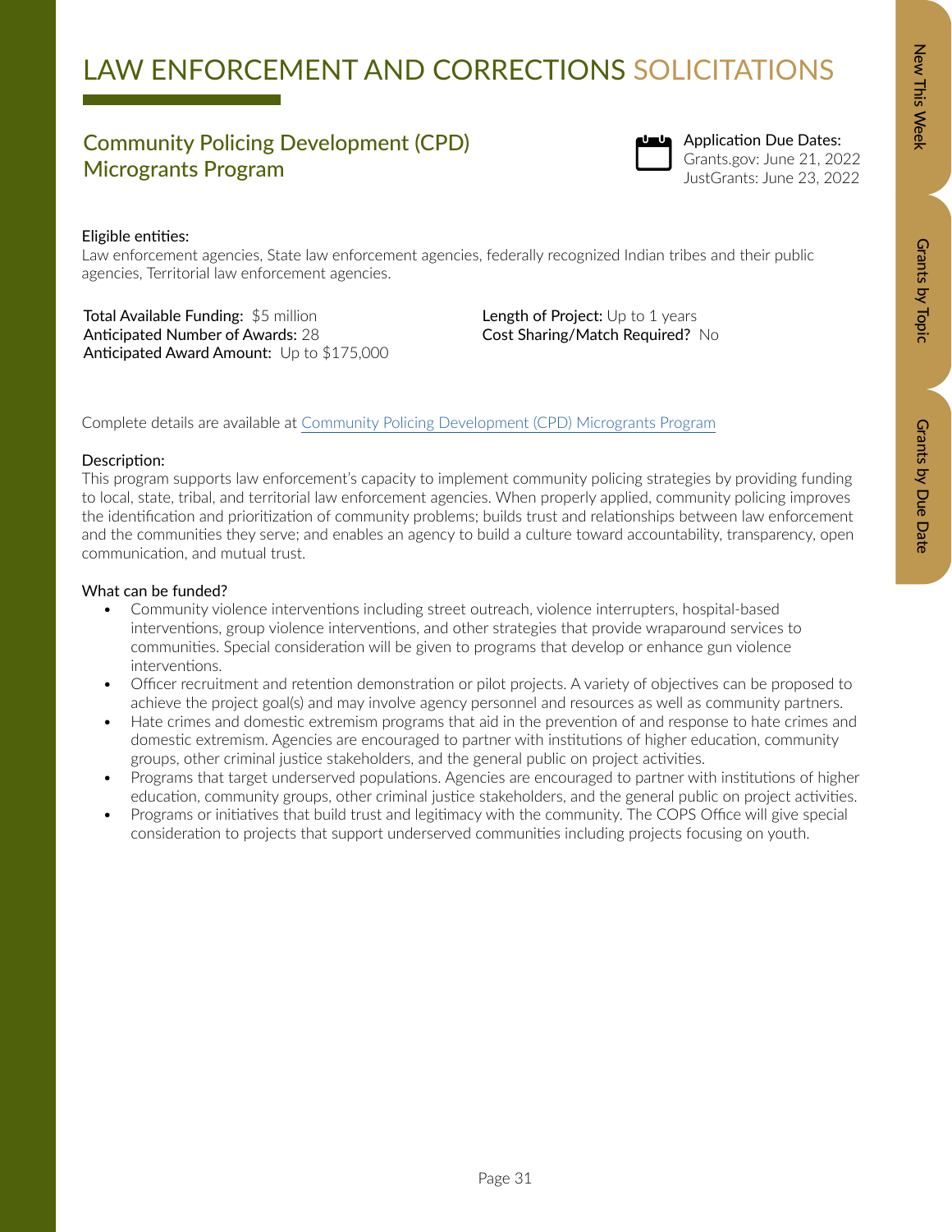# LAW ENFORCEMENT AND CORRECTIONS SOLICITATIONS

## Community Policing Development (CPD) Microgrants Program

Application Due Dates:
Grants.gov: June 21, 2022
JustGrants: June 23, 2022

Eligible entities:
Law enforcement agencies, State law enforcement agencies, federally recognized Indian tribes and their public agencies, Territorial law enforcement agencies.

**Total Available Funding:** $5 million
**Anticipated Number of Awards:** 28
**Anticipated Award Amount:** Up to $175,000

**Length of Project:** Up to 1 years
**Cost Sharing/Match Required?** No

Complete details are available at [Community Policing Development (CPD) Microgrants Program]

Description:
This program supports law enforcement's capacity to implement community policing strategies by providing funding to local, state, tribal, and territorial law enforcement agencies. When properly applied, community policing improves the identification and prioritization of community problems; builds trust and relationships between law enforcement and the communities they serve; and enables an agency to build a culture toward accountability, transparency, open communication, and mutual trust.

What can be funded?

- Community violence interventions including street outreach, violence interrupters, hospital-based interventions, group violence interventions, and other strategies that provide wraparound services to communities. Special consideration will be given to programs that develop or enhance gun violence interventions.
- Officer recruitment and retention demonstration or pilot projects. A variety of objectives can be proposed to achieve the project goal(s) and may involve agency personnel and resources as well as community partners.
- Hate crimes and domestic extremism programs that aid in the prevention of and response to hate crimes and domestic extremism. Agencies are encouraged to partner with institutions of higher education, community groups, other criminal justice stakeholders, and the general public on project activities.
- Programs that target underserved populations. Agencies are encouraged to partner with institutions of higher education, community groups, other criminal justice stakeholders, and the general public on project activities.
- Programs or initiatives that build trust and legitimacy with the community. The COPS Office will give special consideration to projects that support underserved communities including projects focusing on youth.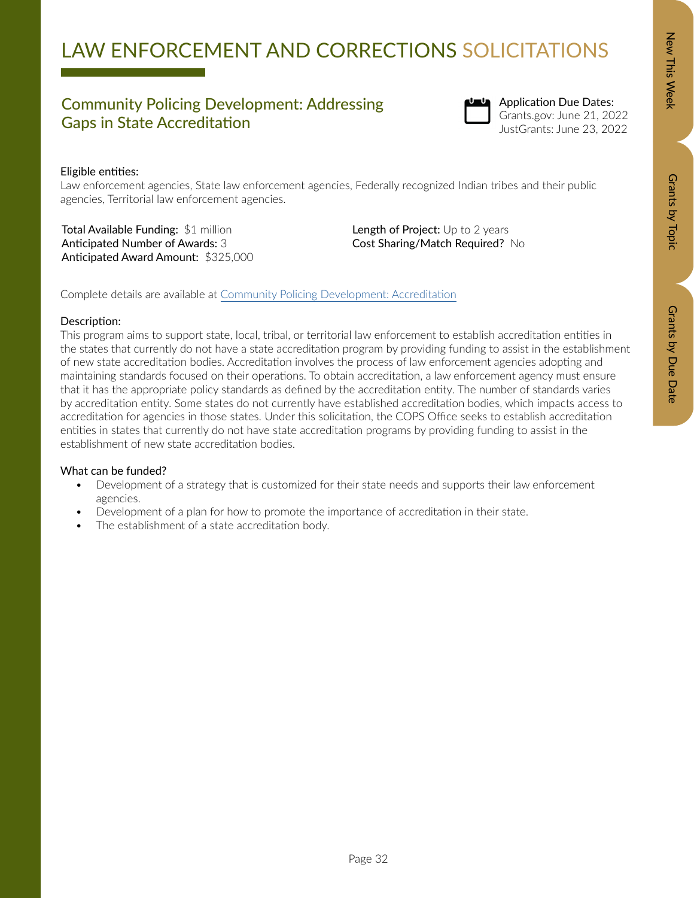# LAW ENFORCEMENT AND CORRECTIONS SOLICITATIONS

## Community Policing Development: Addressing Gaps in State Accreditation

Application Due Dates:
Grants.gov: June 21, 2022
JustGrants: June 23, 2022

Eligible entities:
Law enforcement agencies, State law enforcement agencies, Federally recognized Indian tribes and their public agencies, Territorial law enforcement agencies.

**Total Available Funding:** $1 million
**Anticipated Number of Awards:** 3
**Anticipated Award Amount:** $325,000

**Length of Project:** Up to 2 years
**Cost Sharing/Match Required?** No

Complete details are available at [Community Policing Development: Accreditation]()

Description:
This program aims to support state, local, tribal, or territorial law enforcement to establish accreditation entities in the states that currently do not have a state accreditation program by providing funding to assist in the establishment of new state accreditation bodies. Accreditation involves the process of law enforcement agencies adopting and maintaining standards focused on their operations. To obtain accreditation, a law enforcement agency must ensure that it has the appropriate policy standards as defined by the accreditation entity. The number of standards varies by accreditation entity. Some states do not currently have established accreditation bodies, which impacts access to accreditation for agencies in those states. Under this solicitation, the COPS Office seeks to establish accreditation entities in states that currently do not have state accreditation programs by providing funding to assist in the establishment of new state accreditation bodies.

What can be funded?

- Development of a strategy that is customized for their state needs and supports their law enforcement agencies.
- Development of a plan for how to promote the importance of accreditation in their state.
- The establishment of a state accreditation body.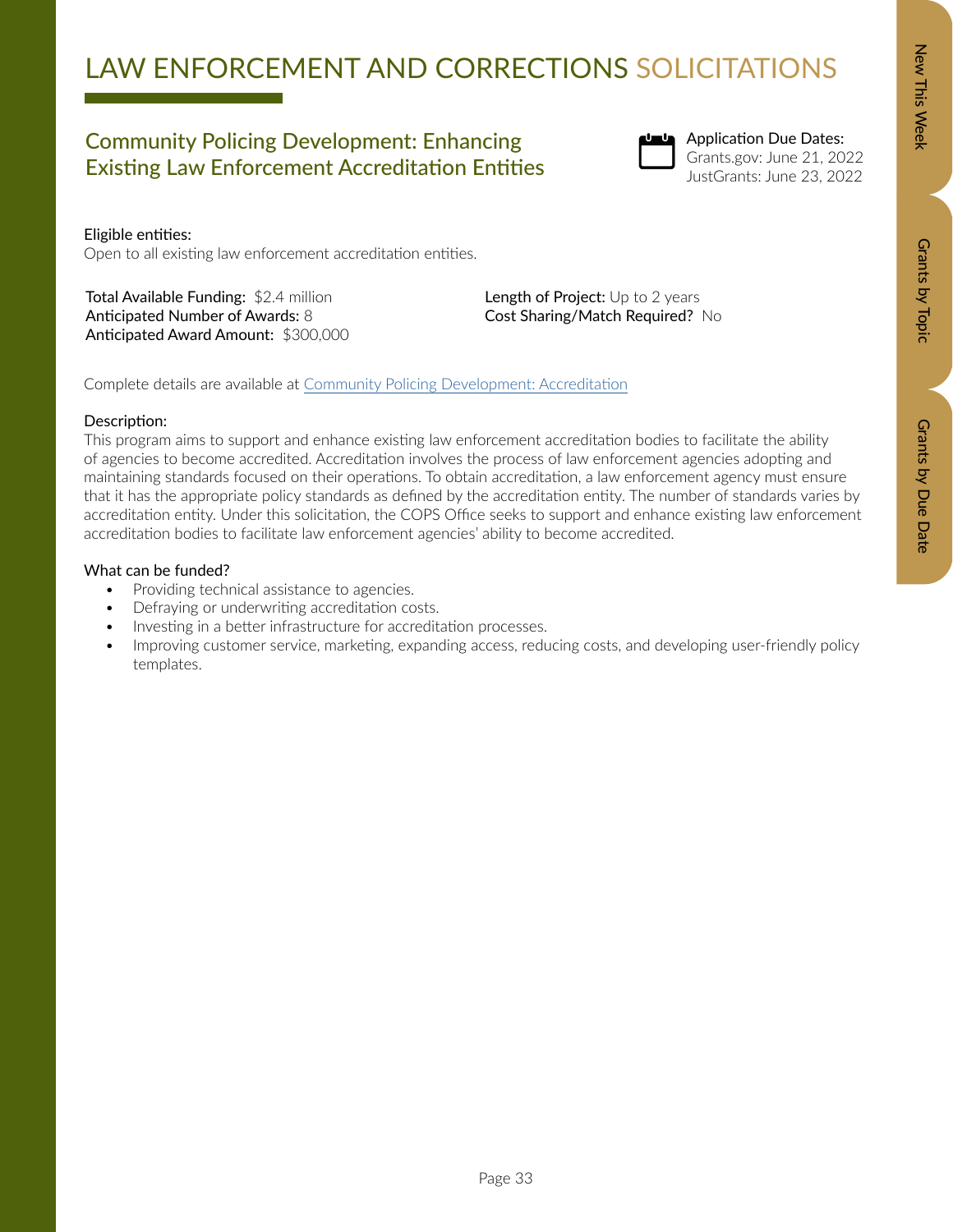# LAW ENFORCEMENT AND CORRECTIONS SOLICITATIONS

## Community Policing Development: Enhancing Existing Law Enforcement Accreditation Entities

**Application Due Dates:**
Grants.gov: June 21, 2022
JustGrants: June 23, 2022

**Eligible entities:**
Open to all existing law enforcement accreditation entities.

**Total Available Funding:** $2.4 million
**Anticipated Number of Awards:** 8
**Anticipated Award Amount:** $300,000

**Length of Project:** Up to 2 years
**Cost Sharing/Match Required?** No

Complete details are available at [Community Policing Development: Accreditation]()

**Description:**
This program aims to support and enhance existing law enforcement accreditation bodies to facilitate the ability of agencies to become accredited. Accreditation involves the process of law enforcement agencies adopting and maintaining standards focused on their operations. To obtain accreditation, a law enforcement agency must ensure that it has the appropriate policy standards as defined by the accreditation entity. The number of standards varies by accreditation entity. Under this solicitation, the COPS Office seeks to support and enhance existing law enforcement accreditation bodies to facilitate law enforcement agencies' ability to become accredited.

**What can be funded?**

- Providing technical assistance to agencies.
- Defraying or underwriting accreditation costs.
- Investing in a better infrastructure for accreditation processes.
- Improving customer service, marketing, expanding access, reducing costs, and developing user-friendly policy templates.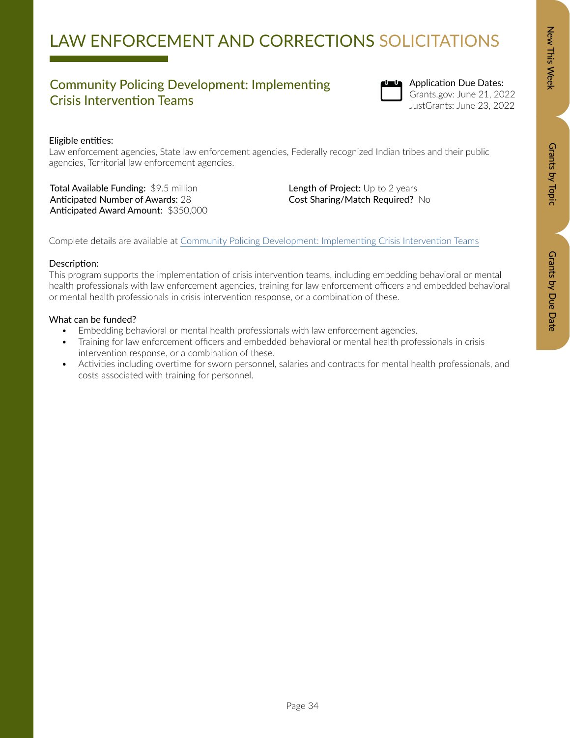# LAW ENFORCEMENT AND CORRECTIONS SOLICITATIONS

## Community Policing Development: Implementing Crisis Intervention Teams

Application Due Dates:
Grants.gov: June 21, 2022
JustGrants: June 23, 2022

Eligible entities:
Law enforcement agencies, State law enforcement agencies, Federally recognized Indian tribes and their public agencies, Territorial law enforcement agencies.

**Total Available Funding:** $9.5 million
**Anticipated Number of Awards:** 28
**Anticipated Award Amount:** $350,000

**Length of Project:** Up to 2 years
**Cost Sharing/Match Required?** No

Complete details are available at [Community Policing Development: Implementing Crisis Intervention Teams]()

Description:
This program supports the implementation of crisis intervention teams, including embedding behavioral or mental health professionals with law enforcement agencies, training for law enforcement officers and embedded behavioral or mental health professionals in crisis intervention response, or a combination of these.

What can be funded?

- Embedding behavioral or mental health professionals with law enforcement agencies.
- Training for law enforcement officers and embedded behavioral or mental health professionals in crisis intervention response, or a combination of these.
- Activities including overtime for sworn personnel, salaries and contracts for mental health professionals, and costs associated with training for personnel.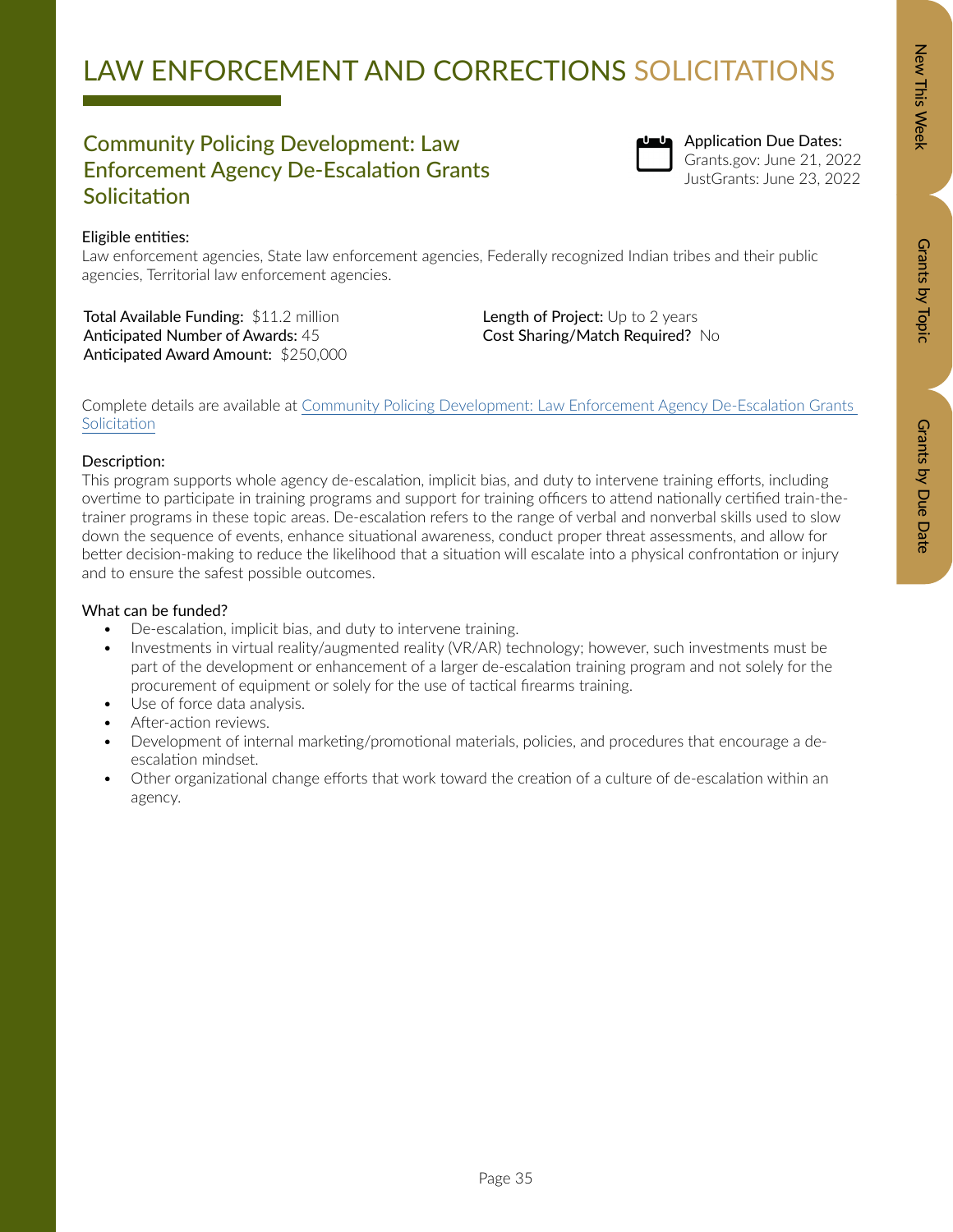# LAW ENFORCEMENT AND CORRECTIONS SOLICITATIONS

## Community Policing Development: Law Enforcement Agency De-Escalation Grants Solicitation

Application Due Dates:
Grants.gov: June 21, 2022
JustGrants: June 23, 2022

Eligible entities:
Law enforcement agencies, State law enforcement agencies, Federally recognized Indian tribes and their public agencies, Territorial law enforcement agencies.

**Total Available Funding:** $11.2 million
**Anticipated Number of Awards:** 45
**Anticipated Award Amount:** $250,000

**Length of Project:** Up to 2 years
**Cost Sharing/Match Required?** No

Complete details are available at [Community Policing Development: Law Enforcement Agency De-Escalation Grants Solicitation]()

Description:
This program supports whole agency de-escalation, implicit bias, and duty to intervene training efforts, including overtime to participate in training programs and support for training officers to attend nationally certified train-the-trainer programs in these topic areas. De-escalation refers to the range of verbal and nonverbal skills used to slow down the sequence of events, enhance situational awareness, conduct proper threat assessments, and allow for better decision-making to reduce the likelihood that a situation will escalate into a physical confrontation or injury and to ensure the safest possible outcomes.

What can be funded?

- De-escalation, implicit bias, and duty to intervene training.
- Investments in virtual reality/augmented reality (VR/AR) technology; however, such investments must be part of the development or enhancement of a larger de-escalation training program and not solely for the procurement of equipment or solely for the use of tactical firearms training.
- Use of force data analysis.
- After-action reviews.
- Development of internal marketing/promotional materials, policies, and procedures that encourage a de-escalation mindset.
- Other organizational change efforts that work toward the creation of a culture of de-escalation within an agency.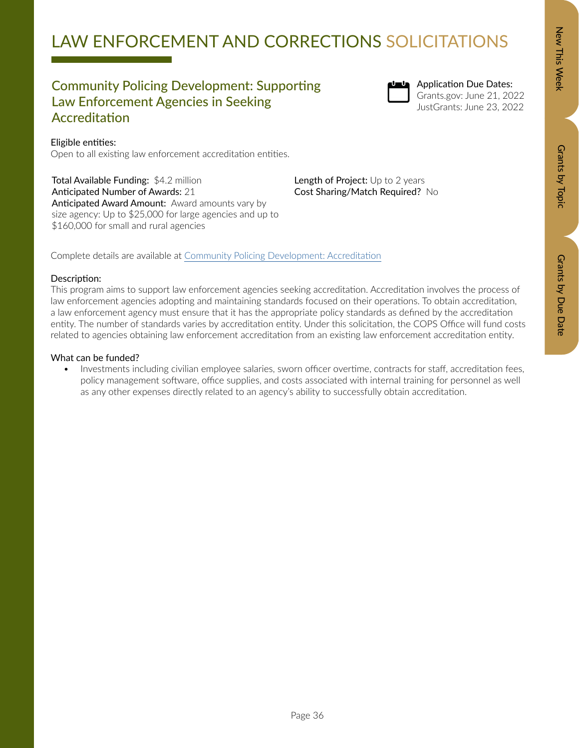# LAW ENFORCEMENT AND CORRECTIONS SOLICITATIONS

## Community Policing Development: Supporting Law Enforcement Agencies in Seeking Accreditation

**Application Due Dates:**
Grants.gov: June 21, 2022
JustGrants: June 23, 2022

**Eligible entities:**
Open to all existing law enforcement accreditation entities.

**Total Available Funding:** $4.2 million
**Anticipated Number of Awards:** 21
**Anticipated Award Amount:** Award amounts vary by size agency: Up to $25,000 for large agencies and up to $160,000 for small and rural agencies

**Length of Project:** Up to 2 years
**Cost Sharing/Match Required?** No

Complete details are available at [Community Policing Development: Accreditation]()

**Description:**
This program aims to support law enforcement agencies seeking accreditation. Accreditation involves the process of law enforcement agencies adopting and maintaining standards focused on their operations. To obtain accreditation, a law enforcement agency must ensure that it has the appropriate policy standards as defined by the accreditation entity. The number of standards varies by accreditation entity. Under this solicitation, the COPS Office will fund costs related to agencies obtaining law enforcement accreditation from an existing law enforcement accreditation entity.

**What can be funded?**

- Investments including civilian employee salaries, sworn officer overtime, contracts for staff, accreditation fees, policy management software, office supplies, and costs associated with internal training for personnel as well as any other expenses directly related to an agency's ability to successfully obtain accreditation.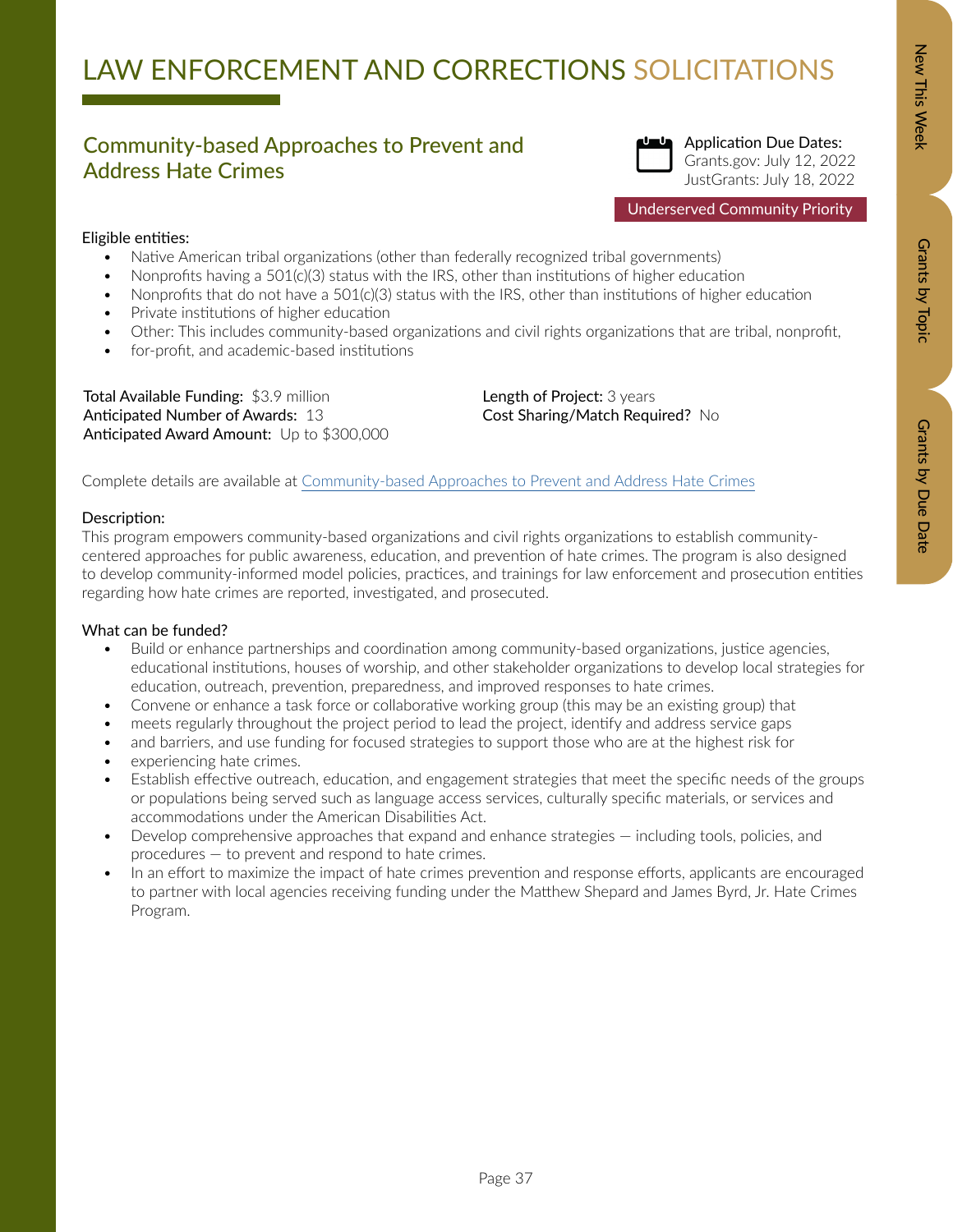# LAW ENFORCEMENT AND CORRECTIONS SOLICITATIONS

## Community-based Approaches to Prevent and Address Hate Crimes

Application Due Dates:
Grants.gov: July 12, 2022
JustGrants: July 18, 2022

Underserved Community Priority

Eligible entities:

- Native American tribal organizations (other than federally recognized tribal governments)
- Nonprofits having a 501(c)(3) status with the IRS, other than institutions of higher education
- Nonprofits that do not have a 501(c)(3) status with the IRS, other than institutions of higher education
- Private institutions of higher education
- Other: This includes community-based organizations and civil rights organizations that are tribal, nonprofit,
- for-profit, and academic-based institutions

**Total Available Funding:** $3.9 million
**Anticipated Number of Awards:** 13
**Anticipated Award Amount:** Up to $300,000

**Length of Project:** 3 years
**Cost Sharing/Match Required?** No

Complete details are available at [Community-based Approaches to Prevent and Address Hate Crimes]()

Description:

This program empowers community-based organizations and civil rights organizations to establish community-centered approaches for public awareness, education, and prevention of hate crimes. The program is also designed to develop community-informed model policies, practices, and trainings for law enforcement and prosecution entities regarding how hate crimes are reported, investigated, and prosecuted.

What can be funded?

- Build or enhance partnerships and coordination among community-based organizations, justice agencies, educational institutions, houses of worship, and other stakeholder organizations to develop local strategies for education, outreach, prevention, preparedness, and improved responses to hate crimes.
- Convene or enhance a task force or collaborative working group (this may be an existing group) that
- meets regularly throughout the project period to lead the project, identify and address service gaps
- and barriers, and use funding for focused strategies to support those who are at the highest risk for
- experiencing hate crimes.
- Establish effective outreach, education, and engagement strategies that meet the specific needs of the groups or populations being served such as language access services, culturally specific materials, or services and accommodations under the American Disabilities Act.
- Develop comprehensive approaches that expand and enhance strategies — including tools, policies, and procedures — to prevent and respond to hate crimes.
- In an effort to maximize the impact of hate crimes prevention and response efforts, applicants are encouraged to partner with local agencies receiving funding under the Matthew Shepard and James Byrd, Jr. Hate Crimes Program.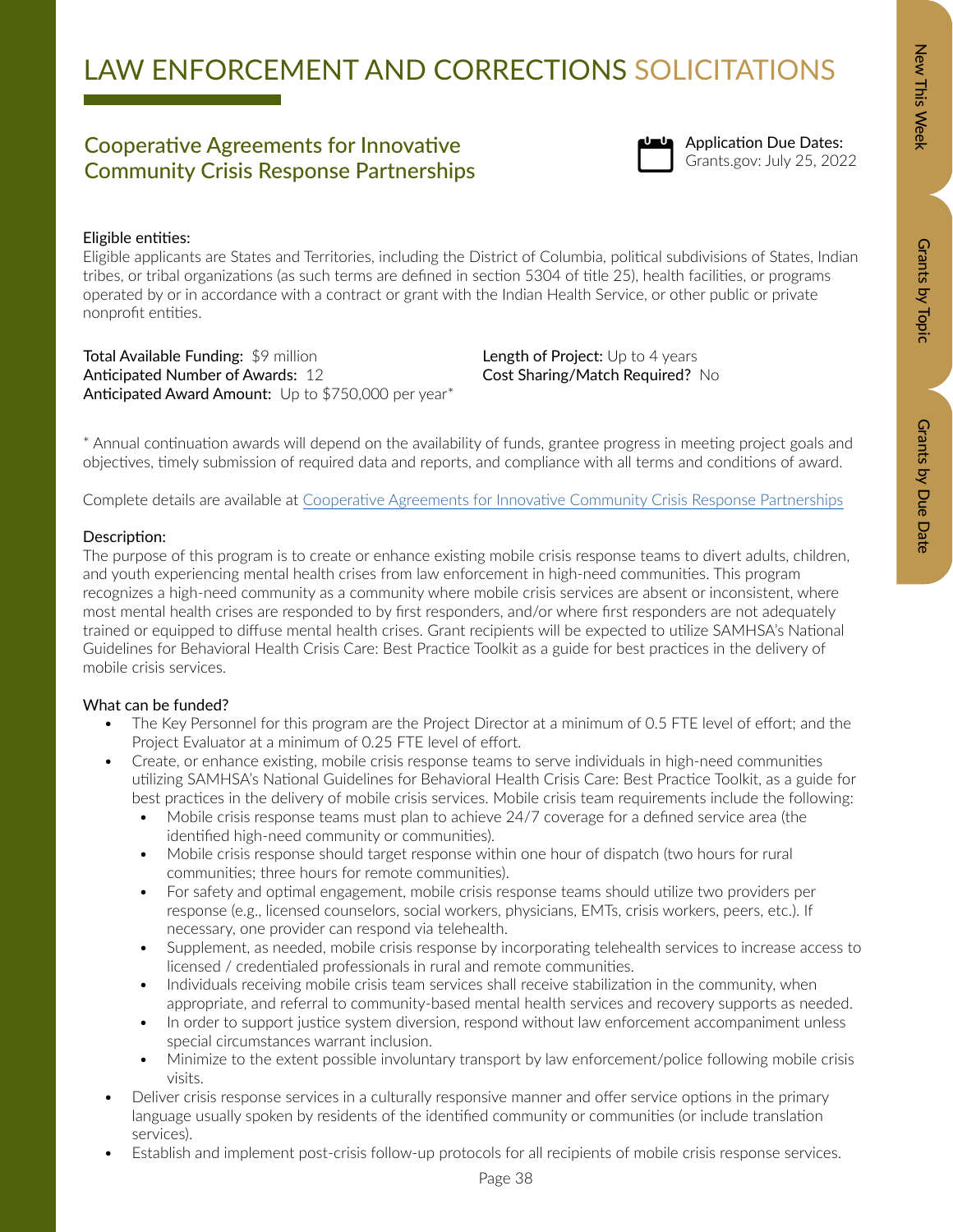# LAW ENFORCEMENT AND CORRECTIONS SOLICITATIONS

## Cooperative Agreements for Innovative Community Crisis Response Partnerships

Application Due Dates:
Grants.gov: July 25, 2022

Eligible entities:
Eligible applicants are States and Territories, including the District of Columbia, political subdivisions of States, Indian tribes, or tribal organizations (as such terms are defined in section 5304 of title 25), health facilities, or programs operated by or in accordance with a contract or grant with the Indian Health Service, or other public or private nonprofit entities.

**Total Available Funding:** $9 million
**Anticipated Number of Awards:** 12
**Anticipated Award Amount:** Up to $750,000 per year*
**Length of Project:** Up to 4 years
**Cost Sharing/Match Required?** No

* Annual continuation awards will depend on the availability of funds, grantee progress in meeting project goals and objectives, timely submission of required data and reports, and compliance with all terms and conditions of award.

Complete details are available at [Cooperative Agreements for Innovative Community Crisis Response Partnerships]()

Description:
The purpose of this program is to create or enhance existing mobile crisis response teams to divert adults, children, and youth experiencing mental health crises from law enforcement in high-need communities. This program recognizes a high-need community as a community where mobile crisis services are absent or inconsistent, where most mental health crises are responded to by first responders, and/or where first responders are not adequately trained or equipped to diffuse mental health crises. Grant recipients will be expected to utilize SAMHSA's National Guidelines for Behavioral Health Crisis Care: Best Practice Toolkit as a guide for best practices in the delivery of mobile crisis services.

What can be funded?

- The Key Personnel for this program are the Project Director at a minimum of 0.5 FTE level of effort; and the Project Evaluator at a minimum of 0.25 FTE level of effort.
- Create, or enhance existing, mobile crisis response teams to serve individuals in high-need communities utilizing SAMHSA's National Guidelines for Behavioral Health Crisis Care: Best Practice Toolkit, as a guide for best practices in the delivery of mobile crisis services. Mobile crisis team requirements include the following:
  - Mobile crisis response teams must plan to achieve 24/7 coverage for a defined service area (the identified high-need community or communities).
  - Mobile crisis response should target response within one hour of dispatch (two hours for rural communities; three hours for remote communities).
  - For safety and optimal engagement, mobile crisis response teams should utilize two providers per response (e.g., licensed counselors, social workers, physicians, EMTs, crisis workers, peers, etc.). If necessary, one provider can respond via telehealth.
  - Supplement, as needed, mobile crisis response by incorporating telehealth services to increase access to licensed / credentialed professionals in rural and remote communities.
  - Individuals receiving mobile crisis team services shall receive stabilization in the community, when appropriate, and referral to community-based mental health services and recovery supports as needed.
  - In order to support justice system diversion, respond without law enforcement accompaniment unless special circumstances warrant inclusion.
  - Minimize to the extent possible involuntary transport by law enforcement/police following mobile crisis visits.
- Deliver crisis response services in a culturally responsive manner and offer service options in the primary language usually spoken by residents of the identified community or communities (or include translation services).
- Establish and implement post-crisis follow-up protocols for all recipients of mobile crisis response services.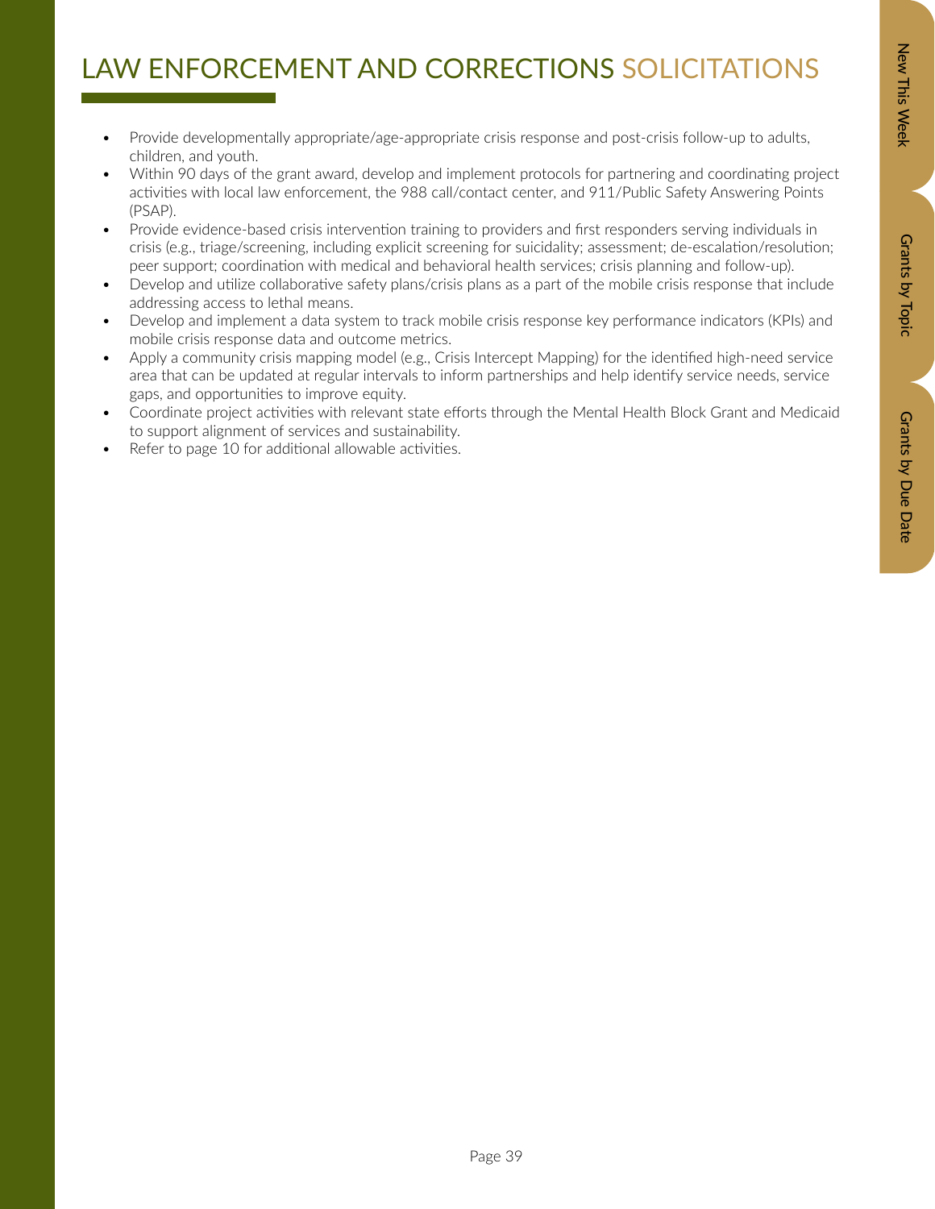# LAW ENFORCEMENT AND CORRECTIONS SOLICITATIONS

- Provide developmentally appropriate/age-appropriate crisis response and post-crisis follow-up to adults, children, and youth.
- Within 90 days of the grant award, develop and implement protocols for partnering and coordinating project activities with local law enforcement, the 988 call/contact center, and 911/Public Safety Answering Points (PSAP).
- Provide evidence-based crisis intervention training to providers and first responders serving individuals in crisis (e.g., triage/screening, including explicit screening for suicidality; assessment; de-escalation/resolution; peer support; coordination with medical and behavioral health services; crisis planning and follow-up).
- Develop and utilize collaborative safety plans/crisis plans as a part of the mobile crisis response that include addressing access to lethal means.
- Develop and implement a data system to track mobile crisis response key performance indicators (KPIs) and mobile crisis response data and outcome metrics.
- Apply a community crisis mapping model (e.g., Crisis Intercept Mapping) for the identified high-need service area that can be updated at regular intervals to inform partnerships and help identify service needs, service gaps, and opportunities to improve equity.
- Coordinate project activities with relevant state efforts through the Mental Health Block Grant and Medicaid to support alignment of services and sustainability.
- Refer to page 10 for additional allowable activities.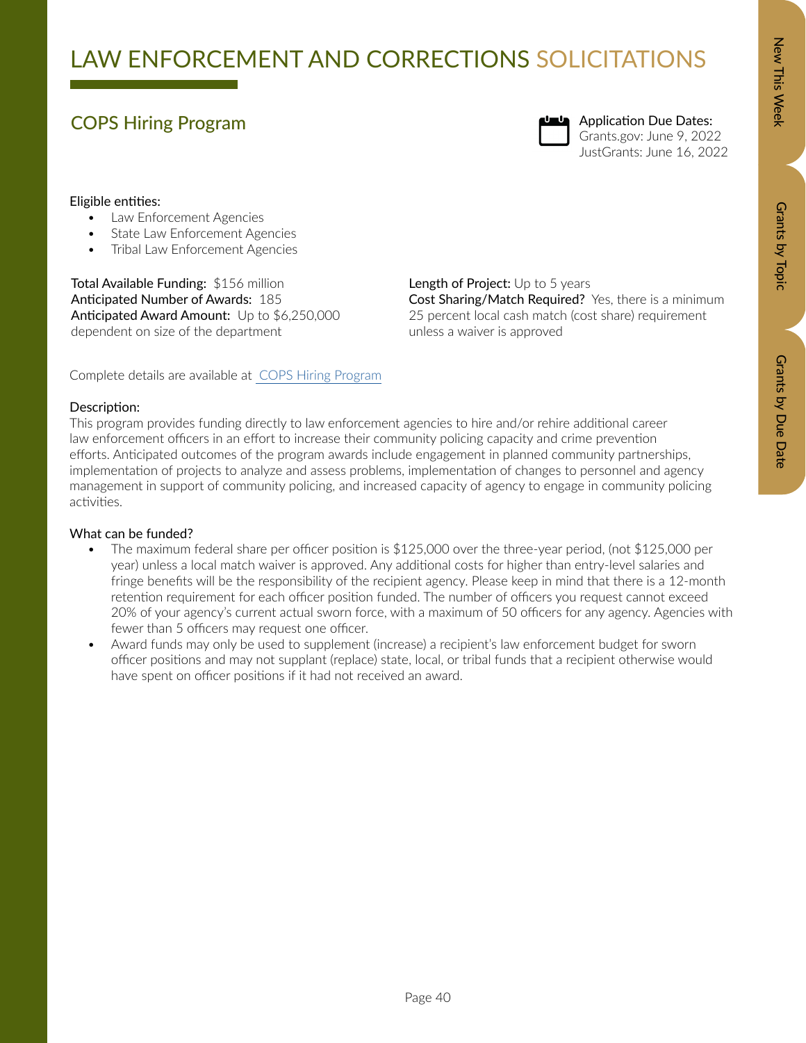# LAW ENFORCEMENT AND CORRECTIONS SOLICITATIONS

## COPS Hiring Program

**Application Due Dates:**
Grants.gov: June 9, 2022
JustGrants: June 16, 2022

**Eligible entities:**

- Law Enforcement Agencies
- State Law Enforcement Agencies
- Tribal Law Enforcement Agencies

**Total Available Funding:** $156 million
**Anticipated Number of Awards:** 185
**Anticipated Award Amount:** Up to $6,250,000 dependent on size of the department

**Length of Project:** Up to 5 years
**Cost Sharing/Match Required?** Yes, there is a minimum 25 percent local cash match (cost share) requirement unless a waiver is approved

Complete details are available at [COPS Hiring Program]

**Description:**
This program provides funding directly to law enforcement agencies to hire and/or rehire additional career law enforcement officers in an effort to increase their community policing capacity and crime prevention efforts. Anticipated outcomes of the program awards include engagement in planned community partnerships, implementation of projects to analyze and assess problems, implementation of changes to personnel and agency management in support of community policing, and increased capacity of agency to engage in community policing activities.

**What can be funded?**

- The maximum federal share per officer position is $125,000 over the three-year period, (not $125,000 per year) unless a local match waiver is approved. Any additional costs for higher than entry-level salaries and fringe benefits will be the responsibility of the recipient agency. Please keep in mind that there is a 12-month retention requirement for each officer position funded. The number of officers you request cannot exceed 20% of your agency's current actual sworn force, with a maximum of 50 officers for any agency. Agencies with fewer than 5 officers may request one officer.
- Award funds may only be used to supplement (increase) a recipient's law enforcement budget for sworn officer positions and may not supplant (replace) state, local, or tribal funds that a recipient otherwise would have spent on officer positions if it had not received an award.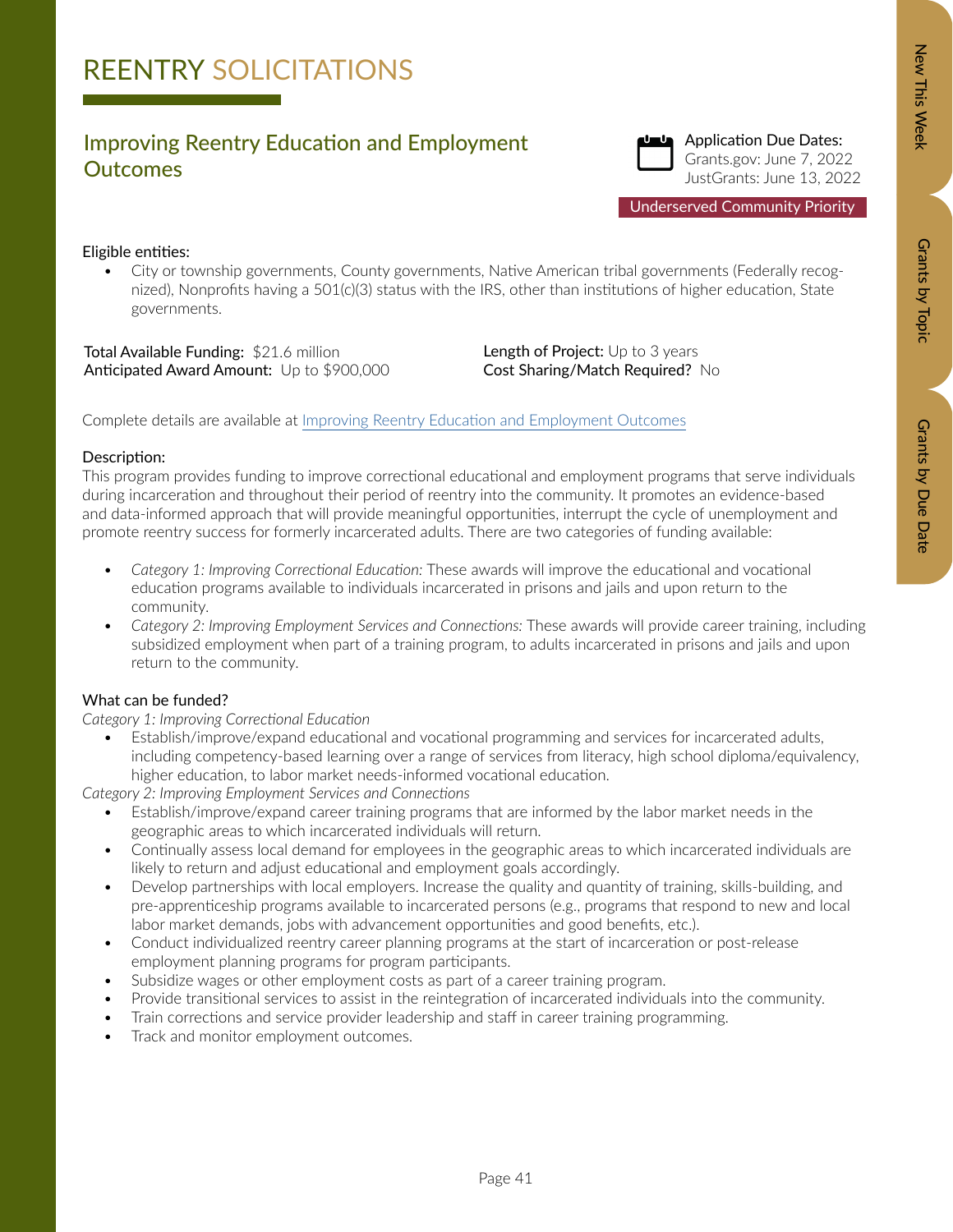# REENTRY SOLICITATIONS

## Improving Reentry Education and Employment Outcomes

Application Due Dates:
Grants.gov: June 7, 2022
JustGrants: June 13, 2022

Underserved Community Priority

Eligible entities:

- City or township governments, County governments, Native American tribal governments (Federally recognized), Nonprofits having a 501(c)(3) status with the IRS, other than institutions of higher education, State governments.

**Total Available Funding:** $21.6 million
**Anticipated Award Amount:** Up to $900,000

**Length of Project:** Up to 3 years
**Cost Sharing/Match Required?** No

Complete details are available at Improving Reentry Education and Employment Outcomes

Description:
This program provides funding to improve correctional educational and employment programs that serve individuals during incarceration and throughout their period of reentry into the community. It promotes an evidence-based and data-informed approach that will provide meaningful opportunities, interrupt the cycle of unemployment and promote reentry success for formerly incarcerated adults. There are two categories of funding available:

- *Category 1: Improving Correctional Education:* These awards will improve the educational and vocational education programs available to individuals incarcerated in prisons and jails and upon return to the community.
- *Category 2: Improving Employment Services and Connections:* These awards will provide career training, including subsidized employment when part of a training program, to adults incarcerated in prisons and jails and upon return to the community.

What can be funded?
*Category 1: Improving Correctional Education*

- Establish/improve/expand educational and vocational programming and services for incarcerated adults, including competency-based learning over a range of services from literacy, high school diploma/equivalency, higher education, to labor market needs-informed vocational education.

*Category 2: Improving Employment Services and Connections*

- Establish/improve/expand career training programs that are informed by the labor market needs in the geographic areas to which incarcerated individuals will return.
- Continually assess local demand for employees in the geographic areas to which incarcerated individuals are likely to return and adjust educational and employment goals accordingly.
- Develop partnerships with local employers. Increase the quality and quantity of training, skills-building, and pre-apprenticeship programs available to incarcerated persons (e.g., programs that respond to new and local labor market demands, jobs with advancement opportunities and good benefits, etc.).
- Conduct individualized reentry career planning programs at the start of incarceration or post-release employment planning programs for program participants.
- Subsidize wages or other employment costs as part of a career training program.
- Provide transitional services to assist in the reintegration of incarcerated individuals into the community.
- Train corrections and service provider leadership and staff in career training programming.
- Track and monitor employment outcomes.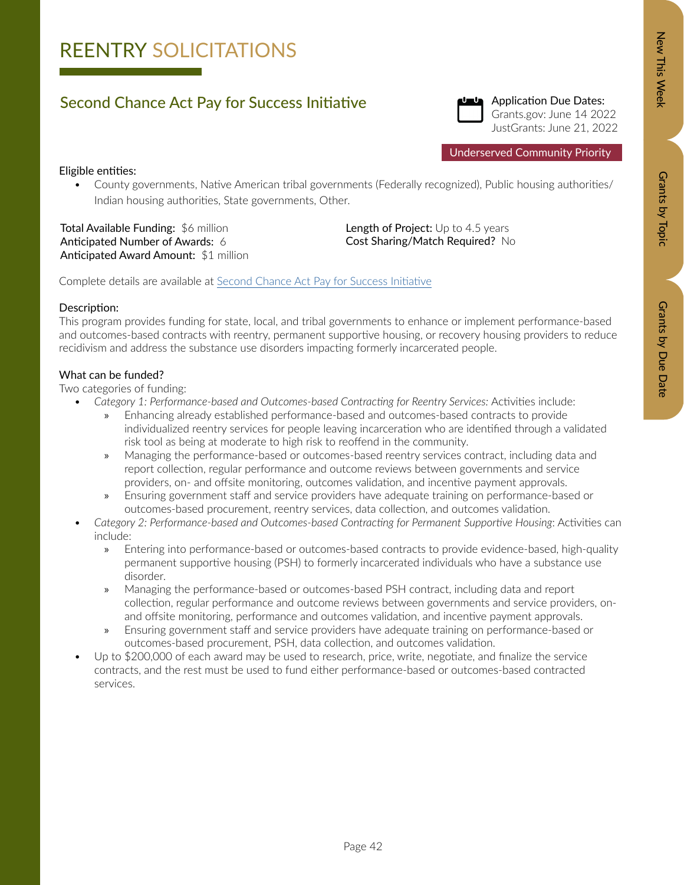# REENTRY SOLICITATIONS

## Second Chance Act Pay for Success Initiative

Application Due Dates:
Grants.gov: June 14 2022
JustGrants: June 21, 2022

Underserved Community Priority

Eligible entities:

- County governments, Native American tribal governments (Federally recognized), Public housing authorities/Indian housing authorities, State governments, Other.

**Total Available Funding:** $6 million
**Anticipated Number of Awards:** 6
**Anticipated Award Amount:** $1 million

**Length of Project:** Up to 4.5 years
**Cost Sharing/Match Required?** No

Complete details are available at [Second Chance Act Pay for Success Initiative]

Description:
This program provides funding for state, local, and tribal governments to enhance or implement performance-based and outcomes-based contracts with reentry, permanent supportive housing, or recovery housing providers to reduce recidivism and address the substance use disorders impacting formerly incarcerated people.

What can be funded?
Two categories of funding:

- *Category 1: Performance-based and Outcomes-based Contracting for Reentry Services:* Activities include:
  - » Enhancing already established performance-based and outcomes-based contracts to provide individualized reentry services for people leaving incarceration who are identified through a validated risk tool as being at moderate to high risk to reoffend in the community.
  - » Managing the performance-based or outcomes-based reentry services contract, including data and report collection, regular performance and outcome reviews between governments and service providers, on- and offsite monitoring, outcomes validation, and incentive payment approvals.
  - » Ensuring government staff and service providers have adequate training on performance-based or outcomes-based procurement, reentry services, data collection, and outcomes validation.
- *Category 2: Performance-based and Outcomes-based Contracting for Permanent Supportive Housing*: Activities can include:
  - » Entering into performance-based or outcomes-based contracts to provide evidence-based, high-quality permanent supportive housing (PSH) to formerly incarcerated individuals who have a substance use disorder.
  - » Managing the performance-based or outcomes-based PSH contract, including data and report collection, regular performance and outcome reviews between governments and service providers, on- and offsite monitoring, performance and outcomes validation, and incentive payment approvals.
  - » Ensuring government staff and service providers have adequate training on performance-based or outcomes-based procurement, PSH, data collection, and outcomes validation.
- Up to $200,000 of each award may be used to research, price, write, negotiate, and finalize the service contracts, and the rest must be used to fund either performance-based or outcomes-based contracted services.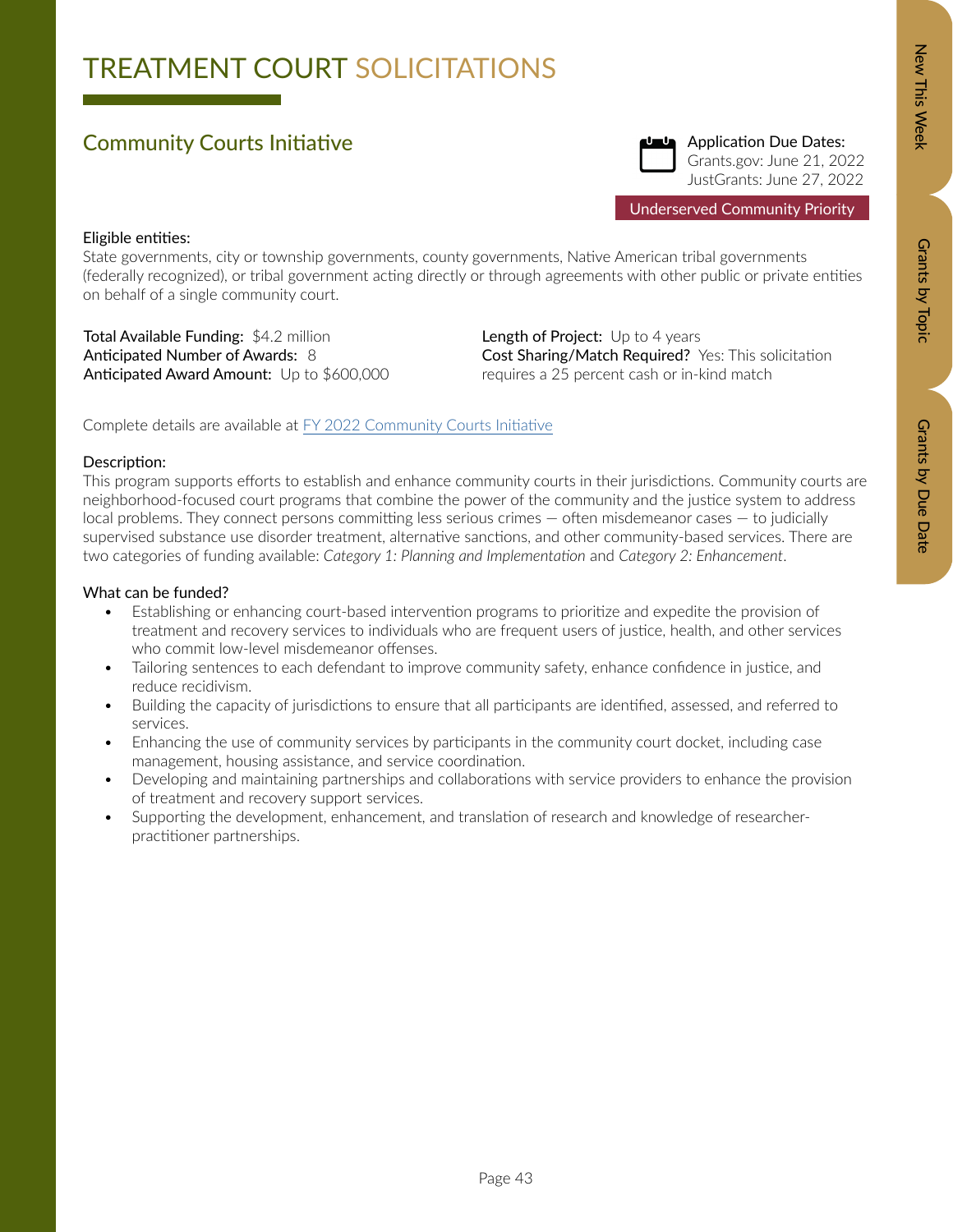# TREATMENT COURT SOLICITATIONS

## Community Courts Initiative

Application Due Dates:
Grants.gov: June 21, 2022
JustGrants: June 27, 2022

Underserved Community Priority

Eligible entities:
State governments, city or township governments, county governments, Native American tribal governments (federally recognized), or tribal government acting directly or through agreements with other public or private entities on behalf of a single community court.

**Total Available Funding:** $4.2 million
**Anticipated Number of Awards:** 8
**Anticipated Award Amount:** Up to $600,000

**Length of Project:** Up to 4 years
**Cost Sharing/Match Required?** Yes: This solicitation requires a 25 percent cash or in-kind match

Complete details are available at [FY 2022 Community Courts Initiative]

Description:
This program supports efforts to establish and enhance community courts in their jurisdictions. Community courts are neighborhood-focused court programs that combine the power of the community and the justice system to address local problems. They connect persons committing less serious crimes — often misdemeanor cases — to judicially supervised substance use disorder treatment, alternative sanctions, and other community-based services. There are two categories of funding available: *Category 1: Planning and Implementation* and *Category 2: Enhancement*.

What can be funded?

- Establishing or enhancing court-based intervention programs to prioritize and expedite the provision of treatment and recovery services to individuals who are frequent users of justice, health, and other services who commit low-level misdemeanor offenses.
- Tailoring sentences to each defendant to improve community safety, enhance confidence in justice, and reduce recidivism.
- Building the capacity of jurisdictions to ensure that all participants are identified, assessed, and referred to services.
- Enhancing the use of community services by participants in the community court docket, including case management, housing assistance, and service coordination.
- Developing and maintaining partnerships and collaborations with service providers to enhance the provision of treatment and recovery support services.
- Supporting the development, enhancement, and translation of research and knowledge of researcher-practitioner partnerships.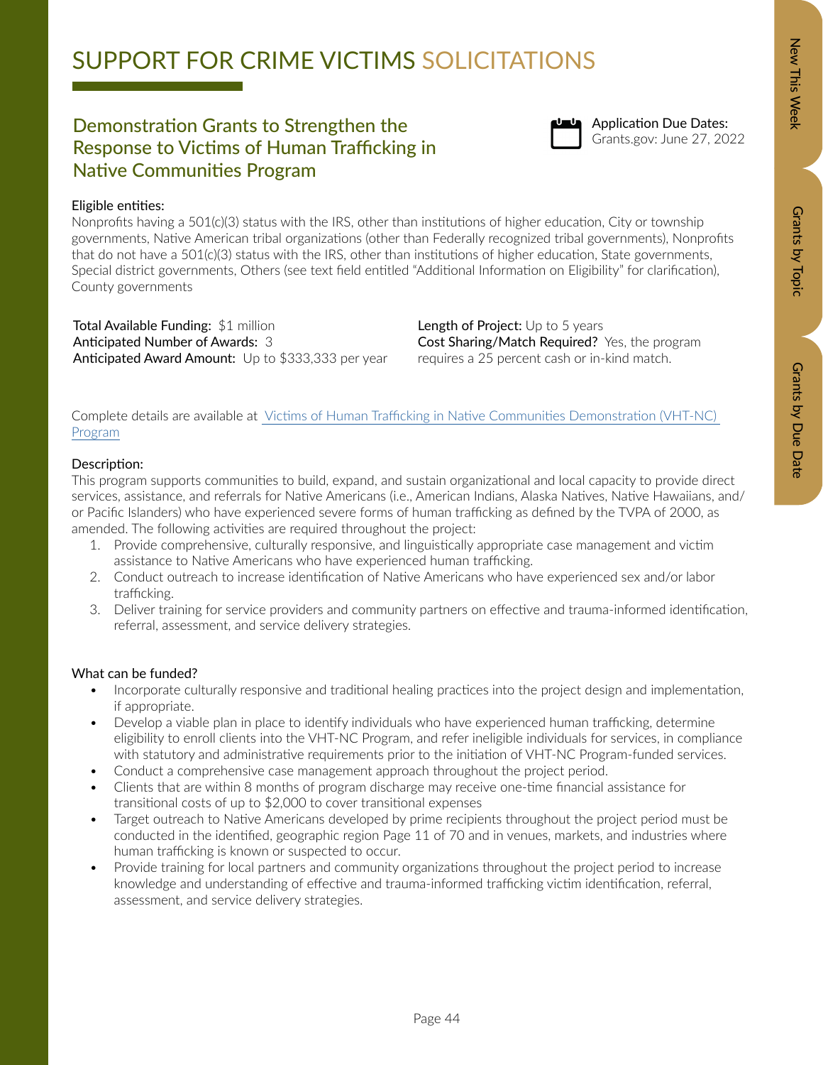# SUPPORT FOR CRIME VICTIMS SOLICITATIONS

## Demonstration Grants to Strengthen the Response to Victims of Human Trafficking in Native Communities Program

**Application Due Dates:**
Grants.gov: June 27, 2022

**Eligible entities:**

Nonprofits having a 501(c)(3) status with the IRS, other than institutions of higher education, City or township governments, Native American tribal organizations (other than Federally recognized tribal governments), Nonprofits that do not have a 501(c)(3) status with the IRS, other than institutions of higher education, State governments, Special district governments, Others (see text field entitled "Additional Information on Eligibility" for clarification), County governments

**Total Available Funding:** $1 million
**Anticipated Number of Awards:** 3
**Anticipated Award Amount:** Up to $333,333 per year

**Length of Project:** Up to 5 years
**Cost Sharing/Match Required?** Yes, the program requires a 25 percent cash or in-kind match.

Complete details are available at [Victims of Human Trafficking in Native Communities Demonstration (VHT-NC) Program]

**Description:**

This program supports communities to build, expand, and sustain organizational and local capacity to provide direct services, assistance, and referrals for Native Americans (i.e., American Indians, Alaska Natives, Native Hawaiians, and/or Pacific Islanders) who have experienced severe forms of human trafficking as defined by the TVPA of 2000, as amended. The following activities are required throughout the project:

1. Provide comprehensive, culturally responsive, and linguistically appropriate case management and victim assistance to Native Americans who have experienced human trafficking.
2. Conduct outreach to increase identification of Native Americans who have experienced sex and/or labor trafficking.
3. Deliver training for service providers and community partners on effective and trauma-informed identification, referral, assessment, and service delivery strategies.

**What can be funded?**

- Incorporate culturally responsive and traditional healing practices into the project design and implementation, if appropriate.
- Develop a viable plan in place to identify individuals who have experienced human trafficking, determine eligibility to enroll clients into the VHT-NC Program, and refer ineligible individuals for services, in compliance with statutory and administrative requirements prior to the initiation of VHT-NC Program-funded services.
- Conduct a comprehensive case management approach throughout the project period.
- Clients that are within 8 months of program discharge may receive one-time financial assistance for transitional costs of up to $2,000 to cover transitional expenses
- Target outreach to Native Americans developed by prime recipients throughout the project period must be conducted in the identified, geographic region Page 11 of 70 and in venues, markets, and industries where human trafficking is known or suspected to occur.
- Provide training for local partners and community organizations throughout the project period to increase knowledge and understanding of effective and trauma-informed trafficking victim identification, referral, assessment, and service delivery strategies.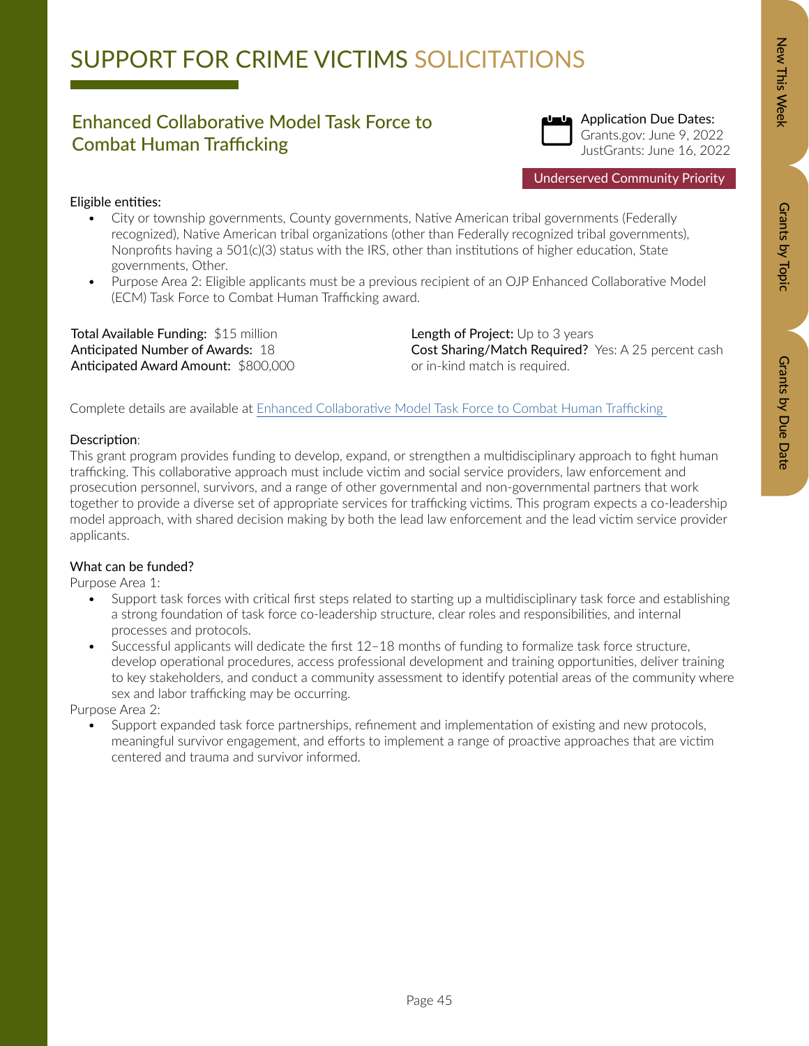# SUPPORT FOR CRIME VICTIMS SOLICITATIONS

## Enhanced Collaborative Model Task Force to Combat Human Trafficking

Application Due Dates:
Grants.gov: June 9, 2022
JustGrants: June 16, 2022

Underserved Community Priority

Eligible entities:

- City or township governments, County governments, Native American tribal governments (Federally recognized), Native American tribal organizations (other than Federally recognized tribal governments), Nonprofits having a 501(c)(3) status with the IRS, other than institutions of higher education, State governments, Other.
- Purpose Area 2: Eligible applicants must be a previous recipient of an OJP Enhanced Collaborative Model (ECM) Task Force to Combat Human Trafficking award.

**Total Available Funding:** $15 million
**Anticipated Number of Awards:** 18
**Anticipated Award Amount:** $800,000

**Length of Project:** Up to 3 years
**Cost Sharing/Match Required?** Yes: A 25 percent cash or in-kind match is required.

Complete details are available at Enhanced Collaborative Model Task Force to Combat Human Trafficking

Description:
This grant program provides funding to develop, expand, or strengthen a multidisciplinary approach to fight human trafficking. This collaborative approach must include victim and social service providers, law enforcement and prosecution personnel, survivors, and a range of other governmental and non-governmental partners that work together to provide a diverse set of appropriate services for trafficking victims. This program expects a co-leadership model approach, with shared decision making by both the lead law enforcement and the lead victim service provider applicants.

What can be funded?
Purpose Area 1:

- Support task forces with critical first steps related to starting up a multidisciplinary task force and establishing a strong foundation of task force co-leadership structure, clear roles and responsibilities, and internal processes and protocols.
- Successful applicants will dedicate the first 12–18 months of funding to formalize task force structure, develop operational procedures, access professional development and training opportunities, deliver training to key stakeholders, and conduct a community assessment to identify potential areas of the community where sex and labor trafficking may be occurring.

Purpose Area 2:

- Support expanded task force partnerships, refinement and implementation of existing and new protocols, meaningful survivor engagement, and efforts to implement a range of proactive approaches that are victim centered and trauma and survivor informed.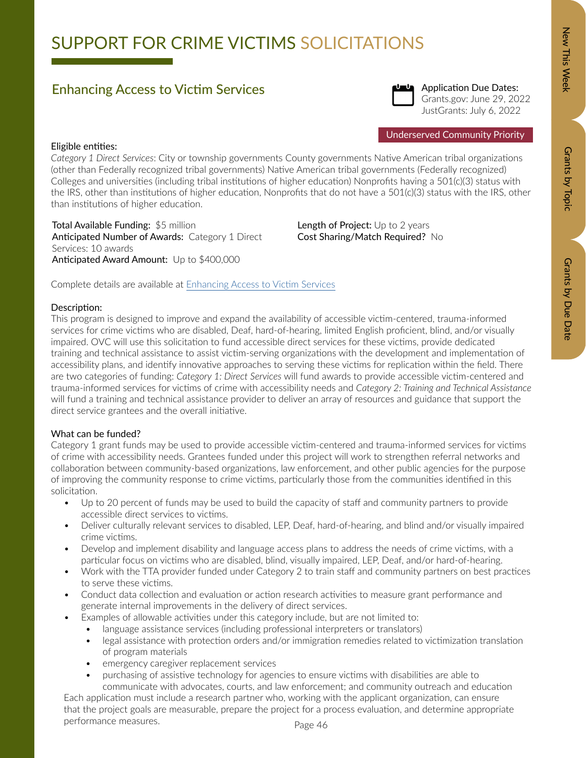# SUPPORT FOR CRIME VICTIMS SOLICITATIONS

## Enhancing Access to Victim Services

**Application Due Dates:**
Grants.gov: June 29, 2022
JustGrants: July 6, 2022

Underserved Community Priority

**Eligible entities:**

*Category 1 Direct Services*: City or township governments County governments Native American tribal organizations (other than Federally recognized tribal governments) Native American tribal governments (Federally recognized) Colleges and universities (including tribal institutions of higher education) Nonprofits having a 501(c)(3) status with the IRS, other than institutions of higher education, Nonprofits that do not have a 501(c)(3) status with the IRS, other than institutions of higher education.

**Total Available Funding:** $5 million
**Anticipated Number of Awards:** Category 1 Direct Services: 10 awards
**Anticipated Award Amount:** Up to $400,000

**Length of Project:** Up to 2 years
**Cost Sharing/Match Required?** No

Complete details are available at [Enhancing Access to Victim Services]

**Description:**

This program is designed to improve and expand the availability of accessible victim-centered, trauma-informed services for crime victims who are disabled, Deaf, hard-of-hearing, limited English proficient, blind, and/or visually impaired. OVC will use this solicitation to fund accessible direct services for these victims, provide dedicated training and technical assistance to assist victim-serving organizations with the development and implementation of accessibility plans, and identify innovative approaches to serving these victims for replication within the field. There are two categories of funding: *Category 1: Direct Services* will fund awards to provide accessible victim-centered and trauma-informed services for victims of crime with accessibility needs and *Category 2: Training and Technical Assistance* will fund a training and technical assistance provider to deliver an array of resources and guidance that support the direct service grantees and the overall initiative.

**What can be funded?**

Category 1 grant funds may be used to provide accessible victim-centered and trauma-informed services for victims of crime with accessibility needs. Grantees funded under this project will work to strengthen referral networks and collaboration between community-based organizations, law enforcement, and other public agencies for the purpose of improving the community response to crime victims, particularly those from the communities identified in this solicitation.

- Up to 20 percent of funds may be used to build the capacity of staff and community partners to provide accessible direct services to victims.
- Deliver culturally relevant services to disabled, LEP, Deaf, hard-of-hearing, and blind and/or visually impaired crime victims.
- Develop and implement disability and language access plans to address the needs of crime victims, with a particular focus on victims who are disabled, blind, visually impaired, LEP, Deaf, and/or hard-of-hearing.
- Work with the TTA provider funded under Category 2 to train staff and community partners on best practices to serve these victims.
- Conduct data collection and evaluation or action research activities to measure grant performance and generate internal improvements in the delivery of direct services.
- Examples of allowable activities under this category include, but are not limited to:
  - language assistance services (including professional interpreters or translators)
  - legal assistance with protection orders and/or immigration remedies related to victimization translation of program materials
  - emergency caregiver replacement services
  - purchasing of assistive technology for agencies to ensure victims with disabilities are able to communicate with advocates, courts, and law enforcement; and community outreach and education

Each application must include a research partner who, working with the applicant organization, can ensure that the project goals are measurable, prepare the project for a process evaluation, and determine appropriate performance measures.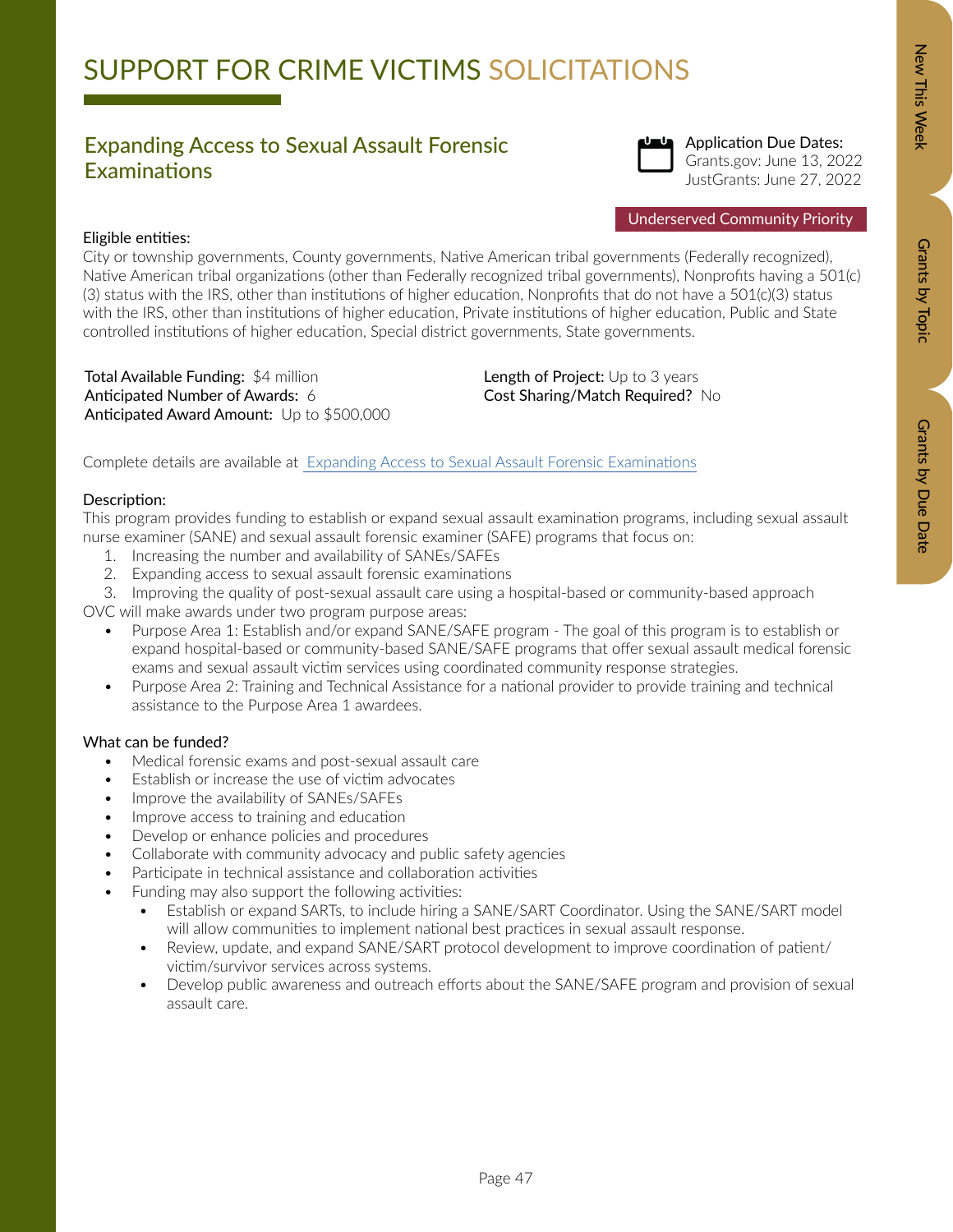# SUPPORT FOR CRIME VICTIMS SOLICITATIONS

## Expanding Access to Sexual Assault Forensic Examinations

**Application Due Dates:**
Grants.gov: June 13, 2022
JustGrants: June 27, 2022

Underserved Community Priority

**Eligible entities:**
City or township governments, County governments, Native American tribal governments (Federally recognized), Native American tribal organizations (other than Federally recognized tribal governments), Nonprofits having a 501(c)(3) status with the IRS, other than institutions of higher education, Nonprofits that do not have a 501(c)(3) status with the IRS, other than institutions of higher education, Private institutions of higher education, Public and State controlled institutions of higher education, Special district governments, State governments.

**Total Available Funding:** $4 million
**Anticipated Number of Awards:** 6
**Anticipated Award Amount:** Up to $500,000
**Length of Project:** Up to 3 years
**Cost Sharing/Match Required?** No

Complete details are available at Expanding Access to Sexual Assault Forensic Examinations

**Description:**
This program provides funding to establish or expand sexual assault examination programs, including sexual assault nurse examiner (SANE) and sexual assault forensic examiner (SAFE) programs that focus on:

1. Increasing the number and availability of SANEs/SAFEs
2. Expanding access to sexual assault forensic examinations
3. Improving the quality of post-sexual assault care using a hospital-based or community-based approach

OVC will make awards under two program purpose areas:

- Purpose Area 1: Establish and/or expand SANE/SAFE program - The goal of this program is to establish or expand hospital-based or community-based SANE/SAFE programs that offer sexual assault medical forensic exams and sexual assault victim services using coordinated community response strategies.
- Purpose Area 2: Training and Technical Assistance for a national provider to provide training and technical assistance to the Purpose Area 1 awardees.

**What can be funded?**

- Medical forensic exams and post-sexual assault care
- Establish or increase the use of victim advocates
- Improve the availability of SANEs/SAFEs
- Improve access to training and education
- Develop or enhance policies and procedures
- Collaborate with community advocacy and public safety agencies
- Participate in technical assistance and collaboration activities
- Funding may also support the following activities:
  - Establish or expand SARTs, to include hiring a SANE/SART Coordinator. Using the SANE/SART model will allow communities to implement national best practices in sexual assault response.
  - Review, update, and expand SANE/SART protocol development to improve coordination of patient/victim/survivor services across systems.
  - Develop public awareness and outreach efforts about the SANE/SAFE program and provision of sexual assault care.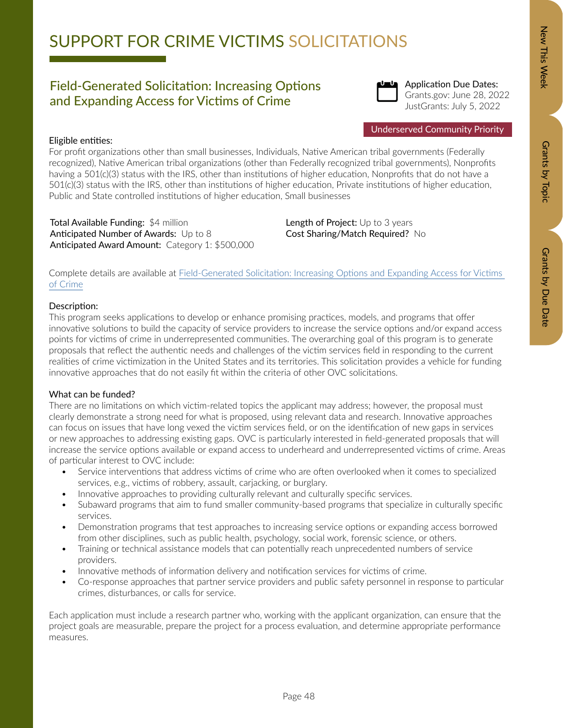# SUPPORT FOR CRIME VICTIMS SOLICITATIONS

## Field-Generated Solicitation: Increasing Options and Expanding Access for Victims of Crime

Application Due Dates:
Grants.gov: June 28, 2022
JustGrants: July 5, 2022

Underserved Community Priority

Eligible entities:
For profit organizations other than small businesses, Individuals, Native American tribal governments (Federally recognized), Native American tribal organizations (other than Federally recognized tribal governments), Nonprofits having a 501(c)(3) status with the IRS, other than institutions of higher education, Nonprofits that do not have a 501(c)(3) status with the IRS, other than institutions of higher education, Private institutions of higher education, Public and State controlled institutions of higher education, Small businesses

**Total Available Funding:** $4 million
**Anticipated Number of Awards:** Up to 8
**Anticipated Award Amount:** Category 1: $500,000

**Length of Project:** Up to 3 years
**Cost Sharing/Match Required?** No

Complete details are available at Field-Generated Solicitation: Increasing Options and Expanding Access for Victims of Crime

Description:
This program seeks applications to develop or enhance promising practices, models, and programs that offer innovative solutions to build the capacity of service providers to increase the service options and/or expand access points for victims of crime in underrepresented communities. The overarching goal of this program is to generate proposals that reflect the authentic needs and challenges of the victim services field in responding to the current realities of crime victimization in the United States and its territories. This solicitation provides a vehicle for funding innovative approaches that do not easily fit within the criteria of other OVC solicitations.

What can be funded?
There are no limitations on which victim-related topics the applicant may address; however, the proposal must clearly demonstrate a strong need for what is proposed, using relevant data and research. Innovative approaches can focus on issues that have long vexed the victim services field, or on the identification of new gaps in services or new approaches to addressing existing gaps. OVC is particularly interested in field-generated proposals that will increase the service options available or expand access to underheard and underrepresented victims of crime. Areas of particular interest to OVC include:

- Service interventions that address victims of crime who are often overlooked when it comes to specialized services, e.g., victims of robbery, assault, carjacking, or burglary.
- Innovative approaches to providing culturally relevant and culturally specific services.
- Subaward programs that aim to fund smaller community-based programs that specialize in culturally specific services.
- Demonstration programs that test approaches to increasing service options or expanding access borrowed from other disciplines, such as public health, psychology, social work, forensic science, or others.
- Training or technical assistance models that can potentially reach unprecedented numbers of service providers.
- Innovative methods of information delivery and notification services for victims of crime.
- Co-response approaches that partner service providers and public safety personnel in response to particular crimes, disturbances, or calls for service.

Each application must include a research partner who, working with the applicant organization, can ensure that the project goals are measurable, prepare the project for a process evaluation, and determine appropriate performance measures.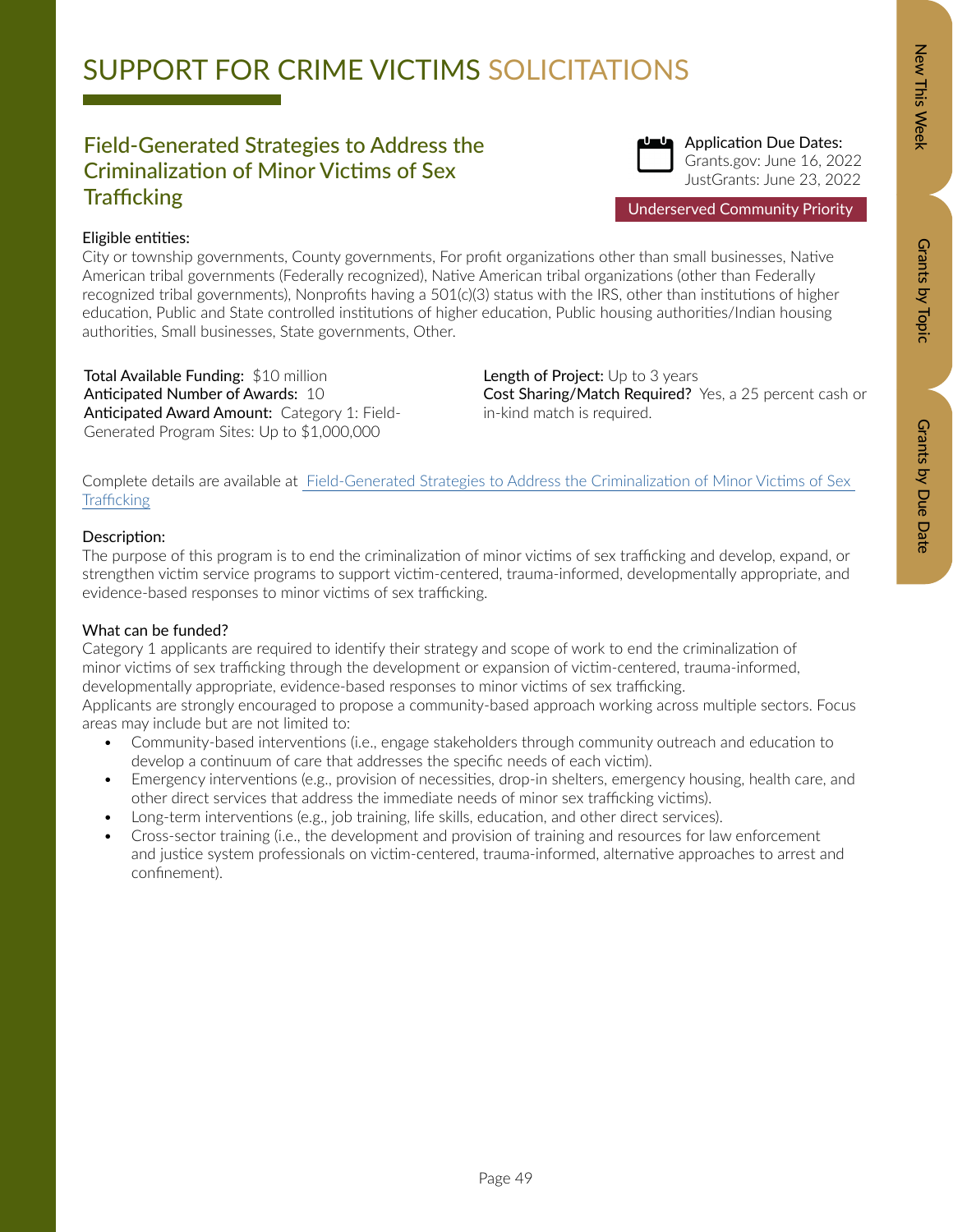# SUPPORT FOR CRIME VICTIMS SOLICITATIONS

## Field-Generated Strategies to Address the Criminalization of Minor Victims of Sex Trafficking

**Application Due Dates:**
Grants.gov: June 16, 2022
JustGrants: June 23, 2022

Underserved Community Priority

**Eligible entities:**
City or township governments, County governments, For profit organizations other than small businesses, Native American tribal governments (Federally recognized), Native American tribal organizations (other than Federally recognized tribal governments), Nonprofits having a 501(c)(3) status with the IRS, other than institutions of higher education, Public and State controlled institutions of higher education, Public housing authorities/Indian housing authorities, Small businesses, State governments, Other.

**Total Available Funding:** $10 million
**Anticipated Number of Awards:** 10
**Anticipated Award Amount:** Category 1: Field-Generated Program Sites: Up to $1,000,000

**Length of Project:** Up to 3 years
**Cost Sharing/Match Required?** Yes, a 25 percent cash or in-kind match is required.

Complete details are available at Field-Generated Strategies to Address the Criminalization of Minor Victims of Sex Trafficking

**Description:**
The purpose of this program is to end the criminalization of minor victims of sex trafficking and develop, expand, or strengthen victim service programs to support victim-centered, trauma-informed, developmentally appropriate, and evidence-based responses to minor victims of sex trafficking.

**What can be funded?**
Category 1 applicants are required to identify their strategy and scope of work to end the criminalization of minor victims of sex trafficking through the development or expansion of victim-centered, trauma-informed, developmentally appropriate, evidence-based responses to minor victims of sex trafficking.
Applicants are strongly encouraged to propose a community-based approach working across multiple sectors. Focus areas may include but are not limited to:

- Community-based interventions (i.e., engage stakeholders through community outreach and education to develop a continuum of care that addresses the specific needs of each victim).
- Emergency interventions (e.g., provision of necessities, drop-in shelters, emergency housing, health care, and other direct services that address the immediate needs of minor sex trafficking victims).
- Long-term interventions (e.g., job training, life skills, education, and other direct services).
- Cross-sector training (i.e., the development and provision of training and resources for law enforcement and justice system professionals on victim-centered, trauma-informed, alternative approaches to arrest and confinement).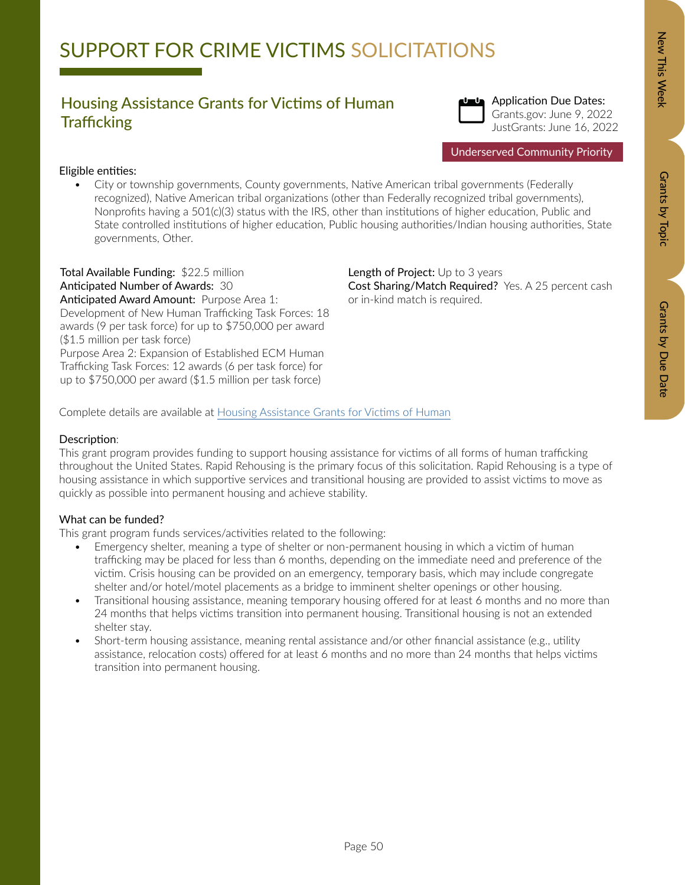# SUPPORT FOR CRIME VICTIMS SOLICITATIONS

## Housing Assistance Grants for Victims of Human Trafficking

Application Due Dates:
Grants.gov: June 9, 2022
JustGrants: June 16, 2022

Underserved Community Priority

**Eligible entities:**

- City or township governments, County governments, Native American tribal governments (Federally recognized), Native American tribal organizations (other than Federally recognized tribal governments), Nonprofits having a 501(c)(3) status with the IRS, other than institutions of higher education, Public and State controlled institutions of higher education, Public housing authorities/Indian housing authorities, State governments, Other.

**Total Available Funding:** $22.5 million
**Anticipated Number of Awards:** 30
**Anticipated Award Amount:** Purpose Area 1: Development of New Human Trafficking Task Forces: 18 awards (9 per task force) for up to $750,000 per award ($1.5 million per task force)
Purpose Area 2: Expansion of Established ECM Human Trafficking Task Forces: 12 awards (6 per task force) for up to $750,000 per award ($1.5 million per task force)

**Length of Project:** Up to 3 years
**Cost Sharing/Match Required?** Yes. A 25 percent cash or in-kind match is required.

Complete details are available at [Housing Assistance Grants for Victims of Human](#)

**Description**:
This grant program provides funding to support housing assistance for victims of all forms of human trafficking throughout the United States. Rapid Rehousing is the primary focus of this solicitation. Rapid Rehousing is a type of housing assistance in which supportive services and transitional housing are provided to assist victims to move as quickly as possible into permanent housing and achieve stability.

**What can be funded?**
This grant program funds services/activities related to the following:

- Emergency shelter, meaning a type of shelter or non-permanent housing in which a victim of human trafficking may be placed for less than 6 months, depending on the immediate need and preference of the victim. Crisis housing can be provided on an emergency, temporary basis, which may include congregate shelter and/or hotel/motel placements as a bridge to imminent shelter openings or other housing.
- Transitional housing assistance, meaning temporary housing offered for at least 6 months and no more than 24 months that helps victims transition into permanent housing. Transitional housing is not an extended shelter stay.
- Short-term housing assistance, meaning rental assistance and/or other financial assistance (e.g., utility assistance, relocation costs) offered for at least 6 months and no more than 24 months that helps victims transition into permanent housing.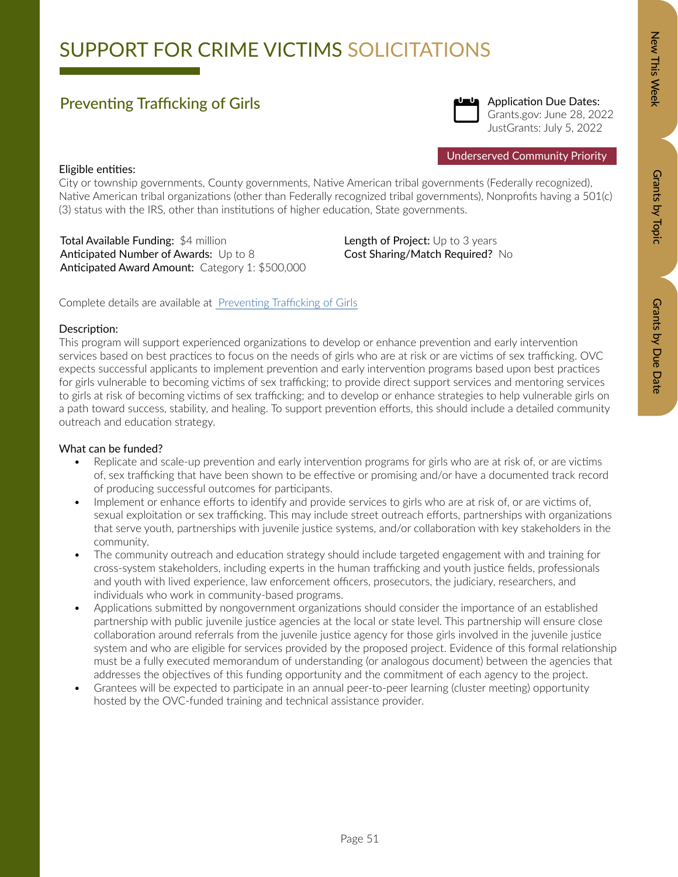# SUPPORT FOR CRIME VICTIMS SOLICITATIONS

## Preventing Trafficking of Girls

Application Due Dates:
Grants.gov: June 28, 2022
JustGrants: July 5, 2022

Underserved Community Priority

Eligible entities:
City or township governments, County governments, Native American tribal governments (Federally recognized), Native American tribal organizations (other than Federally recognized tribal governments), Nonprofits having a 501(c)(3) status with the IRS, other than institutions of higher education, State governments.

**Total Available Funding:** $4 million
**Anticipated Number of Awards:** Up to 8
**Anticipated Award Amount:** Category 1: $500,000
**Length of Project:** Up to 3 years
**Cost Sharing/Match Required?** No

Complete details are available at [Preventing Trafficking of Girls]()

Description:
This program will support experienced organizations to develop or enhance prevention and early intervention services based on best practices to focus on the needs of girls who are at risk or are victims of sex trafficking. OVC expects successful applicants to implement prevention and early intervention programs based upon best practices for girls vulnerable to becoming victims of sex trafficking; to provide direct support services and mentoring services to girls at risk of becoming victims of sex trafficking; and to develop or enhance strategies to help vulnerable girls on a path toward success, stability, and healing. To support prevention efforts, this should include a detailed community outreach and education strategy.

What can be funded?

- Replicate and scale-up prevention and early intervention programs for girls who are at risk of, or are victims of, sex trafficking that have been shown to be effective or promising and/or have a documented track record of producing successful outcomes for participants.
- Implement or enhance efforts to identify and provide services to girls who are at risk of, or are victims of, sexual exploitation or sex trafficking. This may include street outreach efforts, partnerships with organizations that serve youth, partnerships with juvenile justice systems, and/or collaboration with key stakeholders in the community.
- The community outreach and education strategy should include targeted engagement with and training for cross-system stakeholders, including experts in the human trafficking and youth justice fields, professionals and youth with lived experience, law enforcement officers, prosecutors, the judiciary, researchers, and individuals who work in community-based programs.
- Applications submitted by nongovernment organizations should consider the importance of an established partnership with public juvenile justice agencies at the local or state level. This partnership will ensure close collaboration around referrals from the juvenile justice agency for those girls involved in the juvenile justice system and who are eligible for services provided by the proposed project. Evidence of this formal relationship must be a fully executed memorandum of understanding (or analogous document) between the agencies that addresses the objectives of this funding opportunity and the commitment of each agency to the project.
- Grantees will be expected to participate in an annual peer-to-peer learning (cluster meeting) opportunity hosted by the OVC-funded training and technical assistance provider.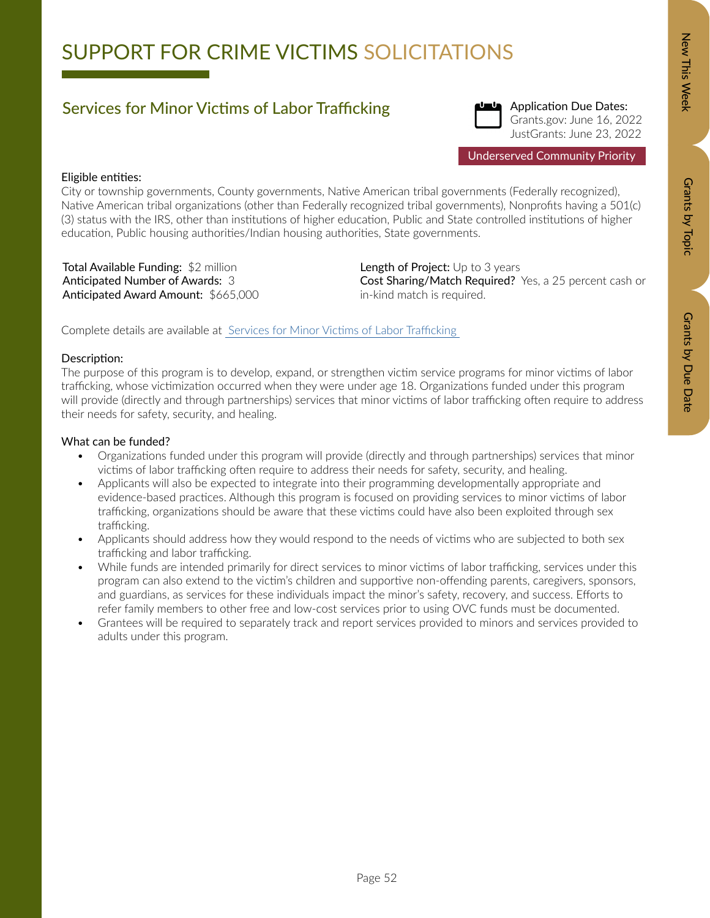# SUPPORT FOR CRIME VICTIMS SOLICITATIONS

## Services for Minor Victims of Labor Trafficking

Application Due Dates:
Grants.gov: June 16, 2022
JustGrants: June 23, 2022

Underserved Community Priority

Eligible entities:
City or township governments, County governments, Native American tribal governments (Federally recognized), Native American tribal organizations (other than Federally recognized tribal governments), Nonprofits having a 501(c)(3) status with the IRS, other than institutions of higher education, Public and State controlled institutions of higher education, Public housing authorities/Indian housing authorities, State governments.

**Total Available Funding:** $2 million
**Anticipated Number of Awards:** 3
**Anticipated Award Amount:** $665,000

**Length of Project:** Up to 3 years
**Cost Sharing/Match Required?** Yes, a 25 percent cash or in-kind match is required.

Complete details are available at [Services for Minor Victims of Labor Trafficking]

Description:
The purpose of this program is to develop, expand, or strengthen victim service programs for minor victims of labor trafficking, whose victimization occurred when they were under age 18. Organizations funded under this program will provide (directly and through partnerships) services that minor victims of labor trafficking often require to address their needs for safety, security, and healing.

What can be funded?

- Organizations funded under this program will provide (directly and through partnerships) services that minor victims of labor trafficking often require to address their needs for safety, security, and healing.
- Applicants will also be expected to integrate into their programming developmentally appropriate and evidence-based practices. Although this program is focused on providing services to minor victims of labor trafficking, organizations should be aware that these victims could have also been exploited through sex trafficking.
- Applicants should address how they would respond to the needs of victims who are subjected to both sex trafficking and labor trafficking.
- While funds are intended primarily for direct services to minor victims of labor trafficking, services under this program can also extend to the victim's children and supportive non-offending parents, caregivers, sponsors, and guardians, as services for these individuals impact the minor's safety, recovery, and success. Efforts to refer family members to other free and low-cost services prior to using OVC funds must be documented.
- Grantees will be required to separately track and report services provided to minors and services provided to adults under this program.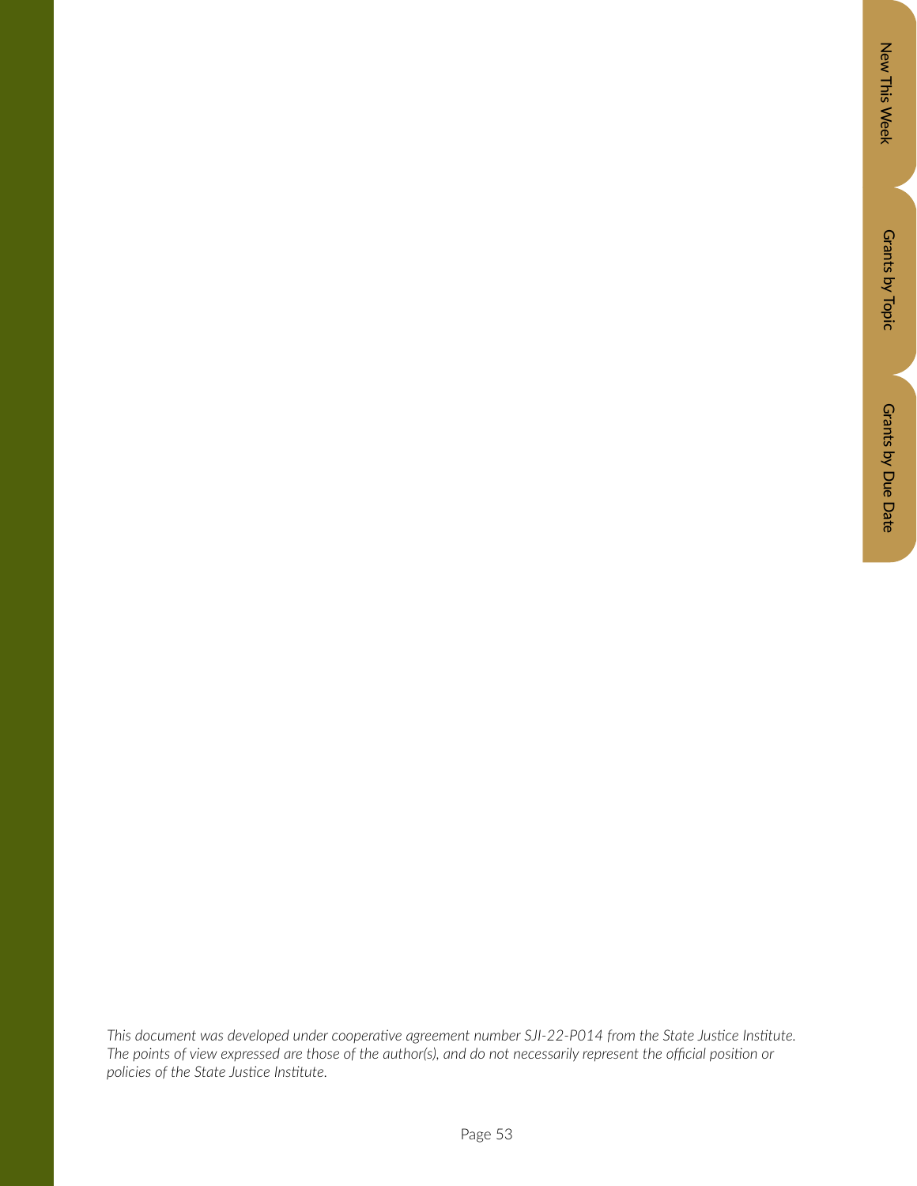*This document was developed under cooperative agreement number SJI-22-P014 from the State Justice Institute. The points of view expressed are those of the author(s), and do not necessarily represent the official position or policies of the State Justice Institute.*